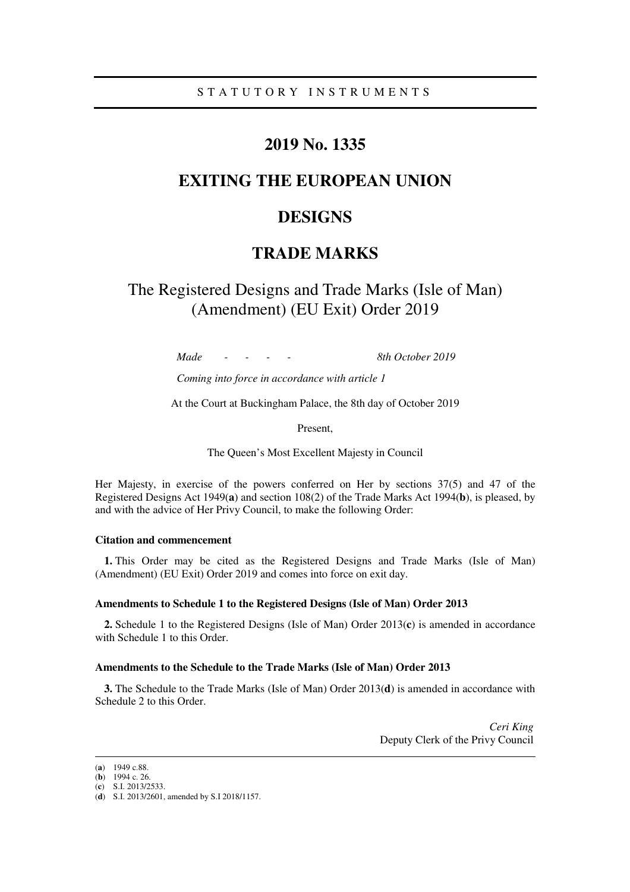STATUTORY INSTRUMENTS

# 2019 No. 1335

# EXITING THE EUROPEAN UNION

# DESIGNS

# TRADE MARKS

## The Registered Designs and Trade Marks (Isle of Man) (Amendment) (EU Exit) Order 2019

*Made - - - - 8th October 2019*

*Coming into force in accordance with article 1*

At the Court at Buckingham Palace, the 8th day of October 2019

Present,

The Queen's Most Excellent Majesty in Council

Her Majesty, in exercise of the powers conferred on Her by sections 37(5) and 47 of the Registered Designs Act 1949(**a**) and section 108(2) of the Trade Marks Act 1994(**b**), is pleased, by and with the advice of Her Privy Council, to make the following Order:

**Citation and commencement**

**1.** This Order may be cited as the Registered Designs and Trade Marks (Isle of Man) (Amendment) (EU Exit) Order 2019 and comes into force on exit day.

**Amendments to Schedule 1 to the Registered Designs (Isle of Man) Order 2013**

**2.** Schedule 1 to the Registered Designs (Isle of Man) Order 2013(**c**) is amended in accordance with Schedule 1 to this Order.

**Amendments to the Schedule to the Trade Marks (Isle of Man) Order 2013**

**3.** The Schedule to the Trade Marks (Isle of Man) Order 2013(**d**) is amended in accordance with Schedule 2 to this Order.

*Ceri King*
Deputy Clerk of the Privy Council

---

(**a**) 1949 c.88.
(**b**) 1994 c. 26.
(**c**) S.I. 2013/2533.
(**d**) S.I. 2013/2601, amended by S.I 2018/1157.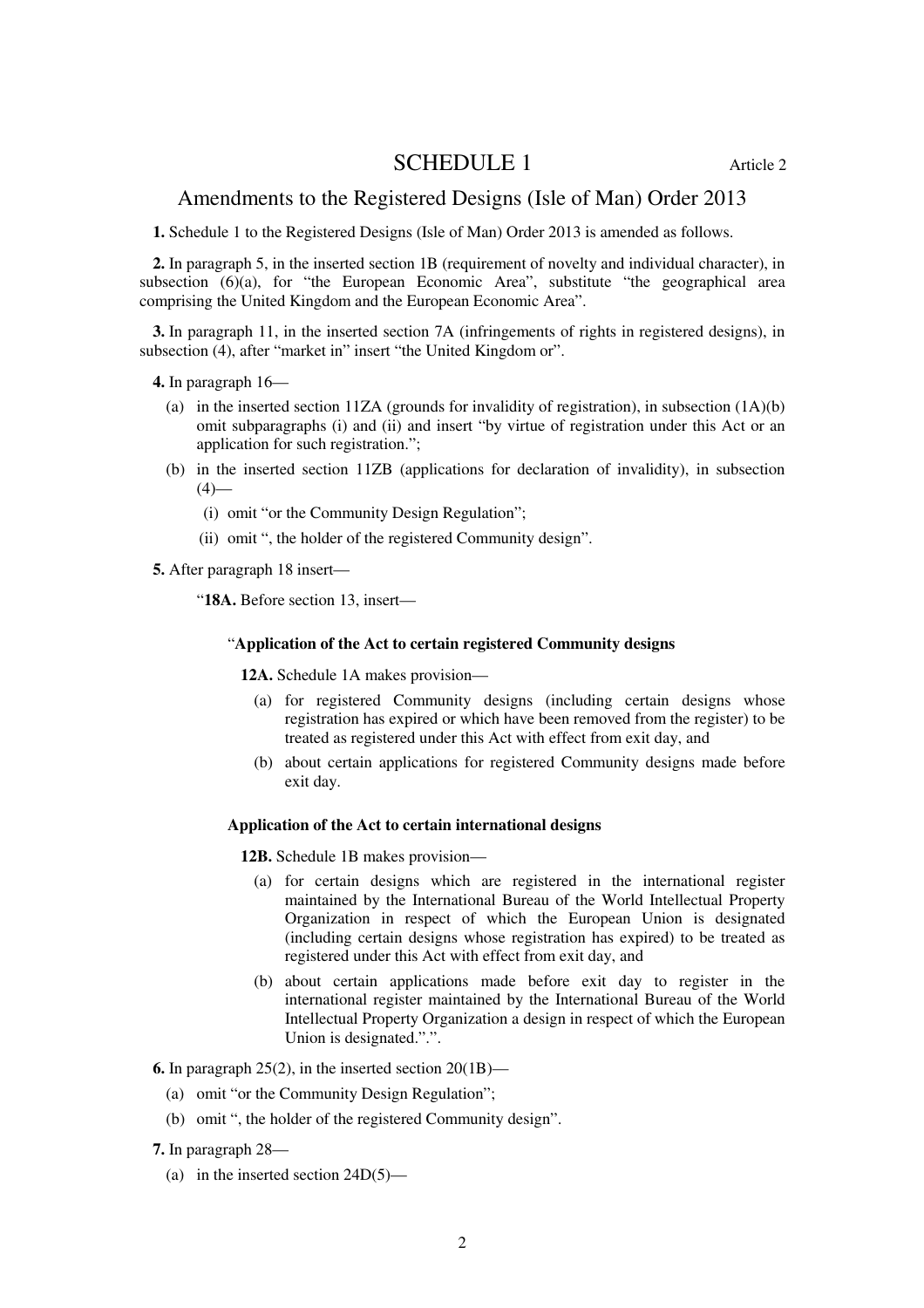# SCHEDULE 1

Article 2

## Amendments to the Registered Designs (Isle of Man) Order 2013

**1.** Schedule 1 to the Registered Designs (Isle of Man) Order 2013 is amended as follows.

**2.** In paragraph 5, in the inserted section 1B (requirement of novelty and individual character), in subsection (6)(a), for "the European Economic Area", substitute "the geographical area comprising the United Kingdom and the European Economic Area".

**3.** In paragraph 11, in the inserted section 7A (infringements of rights in registered designs), in subsection (4), after "market in" insert "the United Kingdom or".

**4.** In paragraph 16—

(a) in the inserted section 11ZA (grounds for invalidity of registration), in subsection (1A)(b) omit subparagraphs (i) and (ii) and insert "by virtue of registration under this Act or an application for such registration.";

(b) in the inserted section 11ZB (applications for declaration of invalidity), in subsection (4)—

(i) omit "or the Community Design Regulation";

(ii) omit ", the holder of the registered Community design".

**5.** After paragraph 18 insert—

"**18A.** Before section 13, insert—

"**Application of the Act to certain registered Community designs**

**12A.** Schedule 1A makes provision—

(a) for registered Community designs (including certain designs whose registration has expired or which have been removed from the register) to be treated as registered under this Act with effect from exit day, and

(b) about certain applications for registered Community designs made before exit day.

**Application of the Act to certain international designs**

**12B.** Schedule 1B makes provision—

(a) for certain designs which are registered in the international register maintained by the International Bureau of the World Intellectual Property Organization in respect of which the European Union is designated (including certain designs whose registration has expired) to be treated as registered under this Act with effect from exit day, and

(b) about certain applications made before exit day to register in the international register maintained by the International Bureau of the World Intellectual Property Organization a design in respect of which the European Union is designated.".".

**6.** In paragraph 25(2), in the inserted section 20(1B)—

(a) omit "or the Community Design Regulation";

(b) omit ", the holder of the registered Community design".

**7.** In paragraph 28—

(a) in the inserted section 24D(5)—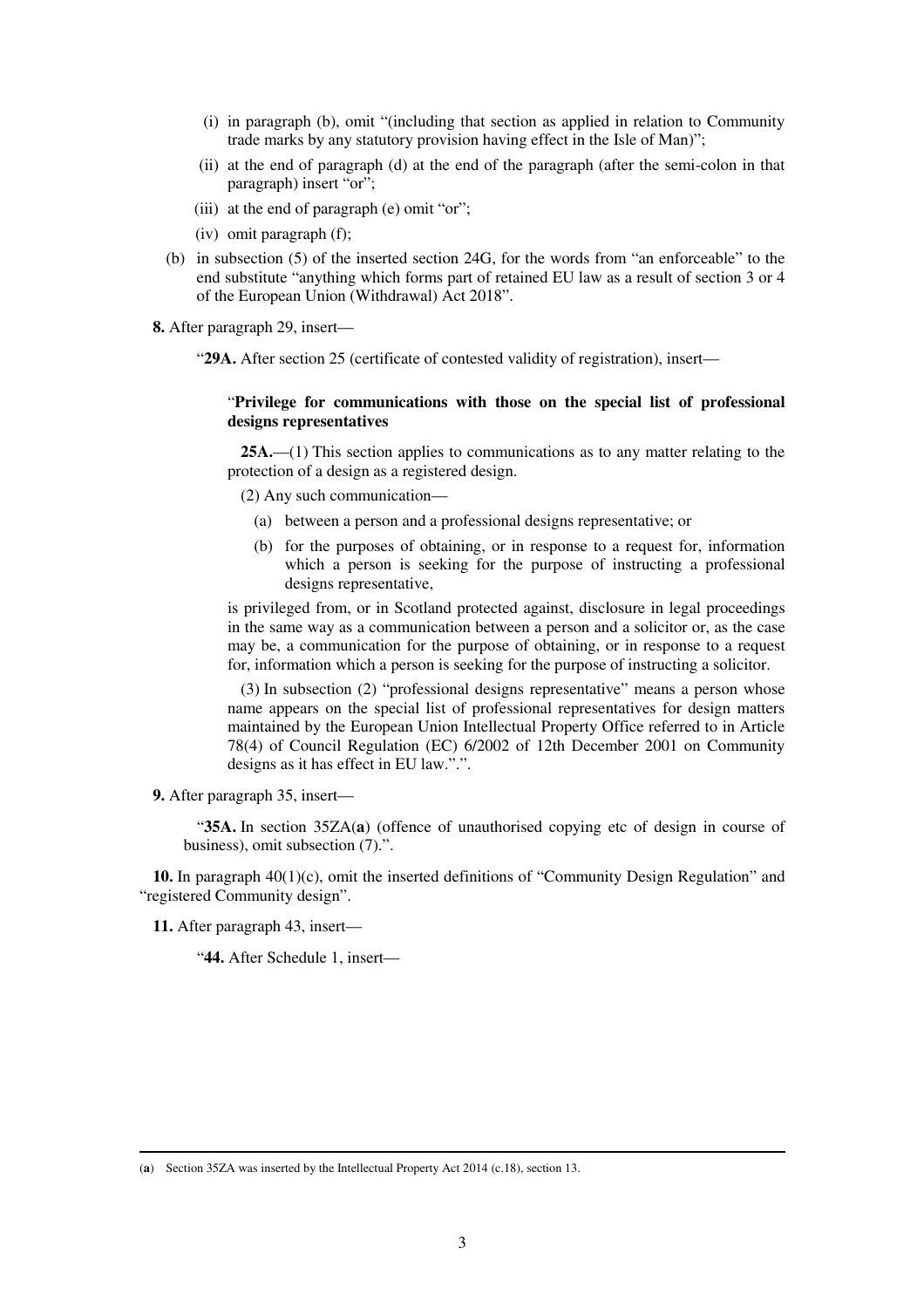(i) in paragraph (b), omit "(including that section as applied in relation to Community trade marks by any statutory provision having effect in the Isle of Man)";

(ii) at the end of paragraph (d) at the end of the paragraph (after the semi-colon in that paragraph) insert "or";

(iii) at the end of paragraph (e) omit "or";

(iv) omit paragraph (f);

(b) in subsection (5) of the inserted section 24G, for the words from "an enforceable" to the end substitute "anything which forms part of retained EU law as a result of section 3 or 4 of the European Union (Withdrawal) Act 2018".

**8.** After paragraph 29, insert—

"**29A.** After section 25 (certificate of contested validity of registration), insert—

"**Privilege for communications with those on the special list of professional designs representatives**

**25A.**—(1) This section applies to communications as to any matter relating to the protection of a design as a registered design.

(2) Any such communication—

(a) between a person and a professional designs representative; or

(b) for the purposes of obtaining, or in response to a request for, information which a person is seeking for the purpose of instructing a professional designs representative,

is privileged from, or in Scotland protected against, disclosure in legal proceedings in the same way as a communication between a person and a solicitor or, as the case may be, a communication for the purpose of obtaining, or in response to a request for, information which a person is seeking for the purpose of instructing a solicitor.

(3) In subsection (2) "professional designs representative" means a person whose name appears on the special list of professional representatives for design matters maintained by the European Union Intellectual Property Office referred to in Article 78(4) of Council Regulation (EC) 6/2002 of 12th December 2001 on Community designs as it has effect in EU law."."

**9.** After paragraph 35, insert—

"**35A.** In section 35ZA(**a**) (offence of unauthorised copying etc of design in course of business), omit subsection (7).".

**10.** In paragraph 40(1)(c), omit the inserted definitions of "Community Design Regulation" and "registered Community design".

**11.** After paragraph 43, insert—

"**44.** After Schedule 1, insert—

(**a**) Section 35ZA was inserted by the Intellectual Property Act 2014 (c.18), section 13.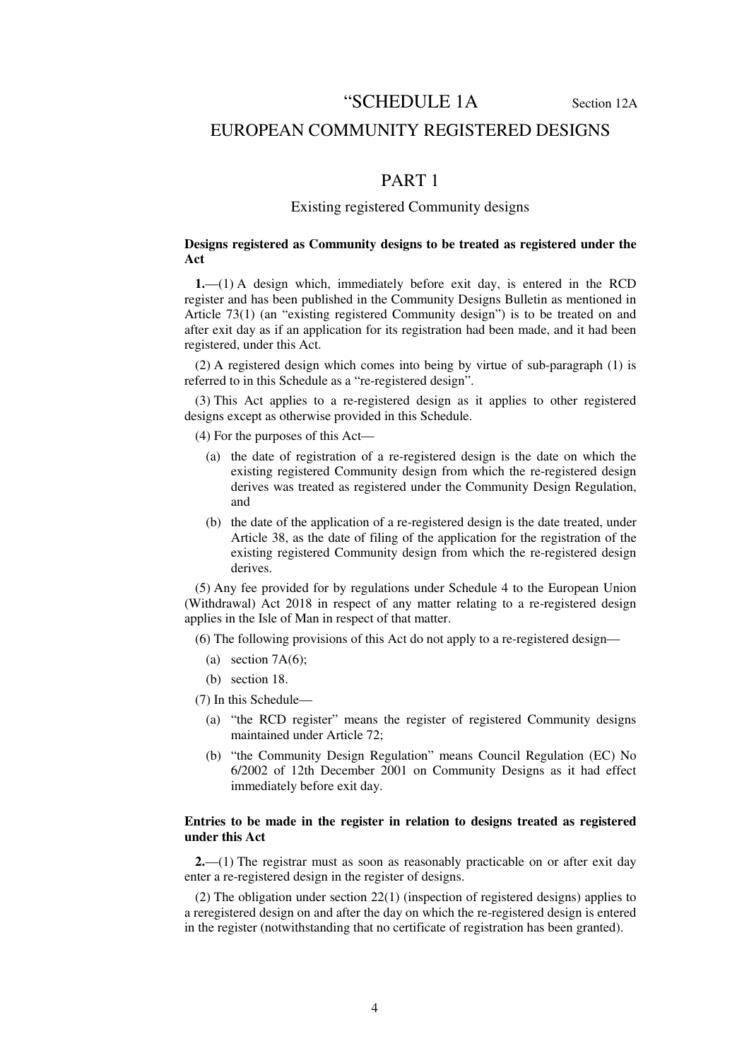# "SCHEDULE 1A

Section 12A

# EUROPEAN COMMUNITY REGISTERED DESIGNS

## PART 1

### Existing registered Community designs

**Designs registered as Community designs to be treated as registered under the Act**

**1.**—(1) A design which, immediately before exit day, is entered in the RCD register and has been published in the Community Designs Bulletin as mentioned in Article 73(1) (an "existing registered Community design") is to be treated on and after exit day as if an application for its registration had been made, and it had been registered, under this Act.

(2) A registered design which comes into being by virtue of sub-paragraph (1) is referred to in this Schedule as a "re-registered design".

(3) This Act applies to a re-registered design as it applies to other registered designs except as otherwise provided in this Schedule.

(4) For the purposes of this Act—

- (a) the date of registration of a re-registered design is the date on which the existing registered Community design from which the re-registered design derives was treated as registered under the Community Design Regulation, and
- (b) the date of the application of a re-registered design is the date treated, under Article 38, as the date of filing of the application for the registration of the existing registered Community design from which the re-registered design derives.

(5) Any fee provided for by regulations under Schedule 4 to the European Union (Withdrawal) Act 2018 in respect of any matter relating to a re-registered design applies in the Isle of Man in respect of that matter.

(6) The following provisions of this Act do not apply to a re-registered design—

- (a) section 7A(6);
- (b) section 18.

(7) In this Schedule—

- (a) "the RCD register" means the register of registered Community designs maintained under Article 72;
- (b) "the Community Design Regulation" means Council Regulation (EC) No 6/2002 of 12th December 2001 on Community Designs as it had effect immediately before exit day.

**Entries to be made in the register in relation to designs treated as registered under this Act**

**2.**—(1) The registrar must as soon as reasonably practicable on or after exit day enter a re-registered design in the register of designs.

(2) The obligation under section 22(1) (inspection of registered designs) applies to a reregistered design on and after the day on which the re-registered design is entered in the register (notwithstanding that no certificate of registration has been granted).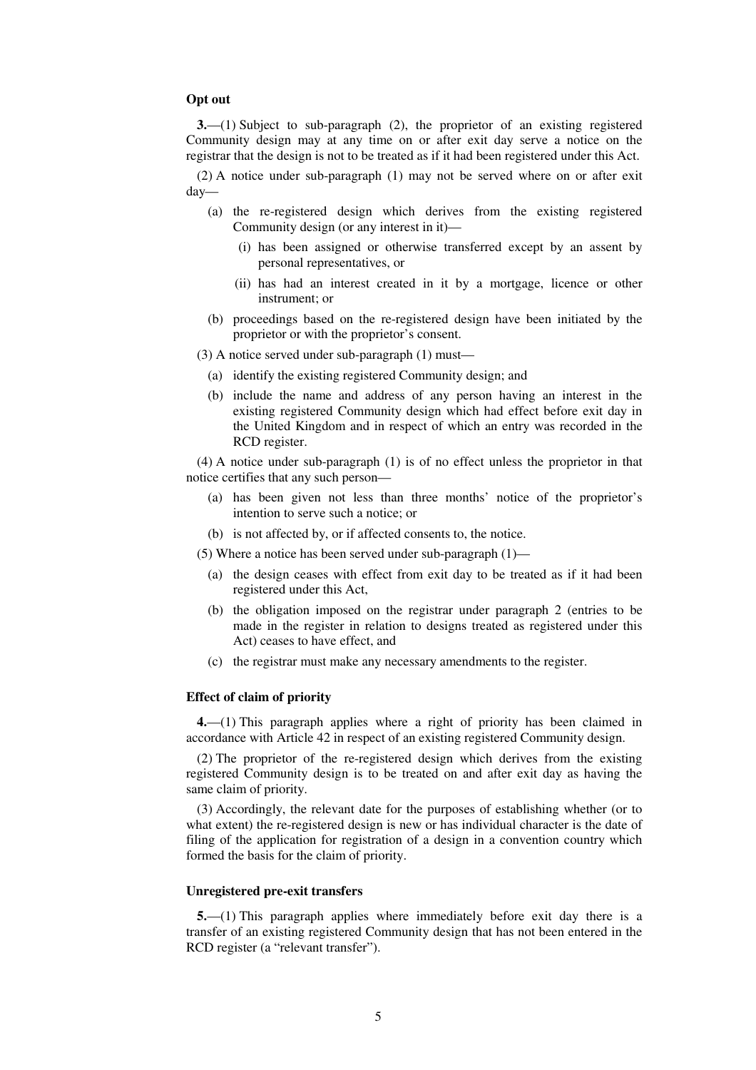**Opt out**

**3.**—(1) Subject to sub-paragraph (2), the proprietor of an existing registered Community design may at any time on or after exit day serve a notice on the registrar that the design is not to be treated as if it had been registered under this Act.

(2) A notice under sub-paragraph (1) may not be served where on or after exit day—

- (a) the re-registered design which derives from the existing registered Community design (or any interest in it)—
  - (i) has been assigned or otherwise transferred except by an assent by personal representatives, or
  - (ii) has had an interest created in it by a mortgage, licence or other instrument; or
- (b) proceedings based on the re-registered design have been initiated by the proprietor or with the proprietor's consent.

(3) A notice served under sub-paragraph (1) must—

- (a) identify the existing registered Community design; and
- (b) include the name and address of any person having an interest in the existing registered Community design which had effect before exit day in the United Kingdom and in respect of which an entry was recorded in the RCD register.

(4) A notice under sub-paragraph (1) is of no effect unless the proprietor in that notice certifies that any such person—

- (a) has been given not less than three months' notice of the proprietor's intention to serve such a notice; or
- (b) is not affected by, or if affected consents to, the notice.

(5) Where a notice has been served under sub-paragraph (1)—

- (a) the design ceases with effect from exit day to be treated as if it had been registered under this Act,
- (b) the obligation imposed on the registrar under paragraph 2 (entries to be made in the register in relation to designs treated as registered under this Act) ceases to have effect, and
- (c) the registrar must make any necessary amendments to the register.

**Effect of claim of priority**

**4.**—(1) This paragraph applies where a right of priority has been claimed in accordance with Article 42 in respect of an existing registered Community design.

(2) The proprietor of the re-registered design which derives from the existing registered Community design is to be treated on and after exit day as having the same claim of priority.

(3) Accordingly, the relevant date for the purposes of establishing whether (or to what extent) the re-registered design is new or has individual character is the date of filing of the application for registration of a design in a convention country which formed the basis for the claim of priority.

**Unregistered pre-exit transfers**

**5.**—(1) This paragraph applies where immediately before exit day there is a transfer of an existing registered Community design that has not been entered in the RCD register (a "relevant transfer").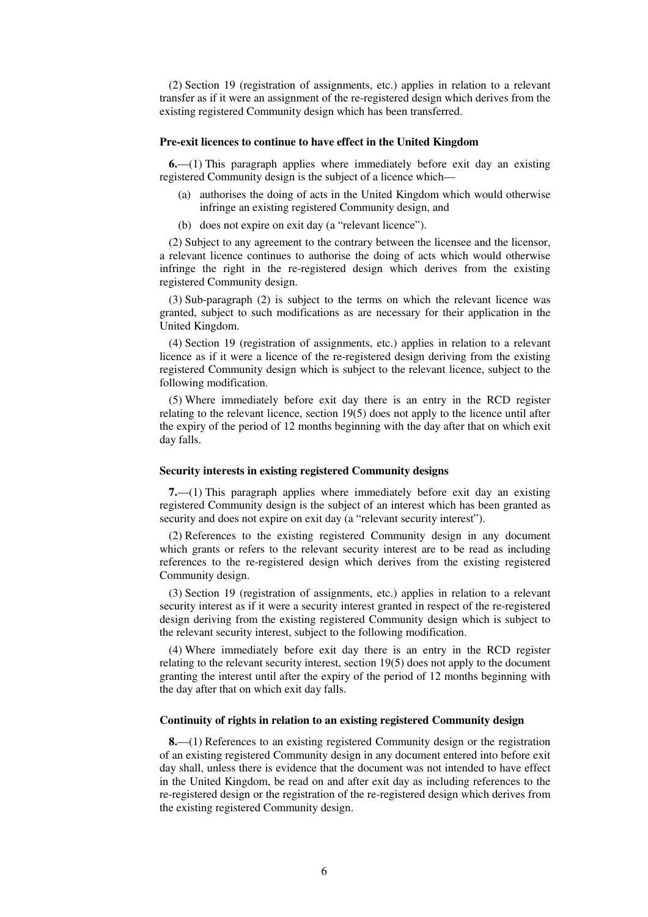(2) Section 19 (registration of assignments, etc.) applies in relation to a relevant transfer as if it were an assignment of the re-registered design which derives from the existing registered Community design which has been transferred.

### Pre-exit licences to continue to have effect in the United Kingdom

**6.**—(1) This paragraph applies where immediately before exit day an existing registered Community design is the subject of a licence which—

- (a) authorises the doing of acts in the United Kingdom which would otherwise infringe an existing registered Community design, and
- (b) does not expire on exit day (a "relevant licence").

(2) Subject to any agreement to the contrary between the licensee and the licensor, a relevant licence continues to authorise the doing of acts which would otherwise infringe the right in the re-registered design which derives from the existing registered Community design.

(3) Sub-paragraph (2) is subject to the terms on which the relevant licence was granted, subject to such modifications as are necessary for their application in the United Kingdom.

(4) Section 19 (registration of assignments, etc.) applies in relation to a relevant licence as if it were a licence of the re-registered design deriving from the existing registered Community design which is subject to the relevant licence, subject to the following modification.

(5) Where immediately before exit day there is an entry in the RCD register relating to the relevant licence, section 19(5) does not apply to the licence until after the expiry of the period of 12 months beginning with the day after that on which exit day falls.

### Security interests in existing registered Community designs

**7.**—(1) This paragraph applies where immediately before exit day an existing registered Community design is the subject of an interest which has been granted as security and does not expire on exit day (a "relevant security interest").

(2) References to the existing registered Community design in any document which grants or refers to the relevant security interest are to be read as including references to the re-registered design which derives from the existing registered Community design.

(3) Section 19 (registration of assignments, etc.) applies in relation to a relevant security interest as if it were a security interest granted in respect of the re-registered design deriving from the existing registered Community design which is subject to the relevant security interest, subject to the following modification.

(4) Where immediately before exit day there is an entry in the RCD register relating to the relevant security interest, section 19(5) does not apply to the document granting the interest until after the expiry of the period of 12 months beginning with the day after that on which exit day falls.

### Continuity of rights in relation to an existing registered Community design

**8.**—(1) References to an existing registered Community design or the registration of an existing registered Community design in any document entered into before exit day shall, unless there is evidence that the document was not intended to have effect in the United Kingdom, be read on and after exit day as including references to the re-registered design or the registration of the re-registered design which derives from the existing registered Community design.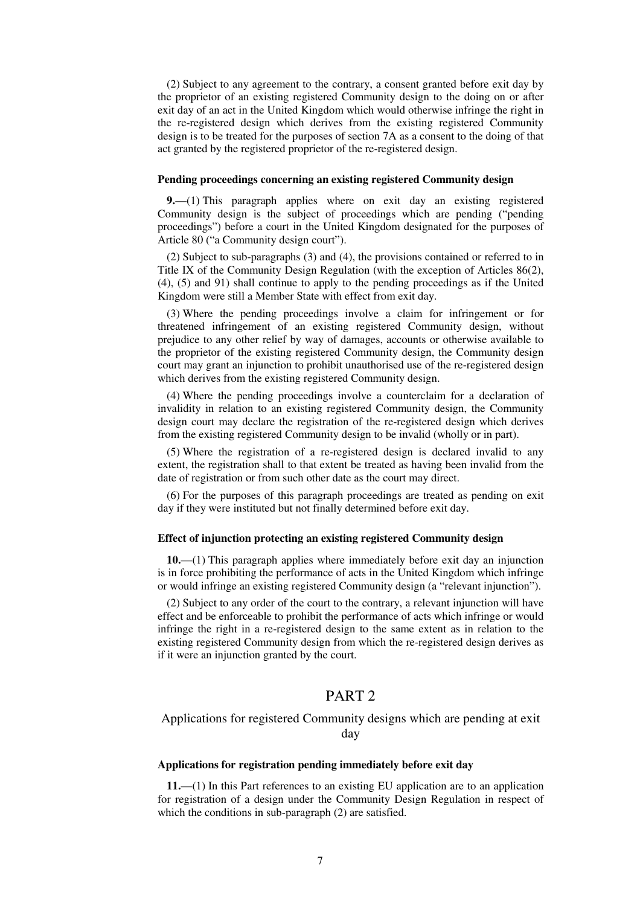(2) Subject to any agreement to the contrary, a consent granted before exit day by the proprietor of an existing registered Community design to the doing on or after exit day of an act in the United Kingdom which would otherwise infringe the right in the re-registered design which derives from the existing registered Community design is to be treated for the purposes of section 7A as a consent to the doing of that act granted by the registered proprietor of the re-registered design.

#### Pending proceedings concerning an existing registered Community design

**9.**—(1) This paragraph applies where on exit day an existing registered Community design is the subject of proceedings which are pending ("pending proceedings") before a court in the United Kingdom designated for the purposes of Article 80 ("a Community design court").

(2) Subject to sub-paragraphs (3) and (4), the provisions contained or referred to in Title IX of the Community Design Regulation (with the exception of Articles 86(2), (4), (5) and 91) shall continue to apply to the pending proceedings as if the United Kingdom were still a Member State with effect from exit day.

(3) Where the pending proceedings involve a claim for infringement or for threatened infringement of an existing registered Community design, without prejudice to any other relief by way of damages, accounts or otherwise available to the proprietor of the existing registered Community design, the Community design court may grant an injunction to prohibit unauthorised use of the re-registered design which derives from the existing registered Community design.

(4) Where the pending proceedings involve a counterclaim for a declaration of invalidity in relation to an existing registered Community design, the Community design court may declare the registration of the re-registered design which derives from the existing registered Community design to be invalid (wholly or in part).

(5) Where the registration of a re-registered design is declared invalid to any extent, the registration shall to that extent be treated as having been invalid from the date of registration or from such other date as the court may direct.

(6) For the purposes of this paragraph proceedings are treated as pending on exit day if they were instituted but not finally determined before exit day.

#### Effect of injunction protecting an existing registered Community design

**10.**—(1) This paragraph applies where immediately before exit day an injunction is in force prohibiting the performance of acts in the United Kingdom which infringe or would infringe an existing registered Community design (a "relevant injunction").

(2) Subject to any order of the court to the contrary, a relevant injunction will have effect and be enforceable to prohibit the performance of acts which infringe or would infringe the right in a re-registered design to the same extent as in relation to the existing registered Community design from which the re-registered design derives as if it were an injunction granted by the court.

## PART 2

### Applications for registered Community designs which are pending at exit day

#### Applications for registration pending immediately before exit day

**11.**—(1) In this Part references to an existing EU application are to an application for registration of a design under the Community Design Regulation in respect of which the conditions in sub-paragraph (2) are satisfied.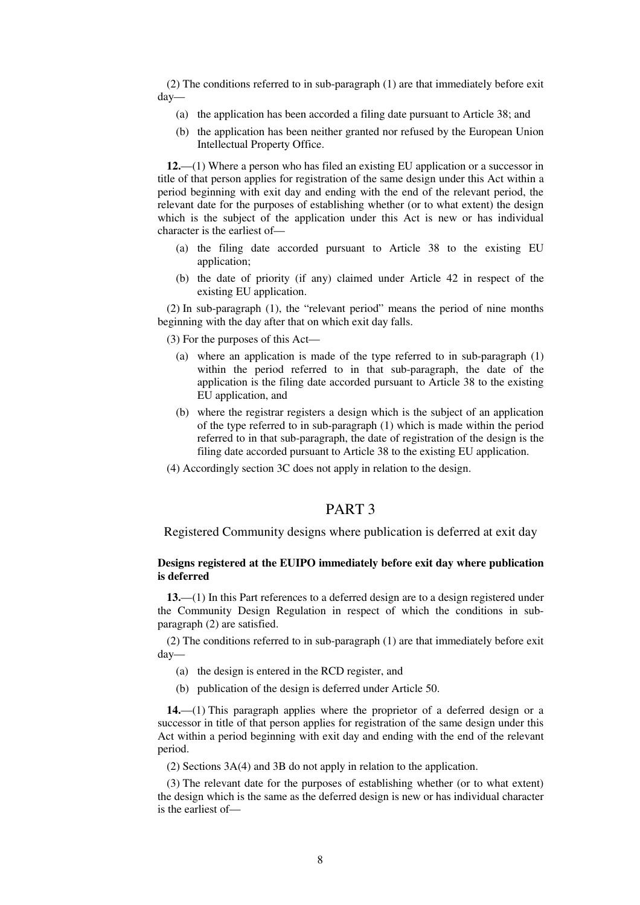(2) The conditions referred to in sub-paragraph (1) are that immediately before exit day—

- (a) the application has been accorded a filing date pursuant to Article 38; and
- (b) the application has been neither granted nor refused by the European Union Intellectual Property Office.

**12.**—(1) Where a person who has filed an existing EU application or a successor in title of that person applies for registration of the same design under this Act within a period beginning with exit day and ending with the end of the relevant period, the relevant date for the purposes of establishing whether (or to what extent) the design which is the subject of the application under this Act is new or has individual character is the earliest of—

- (a) the filing date accorded pursuant to Article 38 to the existing EU application;
- (b) the date of priority (if any) claimed under Article 42 in respect of the existing EU application.

(2) In sub-paragraph (1), the "relevant period" means the period of nine months beginning with the day after that on which exit day falls.

(3) For the purposes of this Act—

- (a) where an application is made of the type referred to in sub-paragraph (1) within the period referred to in that sub-paragraph, the date of the application is the filing date accorded pursuant to Article 38 to the existing EU application, and
- (b) where the registrar registers a design which is the subject of an application of the type referred to in sub-paragraph (1) which is made within the period referred to in that sub-paragraph, the date of registration of the design is the filing date accorded pursuant to Article 38 to the existing EU application.

(4) Accordingly section 3C does not apply in relation to the design.

## PART 3

### Registered Community designs where publication is deferred at exit day

**Designs registered at the EUIPO immediately before exit day where publication is deferred**

**13.**—(1) In this Part references to a deferred design are to a design registered under the Community Design Regulation in respect of which the conditions in sub-paragraph (2) are satisfied.

(2) The conditions referred to in sub-paragraph (1) are that immediately before exit day—

- (a) the design is entered in the RCD register, and
- (b) publication of the design is deferred under Article 50.

**14.**—(1) This paragraph applies where the proprietor of a deferred design or a successor in title of that person applies for registration of the same design under this Act within a period beginning with exit day and ending with the end of the relevant period.

(2) Sections 3A(4) and 3B do not apply in relation to the application.

(3) The relevant date for the purposes of establishing whether (or to what extent) the design which is the same as the deferred design is new or has individual character is the earliest of—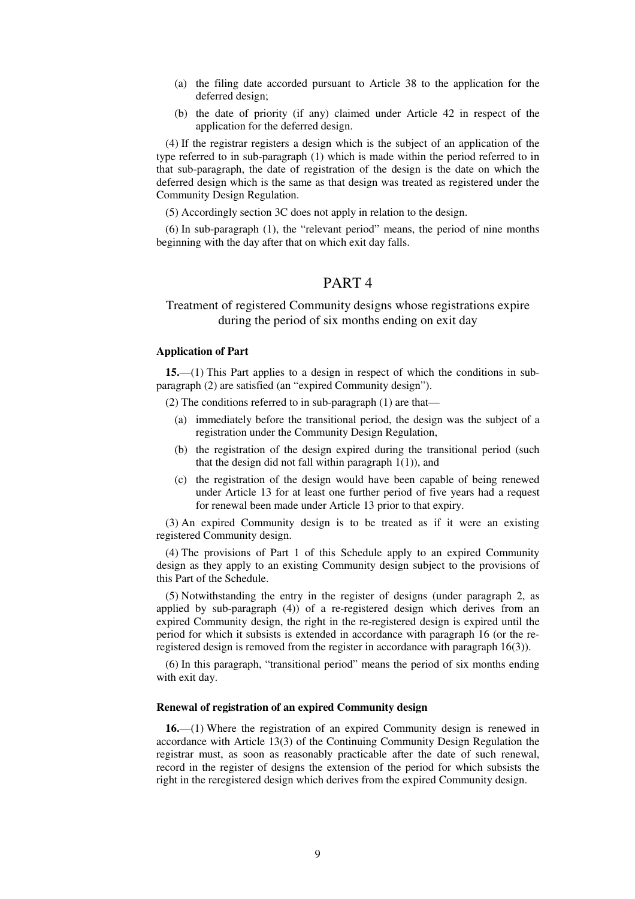(a) the filing date accorded pursuant to Article 38 to the application for the deferred design;

(b) the date of priority (if any) claimed under Article 42 in respect of the application for the deferred design.

(4) If the registrar registers a design which is the subject of an application of the type referred to in sub-paragraph (1) which is made within the period referred to in that sub-paragraph, the date of registration of the design is the date on which the deferred design which is the same as that design was treated as registered under the Community Design Regulation.

(5) Accordingly section 3C does not apply in relation to the design.

(6) In sub-paragraph (1), the "relevant period" means, the period of nine months beginning with the day after that on which exit day falls.

## PART 4

### Treatment of registered Community designs whose registrations expire during the period of six months ending on exit day

**Application of Part**

**15.**—(1) This Part applies to a design in respect of which the conditions in sub-paragraph (2) are satisfied (an "expired Community design").

(2) The conditions referred to in sub-paragraph (1) are that—

(a) immediately before the transitional period, the design was the subject of a registration under the Community Design Regulation,

(b) the registration of the design expired during the transitional period (such that the design did not fall within paragraph 1(1)), and

(c) the registration of the design would have been capable of being renewed under Article 13 for at least one further period of five years had a request for renewal been made under Article 13 prior to that expiry.

(3) An expired Community design is to be treated as if it were an existing registered Community design.

(4) The provisions of Part 1 of this Schedule apply to an expired Community design as they apply to an existing Community design subject to the provisions of this Part of the Schedule.

(5) Notwithstanding the entry in the register of designs (under paragraph 2, as applied by sub-paragraph (4)) of a re-registered design which derives from an expired Community design, the right in the re-registered design is expired until the period for which it subsists is extended in accordance with paragraph 16 (or the re-registered design is removed from the register in accordance with paragraph 16(3)).

(6) In this paragraph, "transitional period" means the period of six months ending with exit day.

**Renewal of registration of an expired Community design**

**16.**—(1) Where the registration of an expired Community design is renewed in accordance with Article 13(3) of the Continuing Community Design Regulation the registrar must, as soon as reasonably practicable after the date of such renewal, record in the register of designs the extension of the period for which subsists the right in the reregistered design which derives from the expired Community design.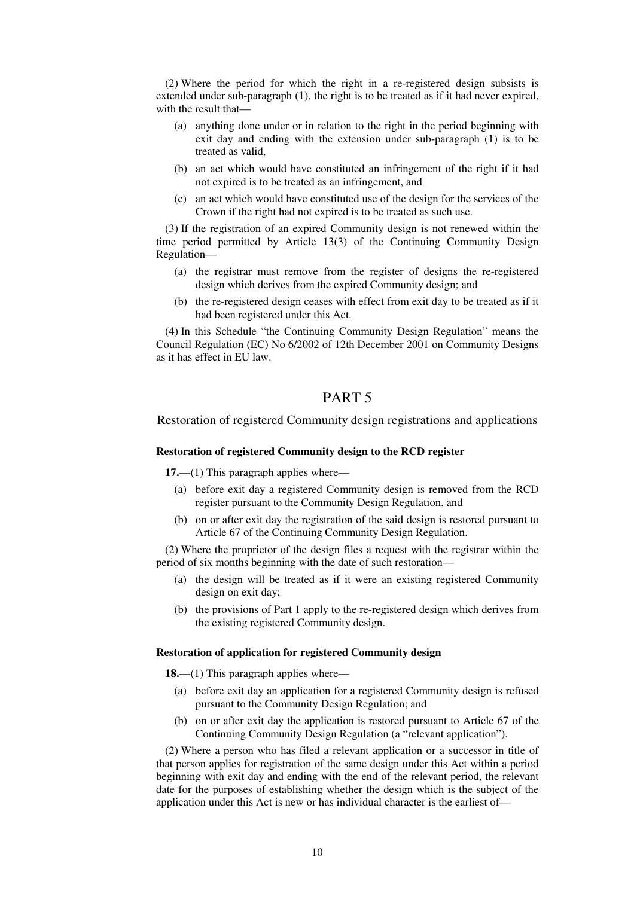(2) Where the period for which the right in a re-registered design subsists is extended under sub-paragraph (1), the right is to be treated as if it had never expired, with the result that—

- (a) anything done under or in relation to the right in the period beginning with exit day and ending with the extension under sub-paragraph (1) is to be treated as valid,
- (b) an act which would have constituted an infringement of the right if it had not expired is to be treated as an infringement, and
- (c) an act which would have constituted use of the design for the services of the Crown if the right had not expired is to be treated as such use.

(3) If the registration of an expired Community design is not renewed within the time period permitted by Article 13(3) of the Continuing Community Design Regulation—

- (a) the registrar must remove from the register of designs the re-registered design which derives from the expired Community design; and
- (b) the re-registered design ceases with effect from exit day to be treated as if it had been registered under this Act.

(4) In this Schedule "the Continuing Community Design Regulation" means the Council Regulation (EC) No 6/2002 of 12th December 2001 on Community Designs as it has effect in EU law.

## PART 5

Restoration of registered Community design registrations and applications

### Restoration of registered Community design to the RCD register

**17.**—(1) This paragraph applies where—

- (a) before exit day a registered Community design is removed from the RCD register pursuant to the Community Design Regulation, and
- (b) on or after exit day the registration of the said design is restored pursuant to Article 67 of the Continuing Community Design Regulation.

(2) Where the proprietor of the design files a request with the registrar within the period of six months beginning with the date of such restoration—

- (a) the design will be treated as if it were an existing registered Community design on exit day;
- (b) the provisions of Part 1 apply to the re-registered design which derives from the existing registered Community design.

### Restoration of application for registered Community design

**18.**—(1) This paragraph applies where—

- (a) before exit day an application for a registered Community design is refused pursuant to the Community Design Regulation; and
- (b) on or after exit day the application is restored pursuant to Article 67 of the Continuing Community Design Regulation (a "relevant application").

(2) Where a person who has filed a relevant application or a successor in title of that person applies for registration of the same design under this Act within a period beginning with exit day and ending with the end of the relevant period, the relevant date for the purposes of establishing whether the design which is the subject of the application under this Act is new or has individual character is the earliest of—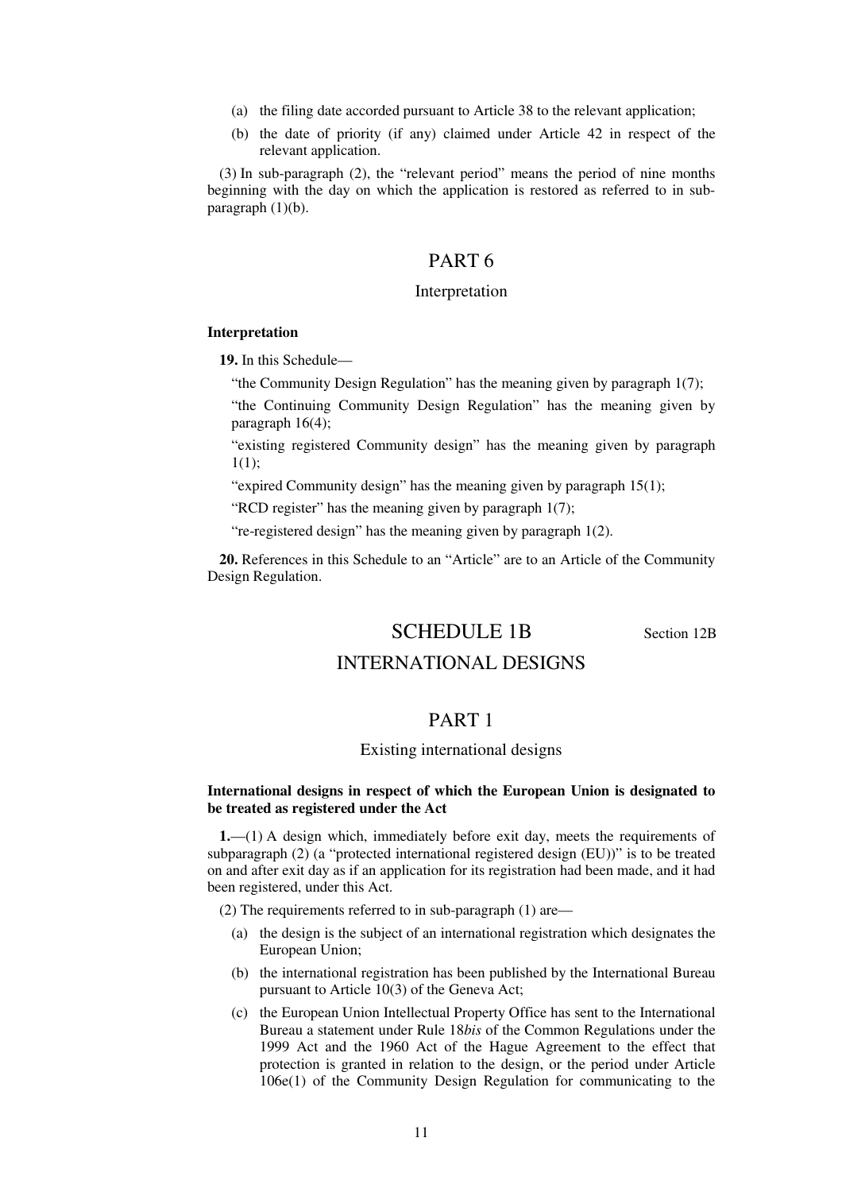(a) the filing date accorded pursuant to Article 38 to the relevant application;

(b) the date of priority (if any) claimed under Article 42 in respect of the relevant application.

(3) In sub-paragraph (2), the "relevant period" means the period of nine months beginning with the day on which the application is restored as referred to in sub-paragraph (1)(b).

## PART 6

### Interpretation

**Interpretation**

**19.** In this Schedule—

"the Community Design Regulation" has the meaning given by paragraph 1(7);

"the Continuing Community Design Regulation" has the meaning given by paragraph 16(4);

"existing registered Community design" has the meaning given by paragraph 1(1);

"expired Community design" has the meaning given by paragraph 15(1);

"RCD register" has the meaning given by paragraph 1(7);

"re-registered design" has the meaning given by paragraph 1(2).

**20.** References in this Schedule to an "Article" are to an Article of the Community Design Regulation.

## SCHEDULE 1B

Section 12B

## INTERNATIONAL DESIGNS

## PART 1

### Existing international designs

**International designs in respect of which the European Union is designated to be treated as registered under the Act**

**1.**—(1) A design which, immediately before exit day, meets the requirements of subparagraph (2) (a "protected international registered design (EU)") is to be treated on and after exit day as if an application for its registration had been made, and it had been registered, under this Act.

(2) The requirements referred to in sub-paragraph (1) are—

(a) the design is the subject of an international registration which designates the European Union;

(b) the international registration has been published by the International Bureau pursuant to Article 10(3) of the Geneva Act;

(c) the European Union Intellectual Property Office has sent to the International Bureau a statement under Rule 18*bis* of the Common Regulations under the 1999 Act and the 1960 Act of the Hague Agreement to the effect that protection is granted in relation to the design, or the period under Article 106e(1) of the Community Design Regulation for communicating to the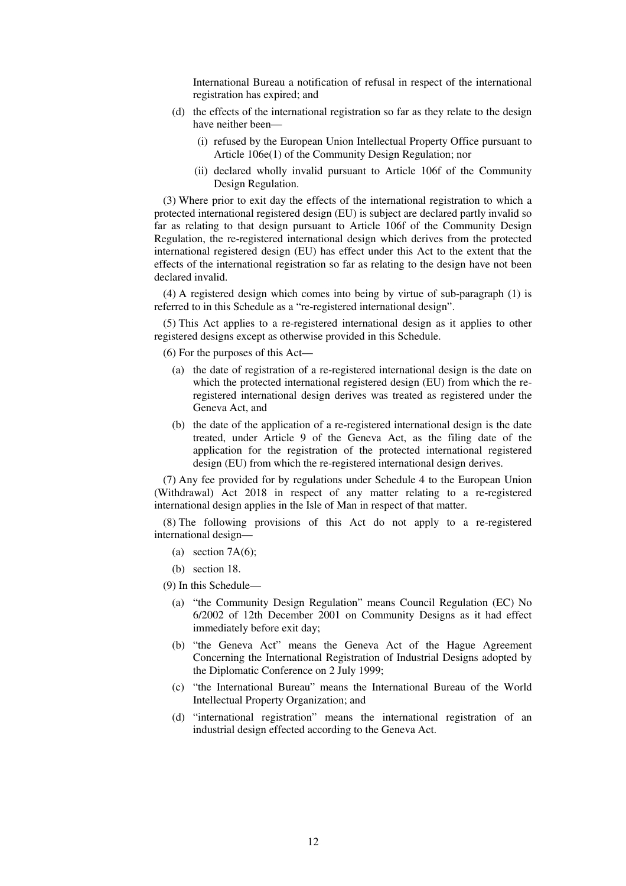International Bureau a notification of refusal in respect of the international registration has expired; and

(d) the effects of the international registration so far as they relate to the design have neither been—

(i) refused by the European Union Intellectual Property Office pursuant to Article 106e(1) of the Community Design Regulation; nor

(ii) declared wholly invalid pursuant to Article 106f of the Community Design Regulation.

(3) Where prior to exit day the effects of the international registration to which a protected international registered design (EU) is subject are declared partly invalid so far as relating to that design pursuant to Article 106f of the Community Design Regulation, the re-registered international design which derives from the protected international registered design (EU) has effect under this Act to the extent that the effects of the international registration so far as relating to the design have not been declared invalid.

(4) A registered design which comes into being by virtue of sub-paragraph (1) is referred to in this Schedule as a "re-registered international design".

(5) This Act applies to a re-registered international design as it applies to other registered designs except as otherwise provided in this Schedule.

(6) For the purposes of this Act—

(a) the date of registration of a re-registered international design is the date on which the protected international registered design (EU) from which the re-registered international design derives was treated as registered under the Geneva Act, and

(b) the date of the application of a re-registered international design is the date treated, under Article 9 of the Geneva Act, as the filing date of the application for the registration of the protected international registered design (EU) from which the re-registered international design derives.

(7) Any fee provided for by regulations under Schedule 4 to the European Union (Withdrawal) Act 2018 in respect of any matter relating to a re-registered international design applies in the Isle of Man in respect of that matter.

(8) The following provisions of this Act do not apply to a re-registered international design—

(a) section 7A(6);

(b) section 18.

(9) In this Schedule—

(a) "the Community Design Regulation" means Council Regulation (EC) No 6/2002 of 12th December 2001 on Community Designs as it had effect immediately before exit day;

(b) "the Geneva Act" means the Geneva Act of the Hague Agreement Concerning the International Registration of Industrial Designs adopted by the Diplomatic Conference on 2 July 1999;

(c) "the International Bureau" means the International Bureau of the World Intellectual Property Organization; and

(d) "international registration" means the international registration of an industrial design effected according to the Geneva Act.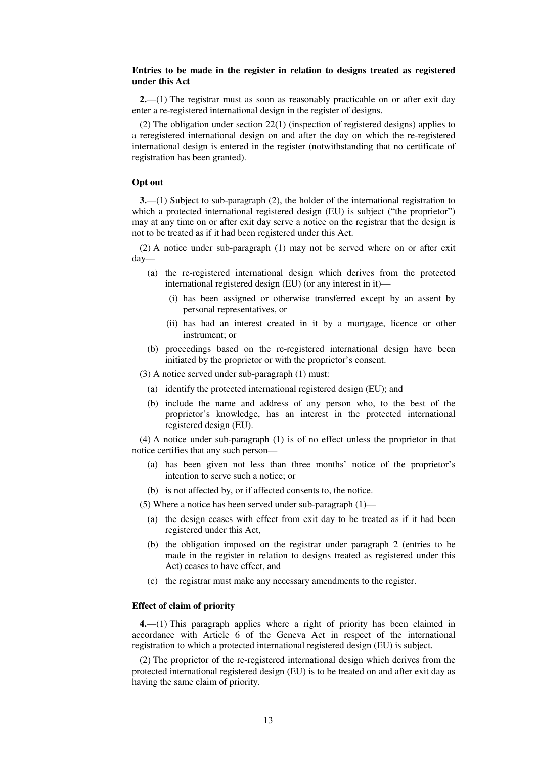**Entries to be made in the register in relation to designs treated as registered under this Act**

**2.**—(1) The registrar must as soon as reasonably practicable on or after exit day enter a re-registered international design in the register of designs.

(2) The obligation under section 22(1) (inspection of registered designs) applies to a reregistered international design on and after the day on which the re-registered international design is entered in the register (notwithstanding that no certificate of registration has been granted).

**Opt out**

**3.**—(1) Subject to sub-paragraph (2), the holder of the international registration to which a protected international registered design (EU) is subject ("the proprietor") may at any time on or after exit day serve a notice on the registrar that the design is not to be treated as if it had been registered under this Act.

(2) A notice under sub-paragraph (1) may not be served where on or after exit day—

(a) the re-registered international design which derives from the protected international registered design (EU) (or any interest in it)—

(i) has been assigned or otherwise transferred except by an assent by personal representatives, or

(ii) has had an interest created in it by a mortgage, licence or other instrument; or

(b) proceedings based on the re-registered international design have been initiated by the proprietor or with the proprietor's consent.

(3) A notice served under sub-paragraph (1) must:

(a) identify the protected international registered design (EU); and

(b) include the name and address of any person who, to the best of the proprietor's knowledge, has an interest in the protected international registered design (EU).

(4) A notice under sub-paragraph (1) is of no effect unless the proprietor in that notice certifies that any such person—

(a) has been given not less than three months' notice of the proprietor's intention to serve such a notice; or

(b) is not affected by, or if affected consents to, the notice.

(5) Where a notice has been served under sub-paragraph (1)—

(a) the design ceases with effect from exit day to be treated as if it had been registered under this Act,

(b) the obligation imposed on the registrar under paragraph 2 (entries to be made in the register in relation to designs treated as registered under this Act) ceases to have effect, and

(c) the registrar must make any necessary amendments to the register.

**Effect of claim of priority**

**4.**—(1) This paragraph applies where a right of priority has been claimed in accordance with Article 6 of the Geneva Act in respect of the international registration to which a protected international registered design (EU) is subject.

(2) The proprietor of the re-registered international design which derives from the protected international registered design (EU) is to be treated on and after exit day as having the same claim of priority.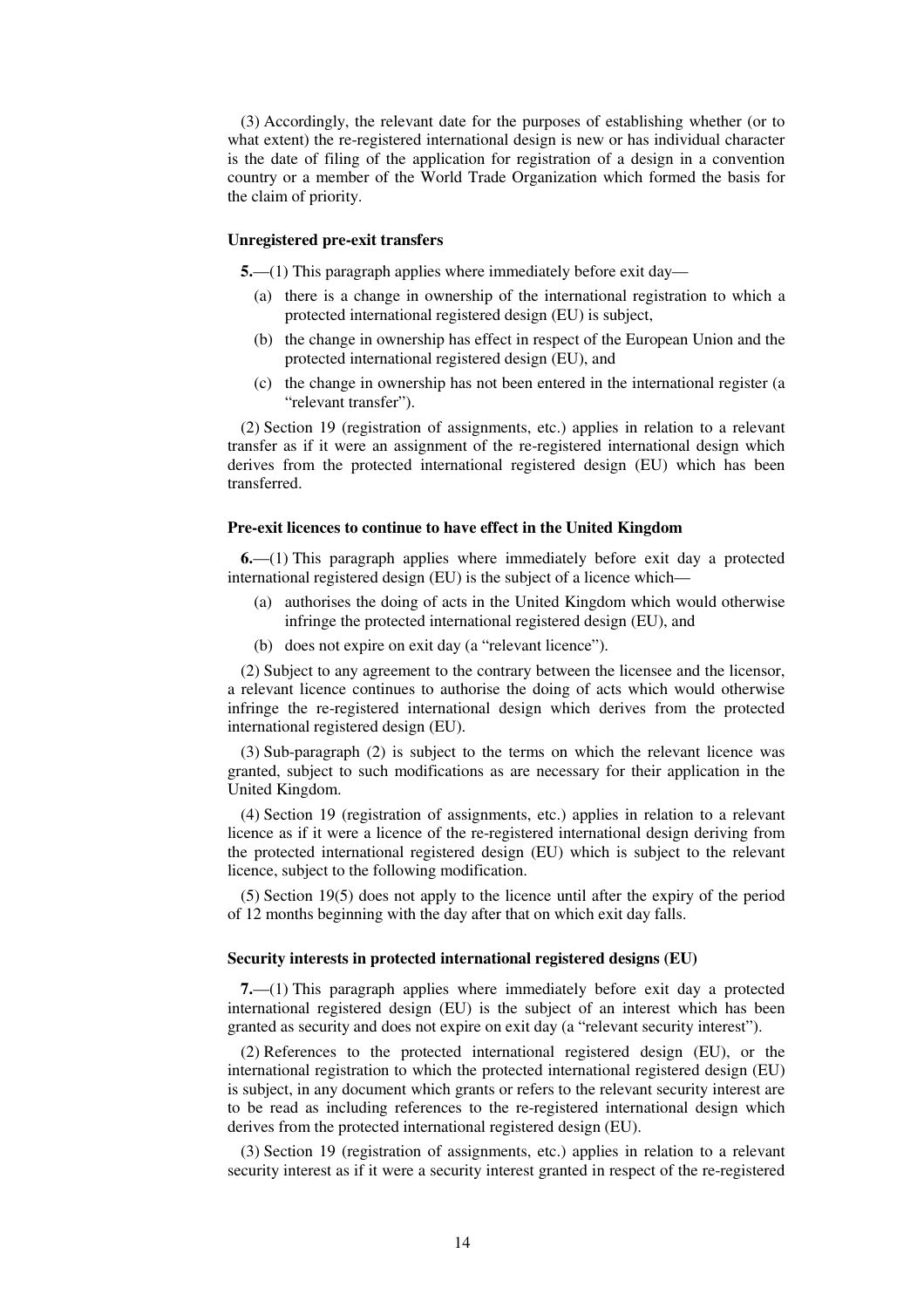(3) Accordingly, the relevant date for the purposes of establishing whether (or to what extent) the re-registered international design is new or has individual character is the date of filing of the application for registration of a design in a convention country or a member of the World Trade Organization which formed the basis for the claim of priority.

**Unregistered pre-exit transfers**

**5.**—(1) This paragraph applies where immediately before exit day—

(a) there is a change in ownership of the international registration to which a protected international registered design (EU) is subject,

(b) the change in ownership has effect in respect of the European Union and the protected international registered design (EU), and

(c) the change in ownership has not been entered in the international register (a "relevant transfer").

(2) Section 19 (registration of assignments, etc.) applies in relation to a relevant transfer as if it were an assignment of the re-registered international design which derives from the protected international registered design (EU) which has been transferred.

**Pre-exit licences to continue to have effect in the United Kingdom**

**6.**—(1) This paragraph applies where immediately before exit day a protected international registered design (EU) is the subject of a licence which—

(a) authorises the doing of acts in the United Kingdom which would otherwise infringe the protected international registered design (EU), and

(b) does not expire on exit day (a "relevant licence").

(2) Subject to any agreement to the contrary between the licensee and the licensor, a relevant licence continues to authorise the doing of acts which would otherwise infringe the re-registered international design which derives from the protected international registered design (EU).

(3) Sub-paragraph (2) is subject to the terms on which the relevant licence was granted, subject to such modifications as are necessary for their application in the United Kingdom.

(4) Section 19 (registration of assignments, etc.) applies in relation to a relevant licence as if it were a licence of the re-registered international design deriving from the protected international registered design (EU) which is subject to the relevant licence, subject to the following modification.

(5) Section 19(5) does not apply to the licence until after the expiry of the period of 12 months beginning with the day after that on which exit day falls.

**Security interests in protected international registered designs (EU)**

**7.**—(1) This paragraph applies where immediately before exit day a protected international registered design (EU) is the subject of an interest which has been granted as security and does not expire on exit day (a "relevant security interest").

(2) References to the protected international registered design (EU), or the international registration to which the protected international registered design (EU) is subject, in any document which grants or refers to the relevant security interest are to be read as including references to the re-registered international design which derives from the protected international registered design (EU).

(3) Section 19 (registration of assignments, etc.) applies in relation to a relevant security interest as if it were a security interest granted in respect of the re-registered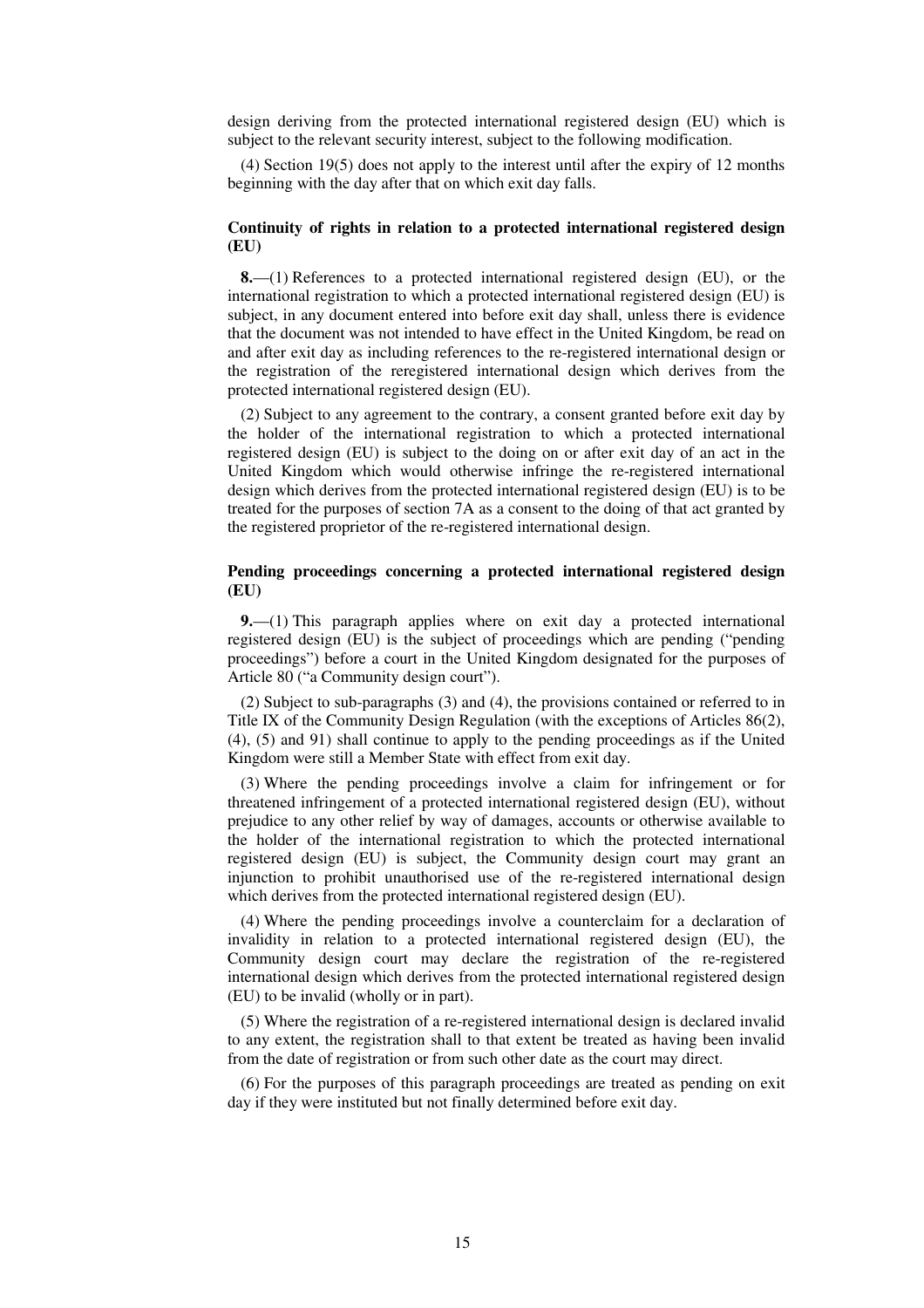design deriving from the protected international registered design (EU) which is subject to the relevant security interest, subject to the following modification.

(4) Section 19(5) does not apply to the interest until after the expiry of 12 months beginning with the day after that on which exit day falls.

### Continuity of rights in relation to a protected international registered design (EU)

**8.**—(1) References to a protected international registered design (EU), or the international registration to which a protected international registered design (EU) is subject, in any document entered into before exit day shall, unless there is evidence that the document was not intended to have effect in the United Kingdom, be read on and after exit day as including references to the re-registered international design or the registration of the reregistered international design which derives from the protected international registered design (EU).

(2) Subject to any agreement to the contrary, a consent granted before exit day by the holder of the international registration to which a protected international registered design (EU) is subject to the doing on or after exit day of an act in the United Kingdom which would otherwise infringe the re-registered international design which derives from the protected international registered design (EU) is to be treated for the purposes of section 7A as a consent to the doing of that act granted by the registered proprietor of the re-registered international design.

### Pending proceedings concerning a protected international registered design (EU)

**9.**—(1) This paragraph applies where on exit day a protected international registered design (EU) is the subject of proceedings which are pending ("pending proceedings") before a court in the United Kingdom designated for the purposes of Article 80 ("a Community design court").

(2) Subject to sub-paragraphs (3) and (4), the provisions contained or referred to in Title IX of the Community Design Regulation (with the exceptions of Articles 86(2), (4), (5) and 91) shall continue to apply to the pending proceedings as if the United Kingdom were still a Member State with effect from exit day.

(3) Where the pending proceedings involve a claim for infringement or for threatened infringement of a protected international registered design (EU), without prejudice to any other relief by way of damages, accounts or otherwise available to the holder of the international registration to which the protected international registered design (EU) is subject, the Community design court may grant an injunction to prohibit unauthorised use of the re-registered international design which derives from the protected international registered design (EU).

(4) Where the pending proceedings involve a counterclaim for a declaration of invalidity in relation to a protected international registered design (EU), the Community design court may declare the registration of the re-registered international design which derives from the protected international registered design (EU) to be invalid (wholly or in part).

(5) Where the registration of a re-registered international design is declared invalid to any extent, the registration shall to that extent be treated as having been invalid from the date of registration or from such other date as the court may direct.

(6) For the purposes of this paragraph proceedings are treated as pending on exit day if they were instituted but not finally determined before exit day.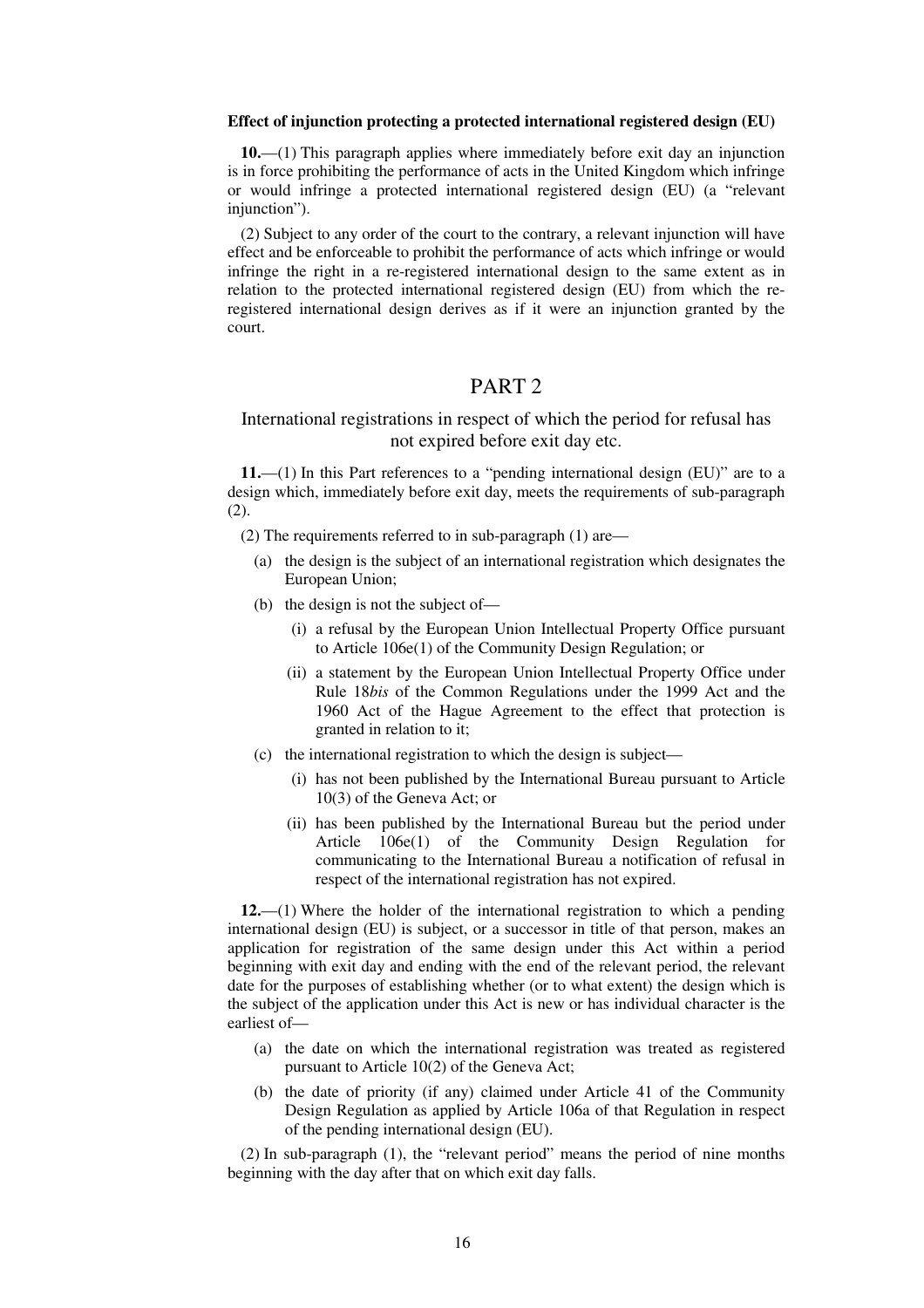**Effect of injunction protecting a protected international registered design (EU)**

**10.**—(1) This paragraph applies where immediately before exit day an injunction is in force prohibiting the performance of acts in the United Kingdom which infringe or would infringe a protected international registered design (EU) (a "relevant injunction").

(2) Subject to any order of the court to the contrary, a relevant injunction will have effect and be enforceable to prohibit the performance of acts which infringe or would infringe the right in a re-registered international design to the same extent as in relation to the protected international registered design (EU) from which the re-registered international design derives as if it were an injunction granted by the court.

## PART 2

### International registrations in respect of which the period for refusal has not expired before exit day etc.

**11.**—(1) In this Part references to a "pending international design (EU)" are to a design which, immediately before exit day, meets the requirements of sub-paragraph (2).

(2) The requirements referred to in sub-paragraph (1) are—

- (a) the design is the subject of an international registration which designates the European Union;
- (b) the design is not the subject of—
  - (i) a refusal by the European Union Intellectual Property Office pursuant to Article 106e(1) of the Community Design Regulation; or
  - (ii) a statement by the European Union Intellectual Property Office under Rule 18*bis* of the Common Regulations under the 1999 Act and the 1960 Act of the Hague Agreement to the effect that protection is granted in relation to it;
- (c) the international registration to which the design is subject—
  - (i) has not been published by the International Bureau pursuant to Article 10(3) of the Geneva Act; or
  - (ii) has been published by the International Bureau but the period under Article 106e(1) of the Community Design Regulation for communicating to the International Bureau a notification of refusal in respect of the international registration has not expired.

**12.**—(1) Where the holder of the international registration to which a pending international design (EU) is subject, or a successor in title of that person, makes an application for registration of the same design under this Act within a period beginning with exit day and ending with the end of the relevant period, the relevant date for the purposes of establishing whether (or to what extent) the design which is the subject of the application under this Act is new or has individual character is the earliest of—

- (a) the date on which the international registration was treated as registered pursuant to Article 10(2) of the Geneva Act;
- (b) the date of priority (if any) claimed under Article 41 of the Community Design Regulation as applied by Article 106a of that Regulation in respect of the pending international design (EU).

(2) In sub-paragraph (1), the "relevant period" means the period of nine months beginning with the day after that on which exit day falls.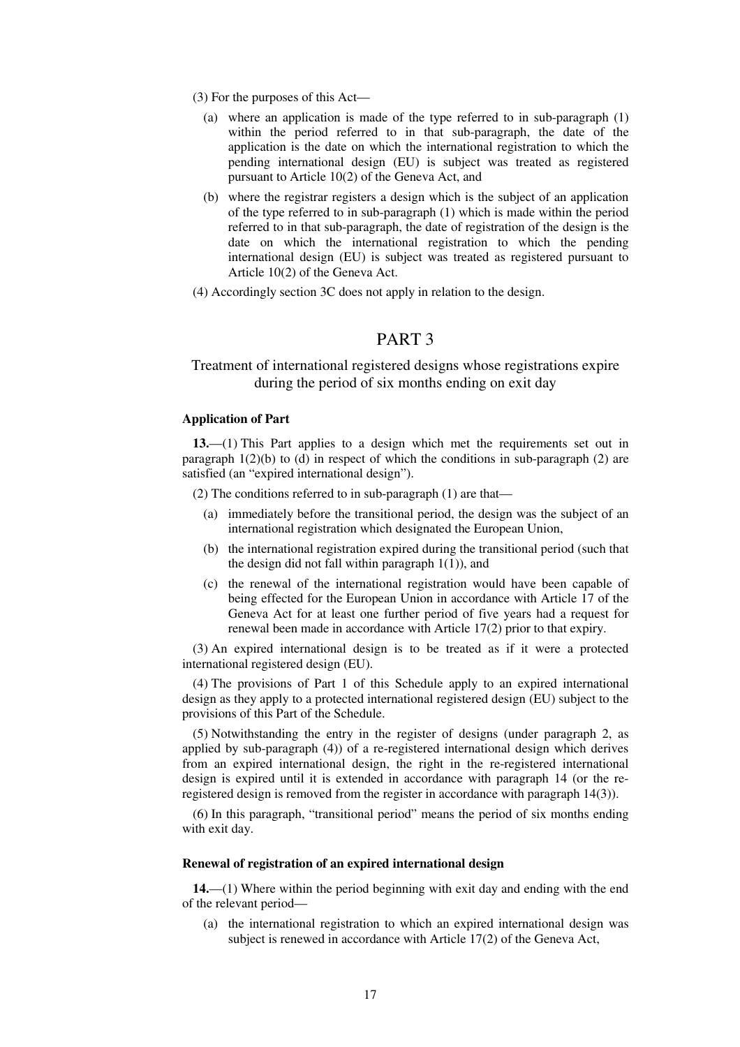(3) For the purposes of this Act—

(a) where an application is made of the type referred to in sub-paragraph (1) within the period referred to in that sub-paragraph, the date of the application is the date on which the international registration to which the pending international design (EU) is subject was treated as registered pursuant to Article 10(2) of the Geneva Act, and

(b) where the registrar registers a design which is the subject of an application of the type referred to in sub-paragraph (1) which is made within the period referred to in that sub-paragraph, the date of registration of the design is the date on which the international registration to which the pending international design (EU) is subject was treated as registered pursuant to Article 10(2) of the Geneva Act.

(4) Accordingly section 3C does not apply in relation to the design.

## PART 3

### Treatment of international registered designs whose registrations expire during the period of six months ending on exit day

#### Application of Part

**13.**—(1) This Part applies to a design which met the requirements set out in paragraph 1(2)(b) to (d) in respect of which the conditions in sub-paragraph (2) are satisfied (an "expired international design").

(2) The conditions referred to in sub-paragraph (1) are that—

(a) immediately before the transitional period, the design was the subject of an international registration which designated the European Union,

(b) the international registration expired during the transitional period (such that the design did not fall within paragraph 1(1)), and

(c) the renewal of the international registration would have been capable of being effected for the European Union in accordance with Article 17 of the Geneva Act for at least one further period of five years had a request for renewal been made in accordance with Article 17(2) prior to that expiry.

(3) An expired international design is to be treated as if it were a protected international registered design (EU).

(4) The provisions of Part 1 of this Schedule apply to an expired international design as they apply to a protected international registered design (EU) subject to the provisions of this Part of the Schedule.

(5) Notwithstanding the entry in the register of designs (under paragraph 2, as applied by sub-paragraph (4)) of a re-registered international design which derives from an expired international design, the right in the re-registered international design is expired until it is extended in accordance with paragraph 14 (or the re-registered design is removed from the register in accordance with paragraph 14(3)).

(6) In this paragraph, "transitional period" means the period of six months ending with exit day.

#### Renewal of registration of an expired international design

**14.**—(1) Where within the period beginning with exit day and ending with the end of the relevant period—

(a) the international registration to which an expired international design was subject is renewed in accordance with Article 17(2) of the Geneva Act,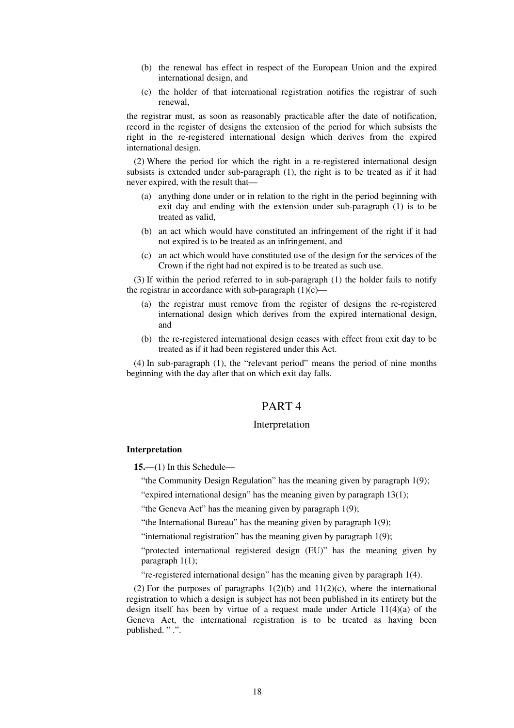(b) the renewal has effect in respect of the European Union and the expired international design, and

(c) the holder of that international registration notifies the registrar of such renewal,

the registrar must, as soon as reasonably practicable after the date of notification, record in the register of designs the extension of the period for which subsists the right in the re-registered international design which derives from the expired international design.

(2) Where the period for which the right in a re-registered international design subsists is extended under sub-paragraph (1), the right is to be treated as if it had never expired, with the result that—

(a) anything done under or in relation to the right in the period beginning with exit day and ending with the extension under sub-paragraph (1) is to be treated as valid,

(b) an act which would have constituted an infringement of the right if it had not expired is to be treated as an infringement, and

(c) an act which would have constituted use of the design for the services of the Crown if the right had not expired is to be treated as such use.

(3) If within the period referred to in sub-paragraph (1) the holder fails to notify the registrar in accordance with sub-paragraph (1)(c)—

(a) the registrar must remove from the register of designs the re-registered international design which derives from the expired international design, and

(b) the re-registered international design ceases with effect from exit day to be treated as if it had been registered under this Act.

(4) In sub-paragraph (1), the "relevant period" means the period of nine months beginning with the day after that on which exit day falls.

## PART 4

### Interpretation

**Interpretation**

**15.**—(1) In this Schedule—

"the Community Design Regulation" has the meaning given by paragraph 1(9);

"expired international design" has the meaning given by paragraph 13(1);

"the Geneva Act" has the meaning given by paragraph 1(9);

"the International Bureau" has the meaning given by paragraph 1(9);

"international registration" has the meaning given by paragraph 1(9);

"protected international registered design (EU)" has the meaning given by paragraph 1(1);

"re-registered international design" has the meaning given by paragraph 1(4).

(2) For the purposes of paragraphs 1(2)(b) and 11(2)(c), where the international registration to which a design is subject has not been published in its entirety but the design itself has been by virtue of a request made under Article 11(4)(a) of the Geneva Act, the international registration is to be treated as having been published. " .".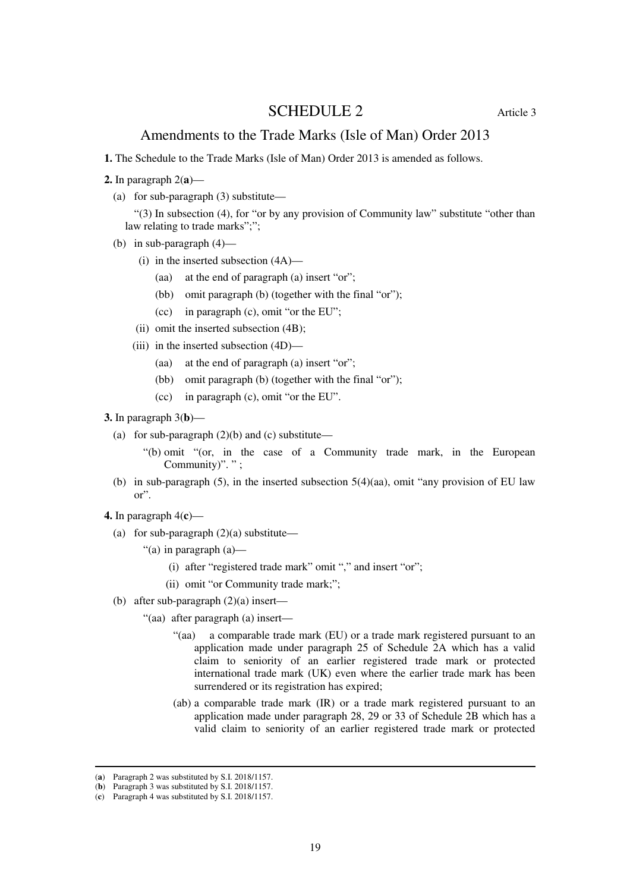# SCHEDULE 2

Article 3

## Amendments to the Trade Marks (Isle of Man) Order 2013

**1.** The Schedule to the Trade Marks (Isle of Man) Order 2013 is amended as follows.

**2.** In paragraph 2(**a**)—

(a) for sub-paragraph (3) substitute—

"(3) In subsection (4), for "or by any provision of Community law" substitute "other than law relating to trade marks";";

(b) in sub-paragraph (4)—

(i) in the inserted subsection (4A)—

(aa) at the end of paragraph (a) insert "or";

(bb) omit paragraph (b) (together with the final "or");

(cc) in paragraph (c), omit "or the EU";

(ii) omit the inserted subsection (4B);

(iii) in the inserted subsection (4D)—

(aa) at the end of paragraph (a) insert "or";

(bb) omit paragraph (b) (together with the final "or");

(cc) in paragraph (c), omit "or the EU".

**3.** In paragraph 3(**b**)—

(a) for sub-paragraph (2)(b) and (c) substitute—

"(b) omit "(or, in the case of a Community trade mark, in the European Community)". " ;

(b) in sub-paragraph (5), in the inserted subsection 5(4)(aa), omit "any provision of EU law or".

**4.** In paragraph 4(**c**)—

(a) for sub-paragraph (2)(a) substitute—

"(a) in paragraph (a)—

(i) after "registered trade mark" omit "," and insert "or";

(ii) omit "or Community trade mark;";

(b) after sub-paragraph (2)(a) insert—

"(aa) after paragraph (a) insert—

"(aa) a comparable trade mark (EU) or a trade mark registered pursuant to an application made under paragraph 25 of Schedule 2A which has a valid claim to seniority of an earlier registered trade mark or protected international trade mark (UK) even where the earlier trade mark has been surrendered or its registration has expired;

(ab) a comparable trade mark (IR) or a trade mark registered pursuant to an application made under paragraph 28, 29 or 33 of Schedule 2B which has a valid claim to seniority of an earlier registered trade mark or protected

---

(**a**) Paragraph 2 was substituted by S.I. 2018/1157.

(**b**) Paragraph 3 was substituted by S.I. 2018/1157.

(**c**) Paragraph 4 was substituted by S.I. 2018/1157.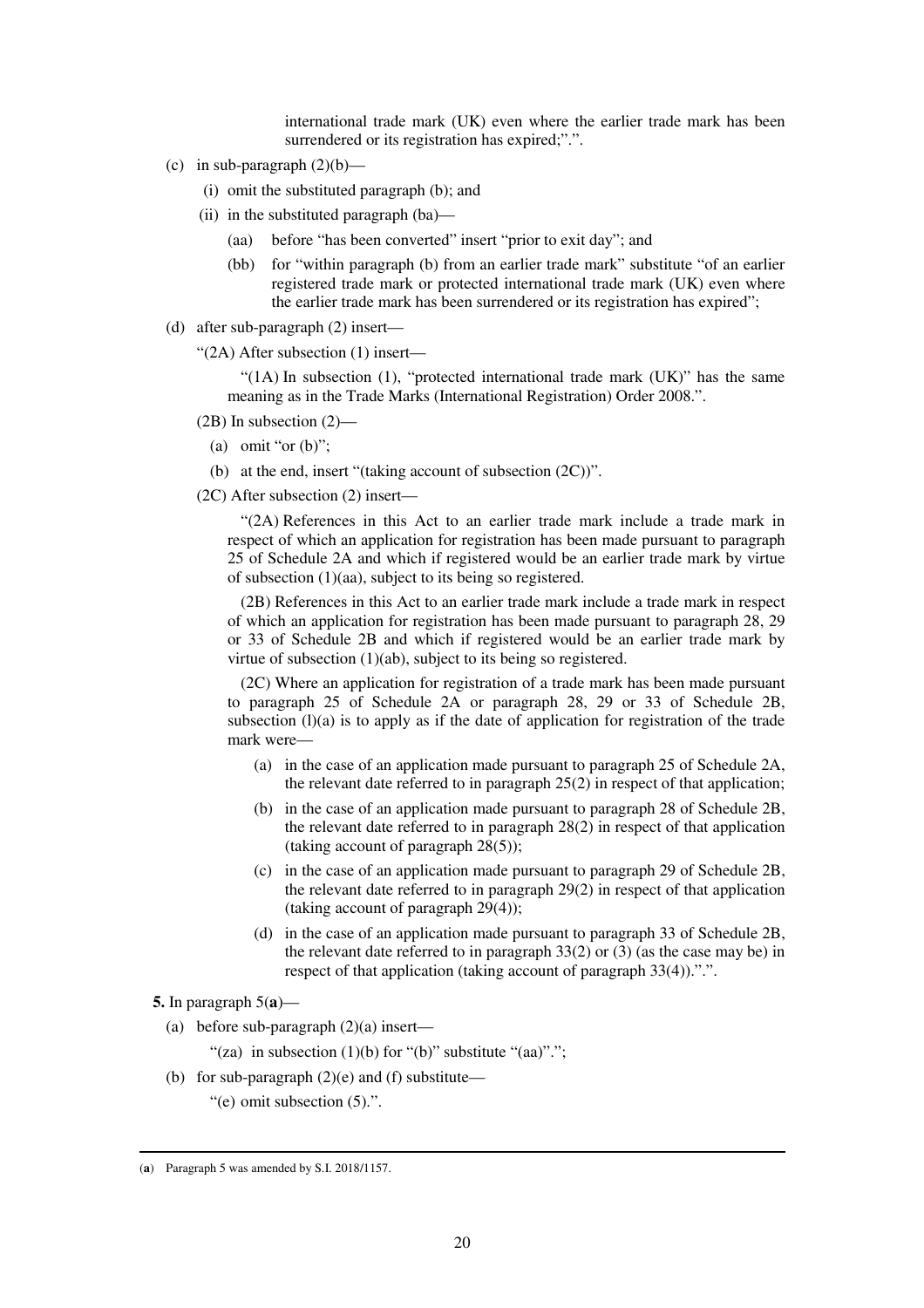international trade mark (UK) even where the earlier trade mark has been surrendered or its registration has expired;".".

(c) in sub-paragraph (2)(b)—

  (i) omit the substituted paragraph (b); and

  (ii) in the substituted paragraph (ba)—

    (aa) before "has been converted" insert "prior to exit day"; and

    (bb) for "within paragraph (b) from an earlier trade mark" substitute "of an earlier registered trade mark or protected international trade mark (UK) even where the earlier trade mark has been surrendered or its registration has expired";

(d) after sub-paragraph (2) insert—

"(2A) After subsection (1) insert—

"(1A) In subsection (1), "protected international trade mark (UK)" has the same meaning as in the Trade Marks (International Registration) Order 2008.".

(2B) In subsection (2)—

  (a) omit "or (b)";

  (b) at the end, insert "(taking account of subsection (2C))".

(2C) After subsection (2) insert—

"(2A) References in this Act to an earlier trade mark include a trade mark in respect of which an application for registration has been made pursuant to paragraph 25 of Schedule 2A and which if registered would be an earlier trade mark by virtue of subsection (1)(aa), subject to its being so registered.

(2B) References in this Act to an earlier trade mark include a trade mark in respect of which an application for registration has been made pursuant to paragraph 28, 29 or 33 of Schedule 2B and which if registered would be an earlier trade mark by virtue of subsection (1)(ab), subject to its being so registered.

(2C) Where an application for registration of a trade mark has been made pursuant to paragraph 25 of Schedule 2A or paragraph 28, 29 or 33 of Schedule 2B, subsection (l)(a) is to apply as if the date of application for registration of the trade mark were—

  (a) in the case of an application made pursuant to paragraph 25 of Schedule 2A, the relevant date referred to in paragraph 25(2) in respect of that application;

  (b) in the case of an application made pursuant to paragraph 28 of Schedule 2B, the relevant date referred to in paragraph 28(2) in respect of that application (taking account of paragraph 28(5));

  (c) in the case of an application made pursuant to paragraph 29 of Schedule 2B, the relevant date referred to in paragraph 29(2) in respect of that application (taking account of paragraph 29(4));

  (d) in the case of an application made pursuant to paragraph 33 of Schedule 2B, the relevant date referred to in paragraph 33(2) or (3) (as the case may be) in respect of that application (taking account of paragraph 33(4)).".".

**5.** In paragraph 5(**a**)—

(a) before sub-paragraph (2)(a) insert—

"(za) in subsection (1)(b) for "(b)" substitute "(aa)".";

(b) for sub-paragraph (2)(e) and (f) substitute—

"(e) omit subsection (5).".

(**a**) Paragraph 5 was amended by S.I. 2018/1157.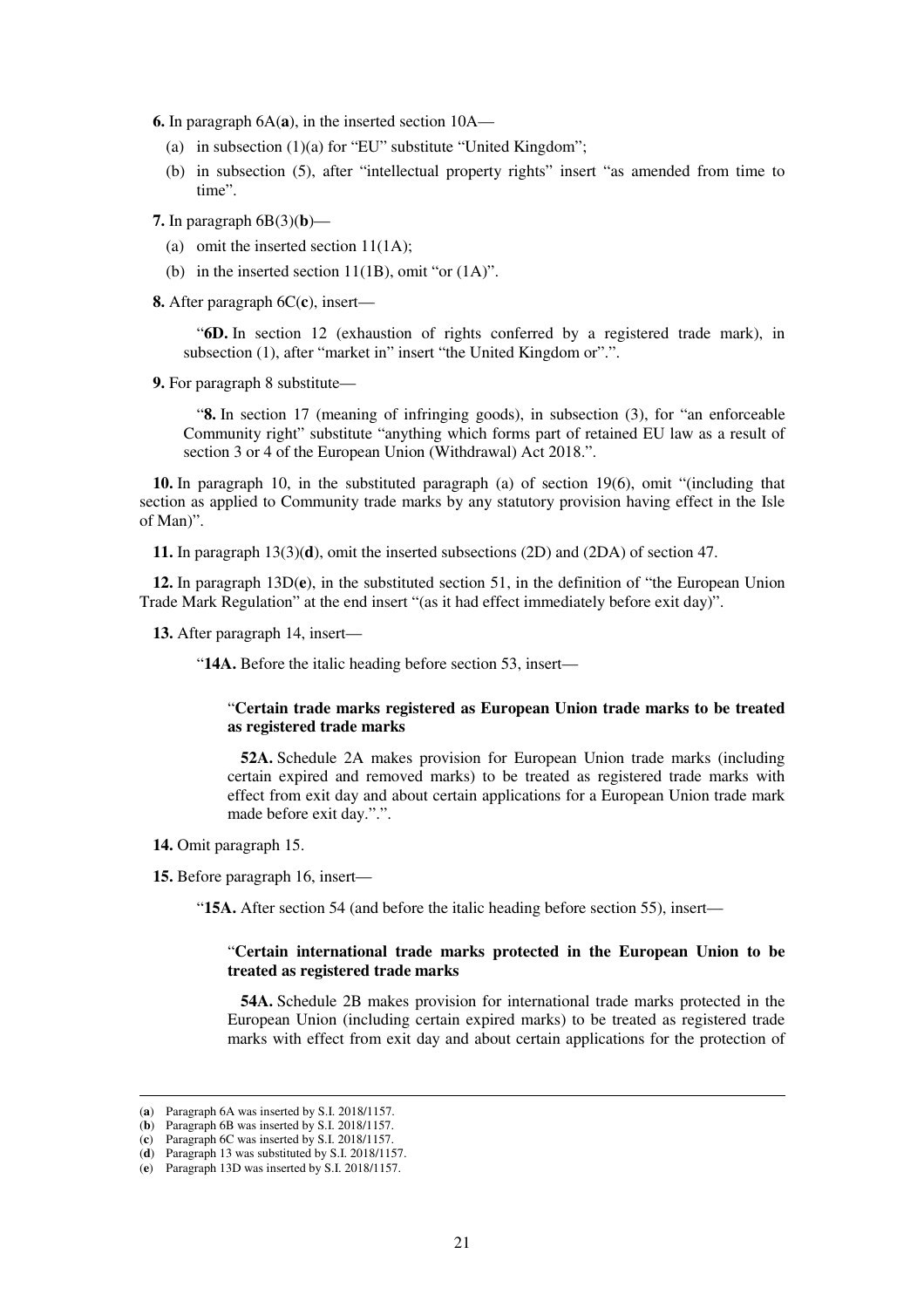**6.** In paragraph 6A(**a**), in the inserted section 10A—

(a) in subsection (1)(a) for "EU" substitute "United Kingdom";

(b) in subsection (5), after "intellectual property rights" insert "as amended from time to time".

**7.** In paragraph 6B(3)(**b**)—

(a) omit the inserted section 11(1A);

(b) in the inserted section 11(1B), omit "or (1A)".

**8.** After paragraph 6C(**c**), insert—

"**6D.** In section 12 (exhaustion of rights conferred by a registered trade mark), in subsection (1), after "market in" insert "the United Kingdom or".".

**9.** For paragraph 8 substitute—

"**8.** In section 17 (meaning of infringing goods), in subsection (3), for "an enforceable Community right" substitute "anything which forms part of retained EU law as a result of section 3 or 4 of the European Union (Withdrawal) Act 2018.".

**10.** In paragraph 10, in the substituted paragraph (a) of section 19(6), omit "(including that section as applied to Community trade marks by any statutory provision having effect in the Isle of Man)".

**11.** In paragraph 13(3)(**d**), omit the inserted subsections (2D) and (2DA) of section 47.

**12.** In paragraph 13D(**e**), in the substituted section 51, in the definition of "the European Union Trade Mark Regulation" at the end insert "(as it had effect immediately before exit day)".

**13.** After paragraph 14, insert—

"**14A.** Before the italic heading before section 53, insert—

"**Certain trade marks registered as European Union trade marks to be treated as registered trade marks**

**52A.** Schedule 2A makes provision for European Union trade marks (including certain expired and removed marks) to be treated as registered trade marks with effect from exit day and about certain applications for a European Union trade mark made before exit day.".".

**14.** Omit paragraph 15.

**15.** Before paragraph 16, insert—

"**15A.** After section 54 (and before the italic heading before section 55), insert—

"**Certain international trade marks protected in the European Union to be treated as registered trade marks**

**54A.** Schedule 2B makes provision for international trade marks protected in the European Union (including certain expired marks) to be treated as registered trade marks with effect from exit day and about certain applications for the protection of

---

(**a**) Paragraph 6A was inserted by S.I. 2018/1157.
(**b**) Paragraph 6B was inserted by S.I. 2018/1157.
(**c**) Paragraph 6C was inserted by S.I. 2018/1157.
(**d**) Paragraph 13 was substituted by S.I. 2018/1157.
(**e**) Paragraph 13D was inserted by S.I. 2018/1157.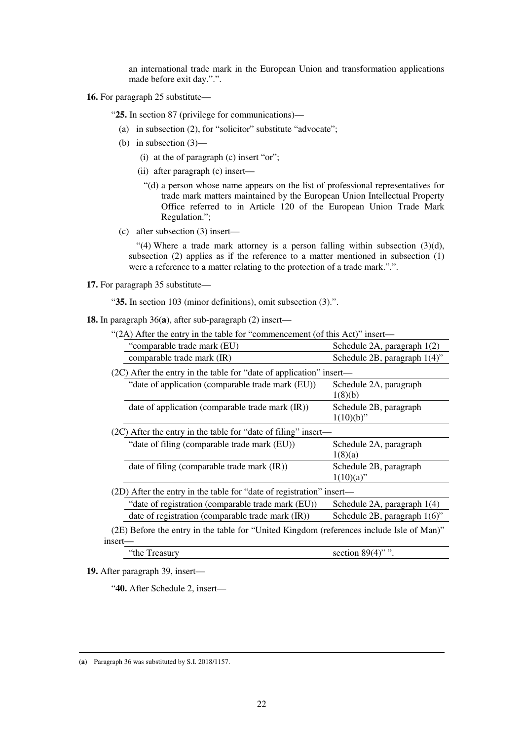an international trade mark in the European Union and transformation applications made before exit day.".".

**16.** For paragraph 25 substitute—

"**25.** In section 87 (privilege for communications)—

(a) in subsection (2), for "solicitor" substitute "advocate";

(b) in subsection (3)—

(i) at the of paragraph (c) insert "or";

(ii) after paragraph (c) insert—

"(d) a person whose name appears on the list of professional representatives for trade mark matters maintained by the European Union Intellectual Property Office referred to in Article 120 of the European Union Trade Mark Regulation.";

(c) after subsection (3) insert—

"(4) Where a trade mark attorney is a person falling within subsection (3)(d), subsection (2) applies as if the reference to a matter mentioned in subsection (1) were a reference to a matter relating to the protection of a trade mark.".".

**17.** For paragraph 35 substitute—

"**35.** In section 103 (minor definitions), omit subsection (3).".

**18.** In paragraph 36(**a**), after sub-paragraph (2) insert—

"(2A) After the entry in the table for "commencement (of this Act)" insert—

| | |
|---|---|
| "comparable trade mark (EU) | Schedule 2A, paragraph 1(2) |
| comparable trade mark (IR) | Schedule 2B, paragraph 1(4)" |

(2C) After the entry in the table for "date of application" insert—

| | |
|---|---|
| "date of application (comparable trade mark (EU)) | Schedule 2A, paragraph 1(8)(b) |
| date of application (comparable trade mark (IR)) | Schedule 2B, paragraph 1(10)(b)" |

(2C) After the entry in the table for "date of filing" insert—

| | |
|---|---|
| "date of filing (comparable trade mark (EU)) | Schedule 2A, paragraph 1(8)(a) |
| date of filing (comparable trade mark (IR)) | Schedule 2B, paragraph 1(10)(a)" |

(2D) After the entry in the table for "date of registration" insert—

| | |
|---|---|
| "date of registration (comparable trade mark (EU)) | Schedule 2A, paragraph 1(4) |
| date of registration (comparable trade mark (IR)) | Schedule 2B, paragraph 1(6)" |

(2E) Before the entry in the table for "United Kingdom (references include Isle of Man)" insert—

| | |
|---|---|
| "the Treasury | section 89(4)" ". |

**19.** After paragraph 39, insert—

"**40.** After Schedule 2, insert—

(**a**) Paragraph 36 was substituted by S.I. 2018/1157.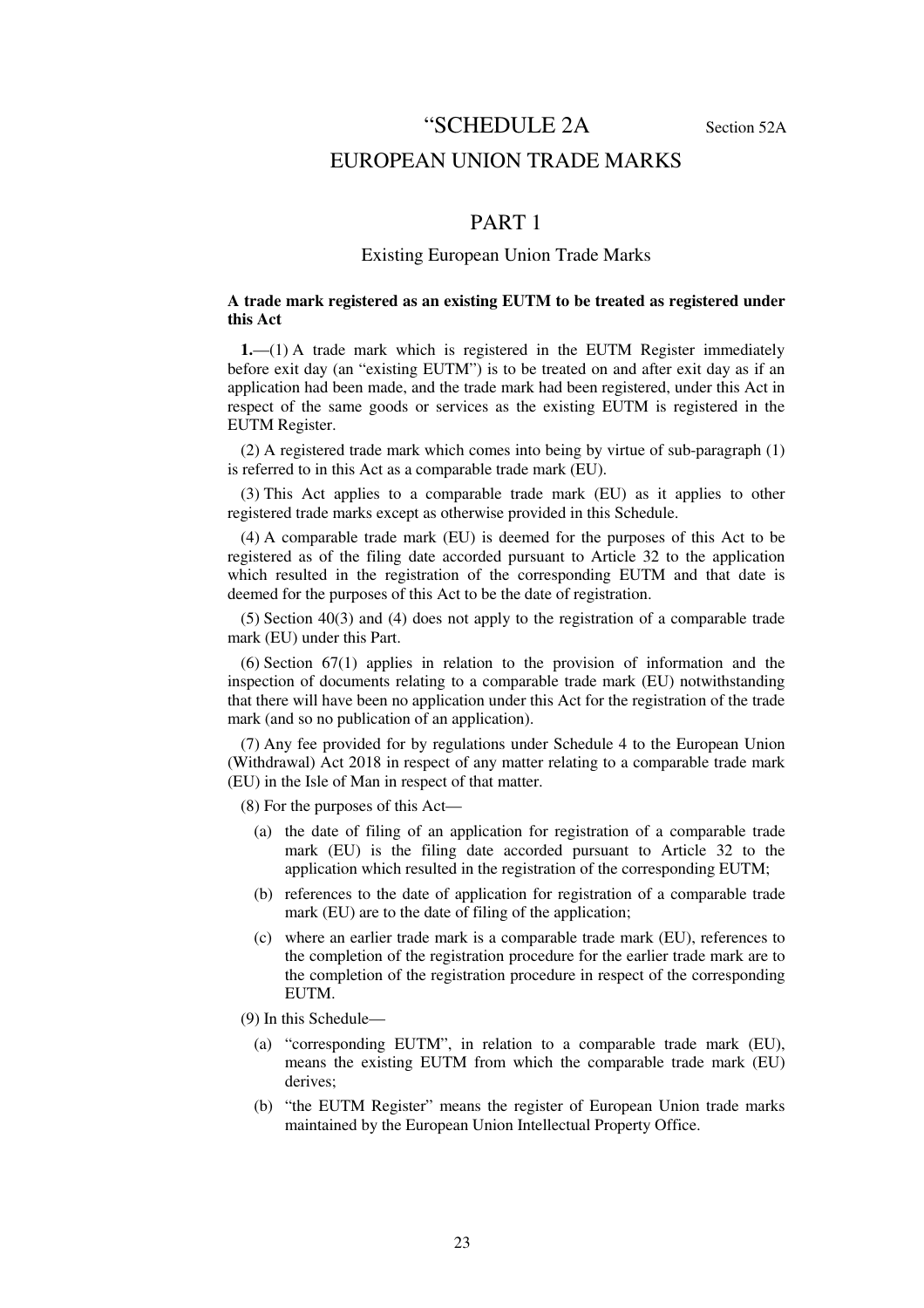# "SCHEDULE 2A

Section 52A

# EUROPEAN UNION TRADE MARKS

## PART 1

### Existing European Union Trade Marks

**A trade mark registered as an existing EUTM to be treated as registered under this Act**

**1.**—(1) A trade mark which is registered in the EUTM Register immediately before exit day (an "existing EUTM") is to be treated on and after exit day as if an application had been made, and the trade mark had been registered, under this Act in respect of the same goods or services as the existing EUTM is registered in the EUTM Register.

(2) A registered trade mark which comes into being by virtue of sub-paragraph (1) is referred to in this Act as a comparable trade mark (EU).

(3) This Act applies to a comparable trade mark (EU) as it applies to other registered trade marks except as otherwise provided in this Schedule.

(4) A comparable trade mark (EU) is deemed for the purposes of this Act to be registered as of the filing date accorded pursuant to Article 32 to the application which resulted in the registration of the corresponding EUTM and that date is deemed for the purposes of this Act to be the date of registration.

(5) Section 40(3) and (4) does not apply to the registration of a comparable trade mark (EU) under this Part.

(6) Section 67(1) applies in relation to the provision of information and the inspection of documents relating to a comparable trade mark (EU) notwithstanding that there will have been no application under this Act for the registration of the trade mark (and so no publication of an application).

(7) Any fee provided for by regulations under Schedule 4 to the European Union (Withdrawal) Act 2018 in respect of any matter relating to a comparable trade mark (EU) in the Isle of Man in respect of that matter.

(8) For the purposes of this Act—

- (a) the date of filing of an application for registration of a comparable trade mark (EU) is the filing date accorded pursuant to Article 32 to the application which resulted in the registration of the corresponding EUTM;
- (b) references to the date of application for registration of a comparable trade mark (EU) are to the date of filing of the application;
- (c) where an earlier trade mark is a comparable trade mark (EU), references to the completion of the registration procedure for the earlier trade mark are to the completion of the registration procedure in respect of the corresponding EUTM.

(9) In this Schedule—

- (a) "corresponding EUTM", in relation to a comparable trade mark (EU), means the existing EUTM from which the comparable trade mark (EU) derives;
- (b) "the EUTM Register" means the register of European Union trade marks maintained by the European Union Intellectual Property Office.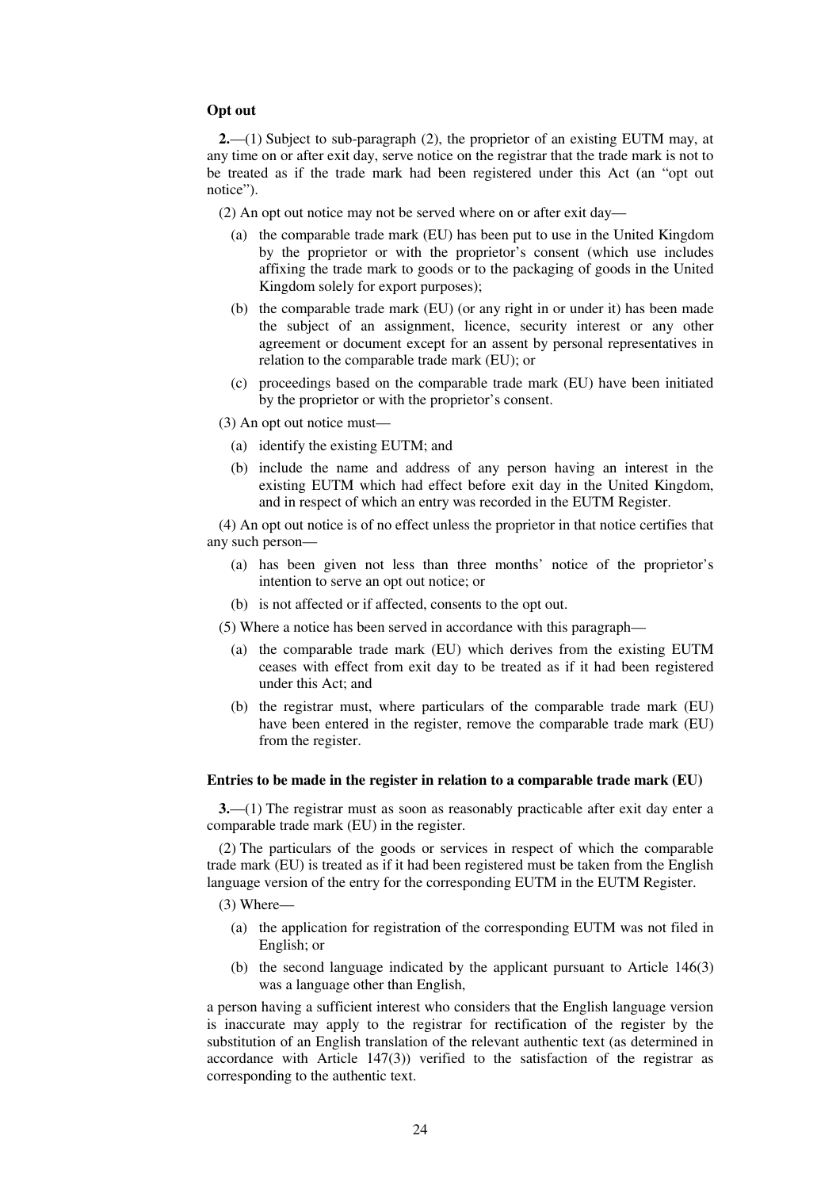**Opt out**

**2.**—(1) Subject to sub-paragraph (2), the proprietor of an existing EUTM may, at any time on or after exit day, serve notice on the registrar that the trade mark is not to be treated as if the trade mark had been registered under this Act (an "opt out notice").

(2) An opt out notice may not be served where on or after exit day—

- (a) the comparable trade mark (EU) has been put to use in the United Kingdom by the proprietor or with the proprietor's consent (which use includes affixing the trade mark to goods or to the packaging of goods in the United Kingdom solely for export purposes);
- (b) the comparable trade mark (EU) (or any right in or under it) has been made the subject of an assignment, licence, security interest or any other agreement or document except for an assent by personal representatives in relation to the comparable trade mark (EU); or
- (c) proceedings based on the comparable trade mark (EU) have been initiated by the proprietor or with the proprietor's consent.

(3) An opt out notice must—

- (a) identify the existing EUTM; and
- (b) include the name and address of any person having an interest in the existing EUTM which had effect before exit day in the United Kingdom, and in respect of which an entry was recorded in the EUTM Register.

(4) An opt out notice is of no effect unless the proprietor in that notice certifies that any such person—

- (a) has been given not less than three months' notice of the proprietor's intention to serve an opt out notice; or
- (b) is not affected or if affected, consents to the opt out.

(5) Where a notice has been served in accordance with this paragraph—

- (a) the comparable trade mark (EU) which derives from the existing EUTM ceases with effect from exit day to be treated as if it had been registered under this Act; and
- (b) the registrar must, where particulars of the comparable trade mark (EU) have been entered in the register, remove the comparable trade mark (EU) from the register.

**Entries to be made in the register in relation to a comparable trade mark (EU)**

**3.**—(1) The registrar must as soon as reasonably practicable after exit day enter a comparable trade mark (EU) in the register.

(2) The particulars of the goods or services in respect of which the comparable trade mark (EU) is treated as if it had been registered must be taken from the English language version of the entry for the corresponding EUTM in the EUTM Register.

(3) Where—

- (a) the application for registration of the corresponding EUTM was not filed in English; or
- (b) the second language indicated by the applicant pursuant to Article 146(3) was a language other than English,

a person having a sufficient interest who considers that the English language version is inaccurate may apply to the registrar for rectification of the register by the substitution of an English translation of the relevant authentic text (as determined in accordance with Article 147(3)) verified to the satisfaction of the registrar as corresponding to the authentic text.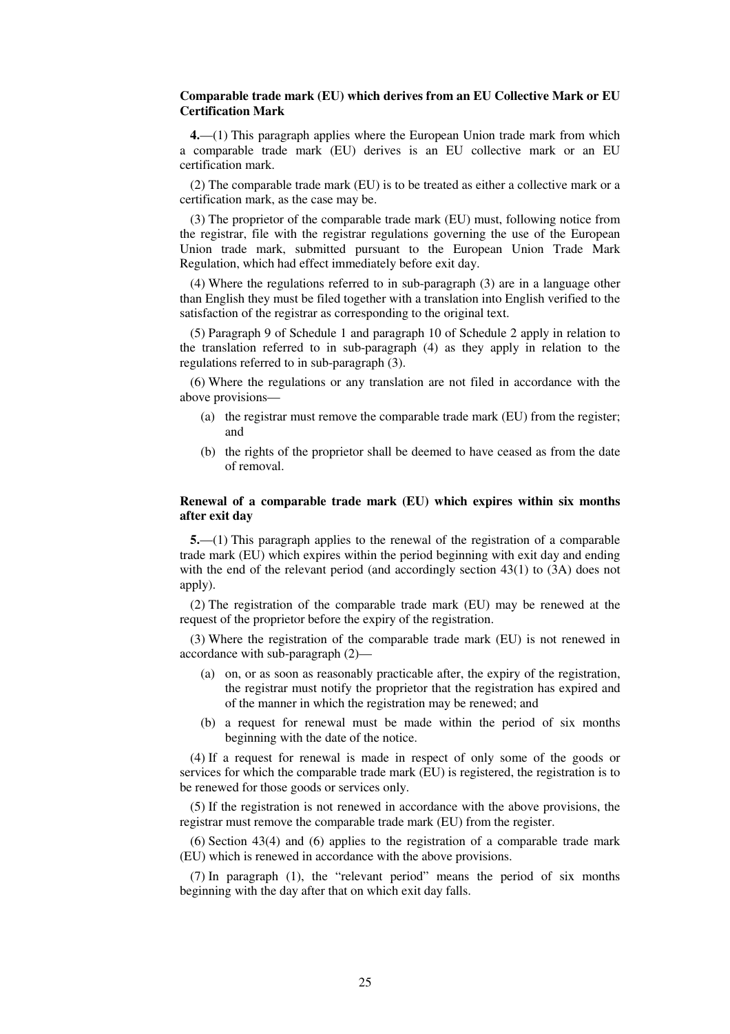**Comparable trade mark (EU) which derives from an EU Collective Mark or EU Certification Mark**

**4.**—(1) This paragraph applies where the European Union trade mark from which a comparable trade mark (EU) derives is an EU collective mark or an EU certification mark.

(2) The comparable trade mark (EU) is to be treated as either a collective mark or a certification mark, as the case may be.

(3) The proprietor of the comparable trade mark (EU) must, following notice from the registrar, file with the registrar regulations governing the use of the European Union trade mark, submitted pursuant to the European Union Trade Mark Regulation, which had effect immediately before exit day.

(4) Where the regulations referred to in sub-paragraph (3) are in a language other than English they must be filed together with a translation into English verified to the satisfaction of the registrar as corresponding to the original text.

(5) Paragraph 9 of Schedule 1 and paragraph 10 of Schedule 2 apply in relation to the translation referred to in sub-paragraph (4) as they apply in relation to the regulations referred to in sub-paragraph (3).

(6) Where the regulations or any translation are not filed in accordance with the above provisions—

(a) the registrar must remove the comparable trade mark (EU) from the register; and

(b) the rights of the proprietor shall be deemed to have ceased as from the date of removal.

**Renewal of a comparable trade mark (EU) which expires within six months after exit day**

**5.**—(1) This paragraph applies to the renewal of the registration of a comparable trade mark (EU) which expires within the period beginning with exit day and ending with the end of the relevant period (and accordingly section 43(1) to (3A) does not apply).

(2) The registration of the comparable trade mark (EU) may be renewed at the request of the proprietor before the expiry of the registration.

(3) Where the registration of the comparable trade mark (EU) is not renewed in accordance with sub-paragraph (2)—

(a) on, or as soon as reasonably practicable after, the expiry of the registration, the registrar must notify the proprietor that the registration has expired and of the manner in which the registration may be renewed; and

(b) a request for renewal must be made within the period of six months beginning with the date of the notice.

(4) If a request for renewal is made in respect of only some of the goods or services for which the comparable trade mark (EU) is registered, the registration is to be renewed for those goods or services only.

(5) If the registration is not renewed in accordance with the above provisions, the registrar must remove the comparable trade mark (EU) from the register.

(6) Section 43(4) and (6) applies to the registration of a comparable trade mark (EU) which is renewed in accordance with the above provisions.

(7) In paragraph (1), the "relevant period" means the period of six months beginning with the day after that on which exit day falls.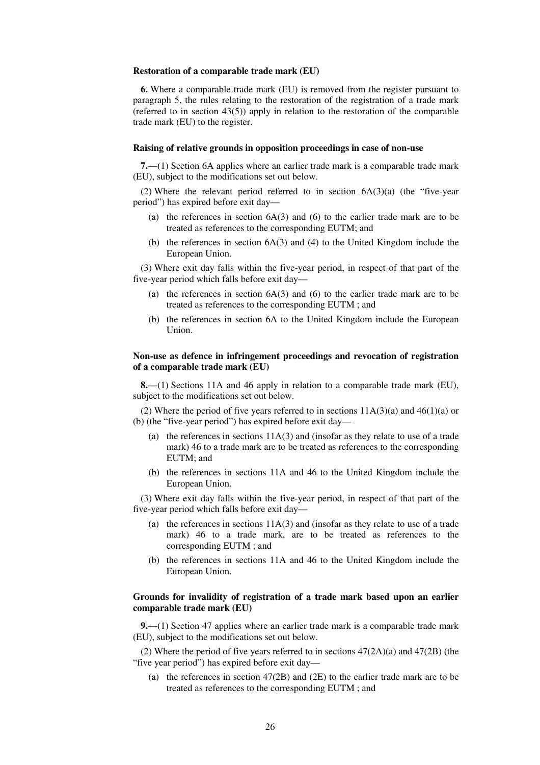**Restoration of a comparable trade mark (EU)**

**6.** Where a comparable trade mark (EU) is removed from the register pursuant to paragraph 5, the rules relating to the restoration of the registration of a trade mark (referred to in section 43(5)) apply in relation to the restoration of the comparable trade mark (EU) to the register.

**Raising of relative grounds in opposition proceedings in case of non-use**

**7.**—(1) Section 6A applies where an earlier trade mark is a comparable trade mark (EU), subject to the modifications set out below.

(2) Where the relevant period referred to in section 6A(3)(a) (the "five-year period") has expired before exit day—

(a) the references in section 6A(3) and (6) to the earlier trade mark are to be treated as references to the corresponding EUTM; and

(b) the references in section 6A(3) and (4) to the United Kingdom include the European Union.

(3) Where exit day falls within the five-year period, in respect of that part of the five-year period which falls before exit day—

(a) the references in section 6A(3) and (6) to the earlier trade mark are to be treated as references to the corresponding EUTM ; and

(b) the references in section 6A to the United Kingdom include the European Union.

**Non-use as defence in infringement proceedings and revocation of registration of a comparable trade mark (EU)**

**8.**—(1) Sections 11A and 46 apply in relation to a comparable trade mark (EU), subject to the modifications set out below.

(2) Where the period of five years referred to in sections 11A(3)(a) and 46(1)(a) or (b) (the "five-year period") has expired before exit day—

(a) the references in sections 11A(3) and (insofar as they relate to use of a trade mark) 46 to a trade mark are to be treated as references to the corresponding EUTM; and

(b) the references in sections 11A and 46 to the United Kingdom include the European Union.

(3) Where exit day falls within the five-year period, in respect of that part of the five-year period which falls before exit day—

(a) the references in sections 11A(3) and (insofar as they relate to use of a trade mark) 46 to a trade mark, are to be treated as references to the corresponding EUTM ; and

(b) the references in sections 11A and 46 to the United Kingdom include the European Union.

**Grounds for invalidity of registration of a trade mark based upon an earlier comparable trade mark (EU)**

**9.**—(1) Section 47 applies where an earlier trade mark is a comparable trade mark (EU), subject to the modifications set out below.

(2) Where the period of five years referred to in sections 47(2A)(a) and 47(2B) (the "five year period") has expired before exit day—

(a) the references in section 47(2B) and (2E) to the earlier trade mark are to be treated as references to the corresponding EUTM ; and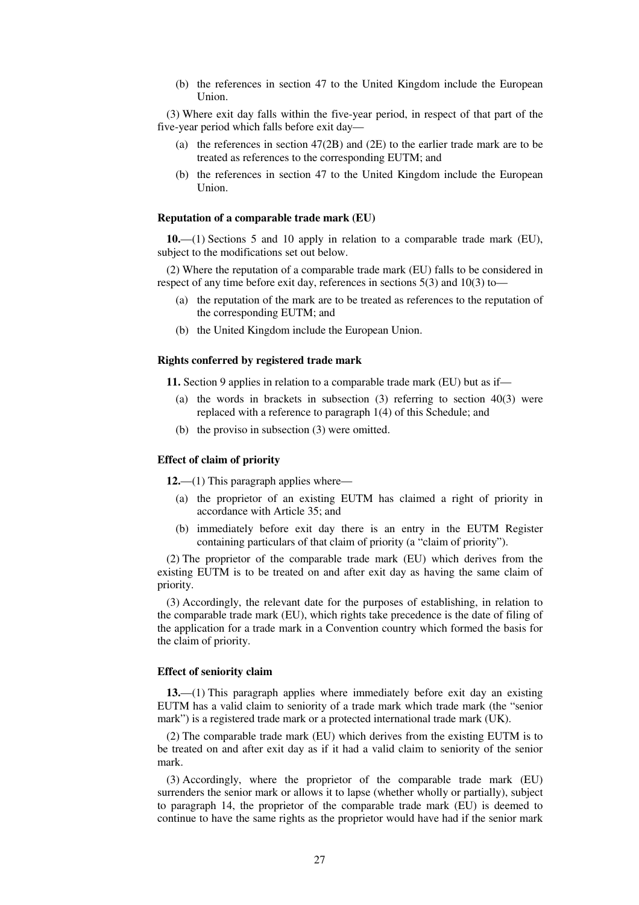(b) the references in section 47 to the United Kingdom include the European Union.

(3) Where exit day falls within the five-year period, in respect of that part of the five-year period which falls before exit day—

(a) the references in section 47(2B) and (2E) to the earlier trade mark are to be treated as references to the corresponding EUTM; and

(b) the references in section 47 to the United Kingdom include the European Union.

**Reputation of a comparable trade mark (EU)**

**10.**—(1) Sections 5 and 10 apply in relation to a comparable trade mark (EU), subject to the modifications set out below.

(2) Where the reputation of a comparable trade mark (EU) falls to be considered in respect of any time before exit day, references in sections 5(3) and 10(3) to—

(a) the reputation of the mark are to be treated as references to the reputation of the corresponding EUTM; and

(b) the United Kingdom include the European Union.

**Rights conferred by registered trade mark**

**11.** Section 9 applies in relation to a comparable trade mark (EU) but as if—

(a) the words in brackets in subsection (3) referring to section 40(3) were replaced with a reference to paragraph 1(4) of this Schedule; and

(b) the proviso in subsection (3) were omitted.

**Effect of claim of priority**

**12.**—(1) This paragraph applies where—

(a) the proprietor of an existing EUTM has claimed a right of priority in accordance with Article 35; and

(b) immediately before exit day there is an entry in the EUTM Register containing particulars of that claim of priority (a "claim of priority").

(2) The proprietor of the comparable trade mark (EU) which derives from the existing EUTM is to be treated on and after exit day as having the same claim of priority.

(3) Accordingly, the relevant date for the purposes of establishing, in relation to the comparable trade mark (EU), which rights take precedence is the date of filing of the application for a trade mark in a Convention country which formed the basis for the claim of priority.

**Effect of seniority claim**

**13.**—(1) This paragraph applies where immediately before exit day an existing EUTM has a valid claim to seniority of a trade mark which trade mark (the "senior mark") is a registered trade mark or a protected international trade mark (UK).

(2) The comparable trade mark (EU) which derives from the existing EUTM is to be treated on and after exit day as if it had a valid claim to seniority of the senior mark.

(3) Accordingly, where the proprietor of the comparable trade mark (EU) surrenders the senior mark or allows it to lapse (whether wholly or partially), subject to paragraph 14, the proprietor of the comparable trade mark (EU) is deemed to continue to have the same rights as the proprietor would have had if the senior mark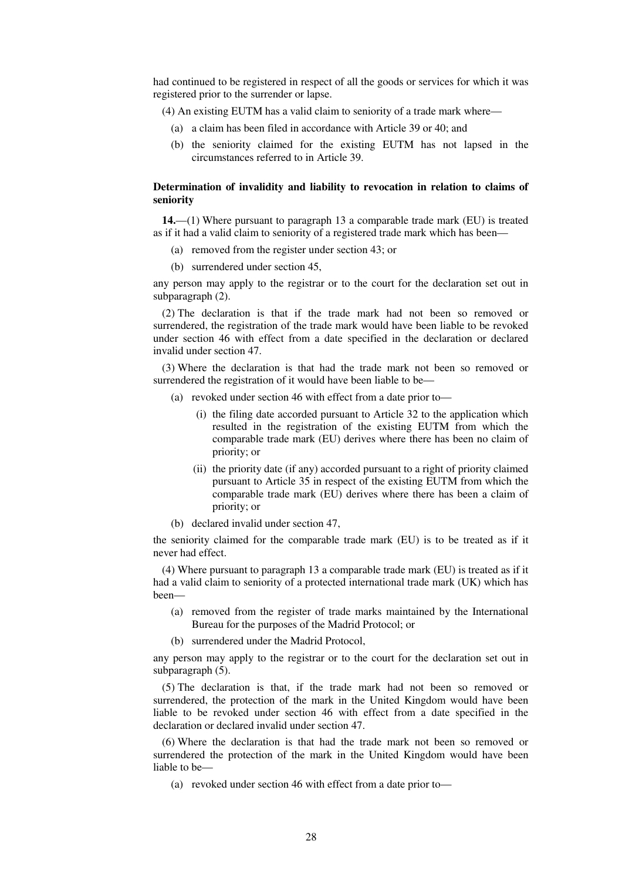had continued to be registered in respect of all the goods or services for which it was registered prior to the surrender or lapse.

(4) An existing EUTM has a valid claim to seniority of a trade mark where—

(a) a claim has been filed in accordance with Article 39 or 40; and

(b) the seniority claimed for the existing EUTM has not lapsed in the circumstances referred to in Article 39.

**Determination of invalidity and liability to revocation in relation to claims of seniority**

**14.**—(1) Where pursuant to paragraph 13 a comparable trade mark (EU) is treated as if it had a valid claim to seniority of a registered trade mark which has been—

(a) removed from the register under section 43; or

(b) surrendered under section 45,

any person may apply to the registrar or to the court for the declaration set out in subparagraph (2).

(2) The declaration is that if the trade mark had not been so removed or surrendered, the registration of the trade mark would have been liable to be revoked under section 46 with effect from a date specified in the declaration or declared invalid under section 47.

(3) Where the declaration is that had the trade mark not been so removed or surrendered the registration of it would have been liable to be—

(a) revoked under section 46 with effect from a date prior to—

(i) the filing date accorded pursuant to Article 32 to the application which resulted in the registration of the existing EUTM from which the comparable trade mark (EU) derives where there has been no claim of priority; or

(ii) the priority date (if any) accorded pursuant to a right of priority claimed pursuant to Article 35 in respect of the existing EUTM from which the comparable trade mark (EU) derives where there has been a claim of priority; or

(b) declared invalid under section 47,

the seniority claimed for the comparable trade mark (EU) is to be treated as if it never had effect.

(4) Where pursuant to paragraph 13 a comparable trade mark (EU) is treated as if it had a valid claim to seniority of a protected international trade mark (UK) which has been—

(a) removed from the register of trade marks maintained by the International Bureau for the purposes of the Madrid Protocol; or

(b) surrendered under the Madrid Protocol,

any person may apply to the registrar or to the court for the declaration set out in subparagraph (5).

(5) The declaration is that, if the trade mark had not been so removed or surrendered, the protection of the mark in the United Kingdom would have been liable to be revoked under section 46 with effect from a date specified in the declaration or declared invalid under section 47.

(6) Where the declaration is that had the trade mark not been so removed or surrendered the protection of the mark in the United Kingdom would have been liable to be—

(a) revoked under section 46 with effect from a date prior to—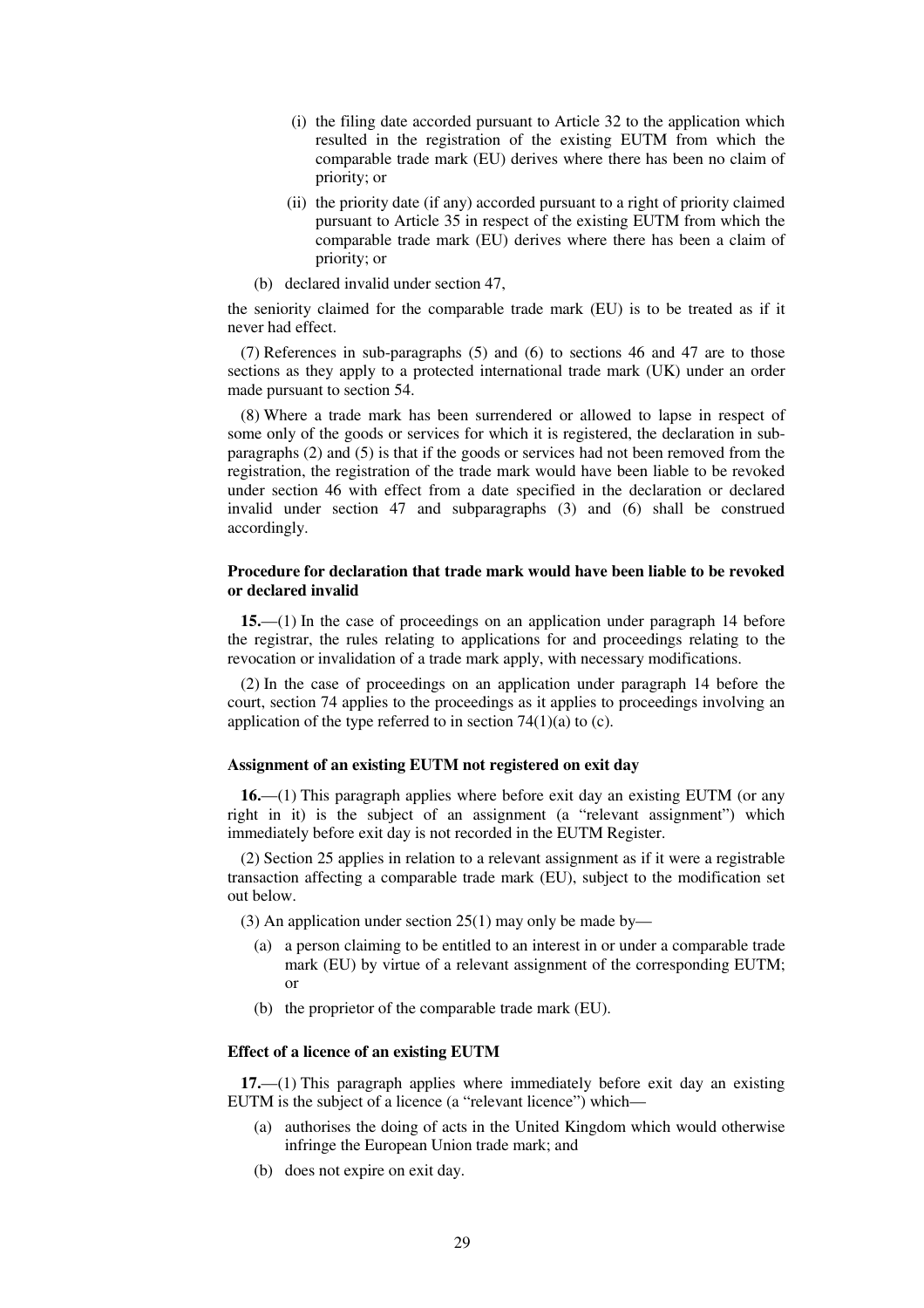(i) the filing date accorded pursuant to Article 32 to the application which resulted in the registration of the existing EUTM from which the comparable trade mark (EU) derives where there has been no claim of priority; or

(ii) the priority date (if any) accorded pursuant to a right of priority claimed pursuant to Article 35 in respect of the existing EUTM from which the comparable trade mark (EU) derives where there has been a claim of priority; or

(b) declared invalid under section 47,

the seniority claimed for the comparable trade mark (EU) is to be treated as if it never had effect.

(7) References in sub-paragraphs (5) and (6) to sections 46 and 47 are to those sections as they apply to a protected international trade mark (UK) under an order made pursuant to section 54.

(8) Where a trade mark has been surrendered or allowed to lapse in respect of some only of the goods or services for which it is registered, the declaration in sub-paragraphs (2) and (5) is that if the goods or services had not been removed from the registration, the registration of the trade mark would have been liable to be revoked under section 46 with effect from a date specified in the declaration or declared invalid under section 47 and subparagraphs (3) and (6) shall be construed accordingly.

**Procedure for declaration that trade mark would have been liable to be revoked or declared invalid**

**15.**—(1) In the case of proceedings on an application under paragraph 14 before the registrar, the rules relating to applications for and proceedings relating to the revocation or invalidation of a trade mark apply, with necessary modifications.

(2) In the case of proceedings on an application under paragraph 14 before the court, section 74 applies to the proceedings as it applies to proceedings involving an application of the type referred to in section 74(1)(a) to (c).

**Assignment of an existing EUTM not registered on exit day**

**16.**—(1) This paragraph applies where before exit day an existing EUTM (or any right in it) is the subject of an assignment (a "relevant assignment") which immediately before exit day is not recorded in the EUTM Register.

(2) Section 25 applies in relation to a relevant assignment as if it were a registrable transaction affecting a comparable trade mark (EU), subject to the modification set out below.

(3) An application under section 25(1) may only be made by—

(a) a person claiming to be entitled to an interest in or under a comparable trade mark (EU) by virtue of a relevant assignment of the corresponding EUTM; or

(b) the proprietor of the comparable trade mark (EU).

**Effect of a licence of an existing EUTM**

**17.**—(1) This paragraph applies where immediately before exit day an existing EUTM is the subject of a licence (a "relevant licence") which—

(a) authorises the doing of acts in the United Kingdom which would otherwise infringe the European Union trade mark; and

(b) does not expire on exit day.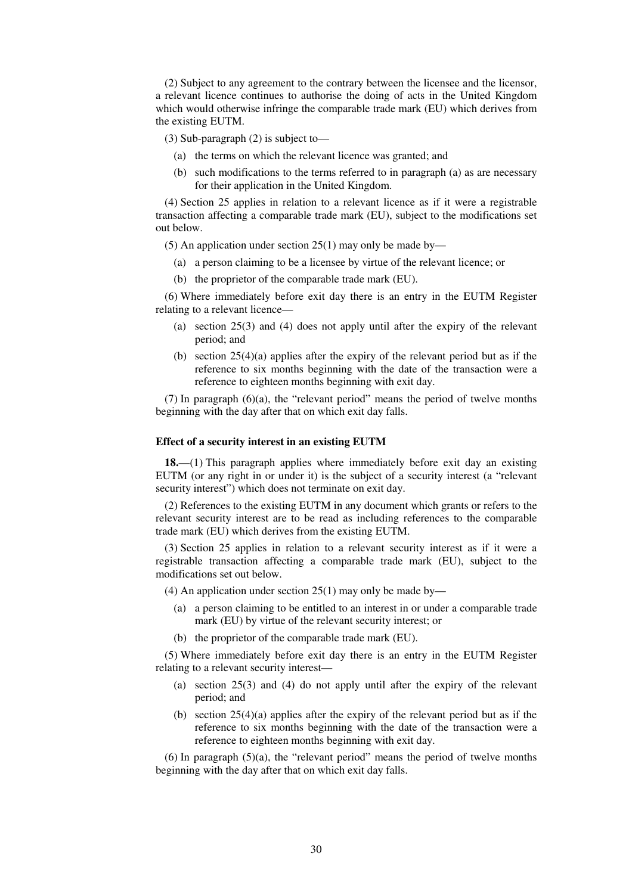(2) Subject to any agreement to the contrary between the licensee and the licensor, a relevant licence continues to authorise the doing of acts in the United Kingdom which would otherwise infringe the comparable trade mark (EU) which derives from the existing EUTM.

(3) Sub-paragraph (2) is subject to—

(a) the terms on which the relevant licence was granted; and

(b) such modifications to the terms referred to in paragraph (a) as are necessary for their application in the United Kingdom.

(4) Section 25 applies in relation to a relevant licence as if it were a registrable transaction affecting a comparable trade mark (EU), subject to the modifications set out below.

(5) An application under section 25(1) may only be made by—

(a) a person claiming to be a licensee by virtue of the relevant licence; or

(b) the proprietor of the comparable trade mark (EU).

(6) Where immediately before exit day there is an entry in the EUTM Register relating to a relevant licence—

(a) section 25(3) and (4) does not apply until after the expiry of the relevant period; and

(b) section 25(4)(a) applies after the expiry of the relevant period but as if the reference to six months beginning with the date of the transaction were a reference to eighteen months beginning with exit day.

(7) In paragraph (6)(a), the "relevant period" means the period of twelve months beginning with the day after that on which exit day falls.

**Effect of a security interest in an existing EUTM**

**18.**—(1) This paragraph applies where immediately before exit day an existing EUTM (or any right in or under it) is the subject of a security interest (a "relevant security interest") which does not terminate on exit day.

(2) References to the existing EUTM in any document which grants or refers to the relevant security interest are to be read as including references to the comparable trade mark (EU) which derives from the existing EUTM.

(3) Section 25 applies in relation to a relevant security interest as if it were a registrable transaction affecting a comparable trade mark (EU), subject to the modifications set out below.

(4) An application under section 25(1) may only be made by—

(a) a person claiming to be entitled to an interest in or under a comparable trade mark (EU) by virtue of the relevant security interest; or

(b) the proprietor of the comparable trade mark (EU).

(5) Where immediately before exit day there is an entry in the EUTM Register relating to a relevant security interest—

(a) section 25(3) and (4) do not apply until after the expiry of the relevant period; and

(b) section 25(4)(a) applies after the expiry of the relevant period but as if the reference to six months beginning with the date of the transaction were a reference to eighteen months beginning with exit day.

(6) In paragraph (5)(a), the "relevant period" means the period of twelve months beginning with the day after that on which exit day falls.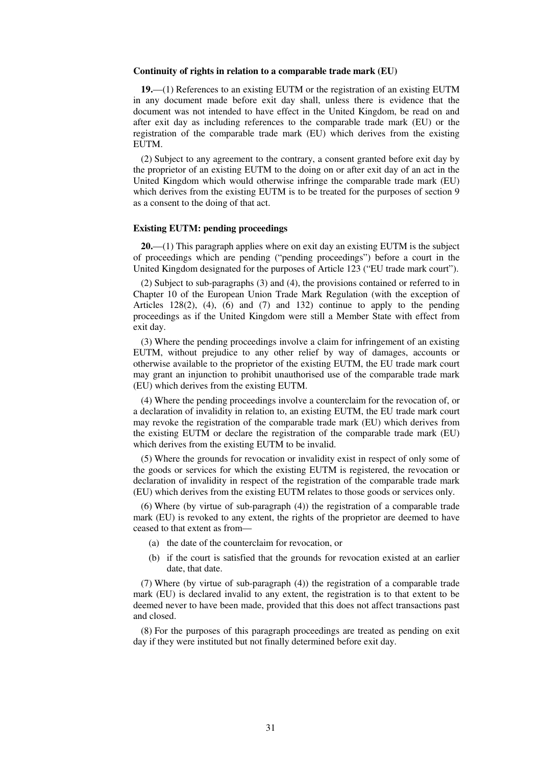**Continuity of rights in relation to a comparable trade mark (EU)**

**19.**—(1) References to an existing EUTM or the registration of an existing EUTM in any document made before exit day shall, unless there is evidence that the document was not intended to have effect in the United Kingdom, be read on and after exit day as including references to the comparable trade mark (EU) or the registration of the comparable trade mark (EU) which derives from the existing EUTM.

(2) Subject to any agreement to the contrary, a consent granted before exit day by the proprietor of an existing EUTM to the doing on or after exit day of an act in the United Kingdom which would otherwise infringe the comparable trade mark (EU) which derives from the existing EUTM is to be treated for the purposes of section 9 as a consent to the doing of that act.

**Existing EUTM: pending proceedings**

**20.**—(1) This paragraph applies where on exit day an existing EUTM is the subject of proceedings which are pending ("pending proceedings") before a court in the United Kingdom designated for the purposes of Article 123 ("EU trade mark court").

(2) Subject to sub-paragraphs (3) and (4), the provisions contained or referred to in Chapter 10 of the European Union Trade Mark Regulation (with the exception of Articles 128(2), (4), (6) and (7) and 132) continue to apply to the pending proceedings as if the United Kingdom were still a Member State with effect from exit day.

(3) Where the pending proceedings involve a claim for infringement of an existing EUTM, without prejudice to any other relief by way of damages, accounts or otherwise available to the proprietor of the existing EUTM, the EU trade mark court may grant an injunction to prohibit unauthorised use of the comparable trade mark (EU) which derives from the existing EUTM.

(4) Where the pending proceedings involve a counterclaim for the revocation of, or a declaration of invalidity in relation to, an existing EUTM, the EU trade mark court may revoke the registration of the comparable trade mark (EU) which derives from the existing EUTM or declare the registration of the comparable trade mark (EU) which derives from the existing EUTM to be invalid.

(5) Where the grounds for revocation or invalidity exist in respect of only some of the goods or services for which the existing EUTM is registered, the revocation or declaration of invalidity in respect of the registration of the comparable trade mark (EU) which derives from the existing EUTM relates to those goods or services only.

(6) Where (by virtue of sub-paragraph (4)) the registration of a comparable trade mark (EU) is revoked to any extent, the rights of the proprietor are deemed to have ceased to that extent as from—

(a) the date of the counterclaim for revocation, or

(b) if the court is satisfied that the grounds for revocation existed at an earlier date, that date.

(7) Where (by virtue of sub-paragraph (4)) the registration of a comparable trade mark (EU) is declared invalid to any extent, the registration is to that extent to be deemed never to have been made, provided that this does not affect transactions past and closed.

(8) For the purposes of this paragraph proceedings are treated as pending on exit day if they were instituted but not finally determined before exit day.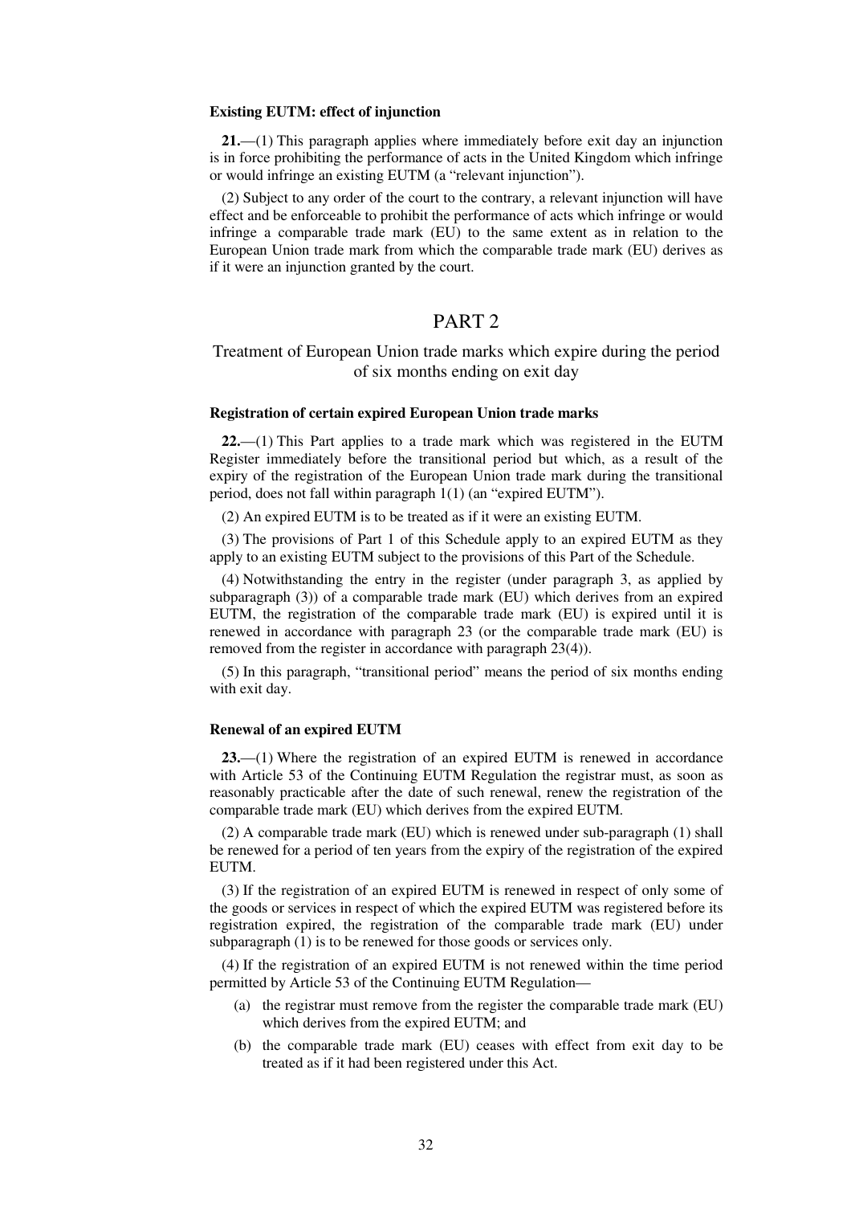**Existing EUTM: effect of injunction**

**21.**—(1) This paragraph applies where immediately before exit day an injunction is in force prohibiting the performance of acts in the United Kingdom which infringe or would infringe an existing EUTM (a "relevant injunction").

(2) Subject to any order of the court to the contrary, a relevant injunction will have effect and be enforceable to prohibit the performance of acts which infringe or would infringe a comparable trade mark (EU) to the same extent as in relation to the European Union trade mark from which the comparable trade mark (EU) derives as if it were an injunction granted by the court.

## PART 2

### Treatment of European Union trade marks which expire during the period of six months ending on exit day

**Registration of certain expired European Union trade marks**

**22.**—(1) This Part applies to a trade mark which was registered in the EUTM Register immediately before the transitional period but which, as a result of the expiry of the registration of the European Union trade mark during the transitional period, does not fall within paragraph 1(1) (an "expired EUTM").

(2) An expired EUTM is to be treated as if it were an existing EUTM.

(3) The provisions of Part 1 of this Schedule apply to an expired EUTM as they apply to an existing EUTM subject to the provisions of this Part of the Schedule.

(4) Notwithstanding the entry in the register (under paragraph 3, as applied by subparagraph (3)) of a comparable trade mark (EU) which derives from an expired EUTM, the registration of the comparable trade mark (EU) is expired until it is renewed in accordance with paragraph 23 (or the comparable trade mark (EU) is removed from the register in accordance with paragraph 23(4)).

(5) In this paragraph, "transitional period" means the period of six months ending with exit day.

**Renewal of an expired EUTM**

**23.**—(1) Where the registration of an expired EUTM is renewed in accordance with Article 53 of the Continuing EUTM Regulation the registrar must, as soon as reasonably practicable after the date of such renewal, renew the registration of the comparable trade mark (EU) which derives from the expired EUTM.

(2) A comparable trade mark (EU) which is renewed under sub-paragraph (1) shall be renewed for a period of ten years from the expiry of the registration of the expired EUTM.

(3) If the registration of an expired EUTM is renewed in respect of only some of the goods or services in respect of which the expired EUTM was registered before its registration expired, the registration of the comparable trade mark (EU) under subparagraph (1) is to be renewed for those goods or services only.

(4) If the registration of an expired EUTM is not renewed within the time period permitted by Article 53 of the Continuing EUTM Regulation—

(a) the registrar must remove from the register the comparable trade mark (EU) which derives from the expired EUTM; and

(b) the comparable trade mark (EU) ceases with effect from exit day to be treated as if it had been registered under this Act.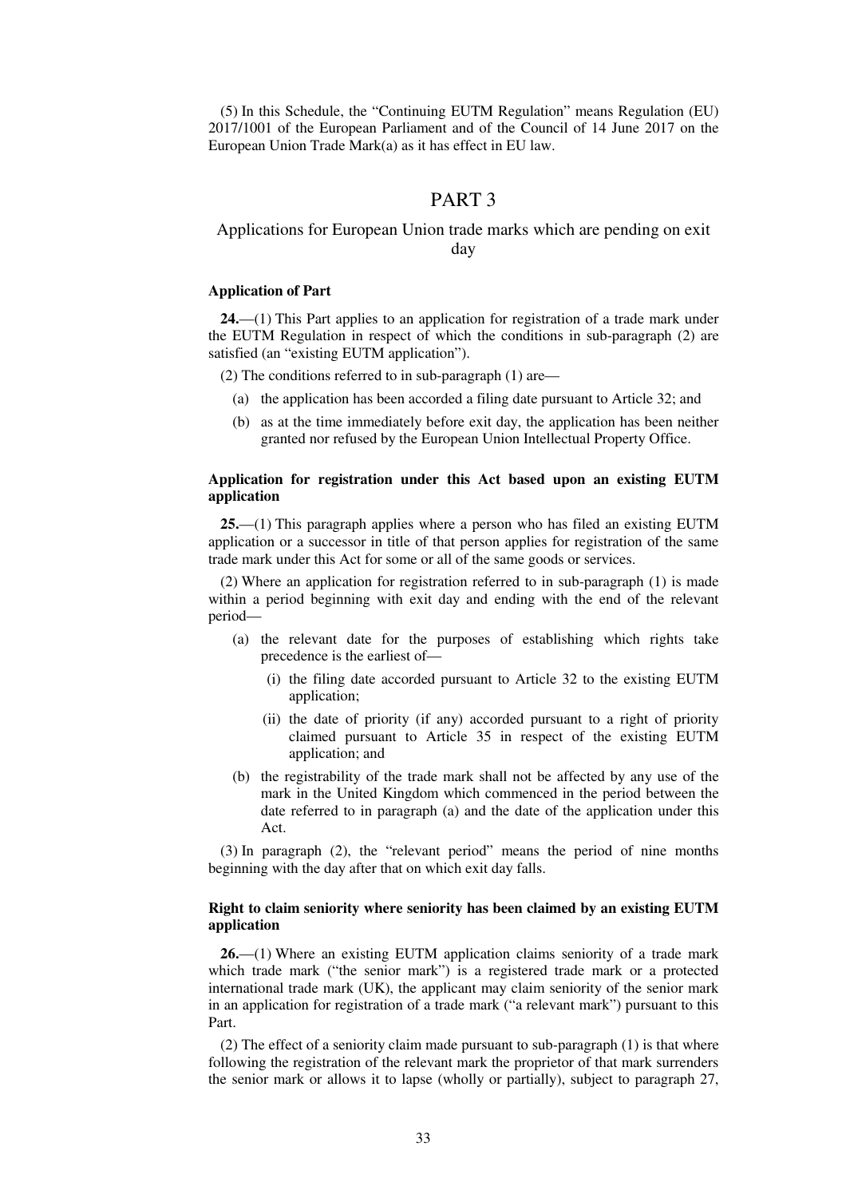(5) In this Schedule, the "Continuing EUTM Regulation" means Regulation (EU) 2017/1001 of the European Parliament and of the Council of 14 June 2017 on the European Union Trade Mark(a) as it has effect in EU law.

## PART 3

### Applications for European Union trade marks which are pending on exit day

**Application of Part**

**24.**—(1) This Part applies to an application for registration of a trade mark under the EUTM Regulation in respect of which the conditions in sub-paragraph (2) are satisfied (an "existing EUTM application").

(2) The conditions referred to in sub-paragraph (1) are—

- (a) the application has been accorded a filing date pursuant to Article 32; and
- (b) as at the time immediately before exit day, the application has been neither granted nor refused by the European Union Intellectual Property Office.

**Application for registration under this Act based upon an existing EUTM application**

**25.**—(1) This paragraph applies where a person who has filed an existing EUTM application or a successor in title of that person applies for registration of the same trade mark under this Act for some or all of the same goods or services.

(2) Where an application for registration referred to in sub-paragraph (1) is made within a period beginning with exit day and ending with the end of the relevant period—

- (a) the relevant date for the purposes of establishing which rights take precedence is the earliest of—
  - (i) the filing date accorded pursuant to Article 32 to the existing EUTM application;
  - (ii) the date of priority (if any) accorded pursuant to a right of priority claimed pursuant to Article 35 in respect of the existing EUTM application; and
- (b) the registrability of the trade mark shall not be affected by any use of the mark in the United Kingdom which commenced in the period between the date referred to in paragraph (a) and the date of the application under this Act.

(3) In paragraph (2), the "relevant period" means the period of nine months beginning with the day after that on which exit day falls.

**Right to claim seniority where seniority has been claimed by an existing EUTM application**

**26.**—(1) Where an existing EUTM application claims seniority of a trade mark which trade mark ("the senior mark") is a registered trade mark or a protected international trade mark (UK), the applicant may claim seniority of the senior mark in an application for registration of a trade mark ("a relevant mark") pursuant to this Part.

(2) The effect of a seniority claim made pursuant to sub-paragraph (1) is that where following the registration of the relevant mark the proprietor of that mark surrenders the senior mark or allows it to lapse (wholly or partially), subject to paragraph 27,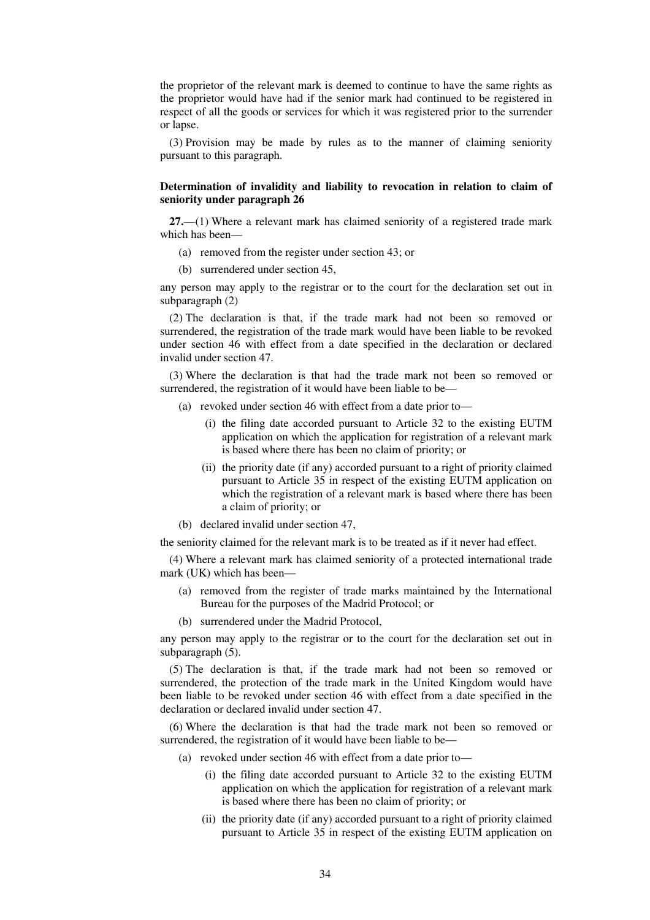the proprietor of the relevant mark is deemed to continue to have the same rights as the proprietor would have had if the senior mark had continued to be registered in respect of all the goods or services for which it was registered prior to the surrender or lapse.

(3) Provision may be made by rules as to the manner of claiming seniority pursuant to this paragraph.

**Determination of invalidity and liability to revocation in relation to claim of seniority under paragraph 26**

**27.**—(1) Where a relevant mark has claimed seniority of a registered trade mark which has been—

(a) removed from the register under section 43; or

(b) surrendered under section 45,

any person may apply to the registrar or to the court for the declaration set out in subparagraph (2)

(2) The declaration is that, if the trade mark had not been so removed or surrendered, the registration of the trade mark would have been liable to be revoked under section 46 with effect from a date specified in the declaration or declared invalid under section 47.

(3) Where the declaration is that had the trade mark not been so removed or surrendered, the registration of it would have been liable to be—

(a) revoked under section 46 with effect from a date prior to—

(i) the filing date accorded pursuant to Article 32 to the existing EUTM application on which the application for registration of a relevant mark is based where there has been no claim of priority; or

(ii) the priority date (if any) accorded pursuant to a right of priority claimed pursuant to Article 35 in respect of the existing EUTM application on which the registration of a relevant mark is based where there has been a claim of priority; or

(b) declared invalid under section 47,

the seniority claimed for the relevant mark is to be treated as if it never had effect.

(4) Where a relevant mark has claimed seniority of a protected international trade mark (UK) which has been—

(a) removed from the register of trade marks maintained by the International Bureau for the purposes of the Madrid Protocol; or

(b) surrendered under the Madrid Protocol,

any person may apply to the registrar or to the court for the declaration set out in subparagraph (5).

(5) The declaration is that, if the trade mark had not been so removed or surrendered, the protection of the trade mark in the United Kingdom would have been liable to be revoked under section 46 with effect from a date specified in the declaration or declared invalid under section 47.

(6) Where the declaration is that had the trade mark not been so removed or surrendered, the registration of it would have been liable to be—

(a) revoked under section 46 with effect from a date prior to—

(i) the filing date accorded pursuant to Article 32 to the existing EUTM application on which the application for registration of a relevant mark is based where there has been no claim of priority; or

(ii) the priority date (if any) accorded pursuant to a right of priority claimed pursuant to Article 35 in respect of the existing EUTM application on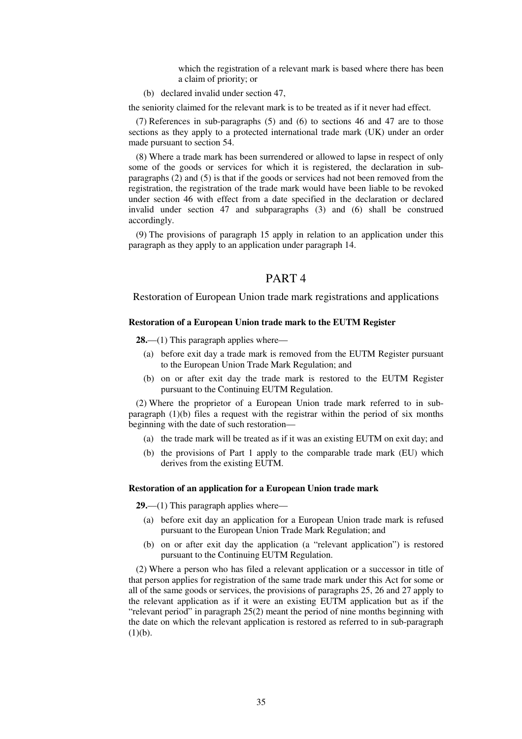which the registration of a relevant mark is based where there has been a claim of priority; or

(b) declared invalid under section 47,

the seniority claimed for the relevant mark is to be treated as if it never had effect.

(7) References in sub-paragraphs (5) and (6) to sections 46 and 47 are to those sections as they apply to a protected international trade mark (UK) under an order made pursuant to section 54.

(8) Where a trade mark has been surrendered or allowed to lapse in respect of only some of the goods or services for which it is registered, the declaration in sub-paragraphs (2) and (5) is that if the goods or services had not been removed from the registration, the registration of the trade mark would have been liable to be revoked under section 46 with effect from a date specified in the declaration or declared invalid under section 47 and subparagraphs (3) and (6) shall be construed accordingly.

(9) The provisions of paragraph 15 apply in relation to an application under this paragraph as they apply to an application under paragraph 14.

## PART 4

### Restoration of European Union trade mark registrations and applications

#### Restoration of a European Union trade mark to the EUTM Register

**28.**—(1) This paragraph applies where—

(a) before exit day a trade mark is removed from the EUTM Register pursuant to the European Union Trade Mark Regulation; and

(b) on or after exit day the trade mark is restored to the EUTM Register pursuant to the Continuing EUTM Regulation.

(2) Where the proprietor of a European Union trade mark referred to in sub-paragraph (1)(b) files a request with the registrar within the period of six months beginning with the date of such restoration—

(a) the trade mark will be treated as if it was an existing EUTM on exit day; and

(b) the provisions of Part 1 apply to the comparable trade mark (EU) which derives from the existing EUTM.

#### Restoration of an application for a European Union trade mark

**29.**—(1) This paragraph applies where—

(a) before exit day an application for a European Union trade mark is refused pursuant to the European Union Trade Mark Regulation; and

(b) on or after exit day the application (a "relevant application") is restored pursuant to the Continuing EUTM Regulation.

(2) Where a person who has filed a relevant application or a successor in title of that person applies for registration of the same trade mark under this Act for some or all of the same goods or services, the provisions of paragraphs 25, 26 and 27 apply to the relevant application as if it were an existing EUTM application but as if the "relevant period" in paragraph 25(2) meant the period of nine months beginning with the date on which the relevant application is restored as referred to in sub-paragraph (1)(b).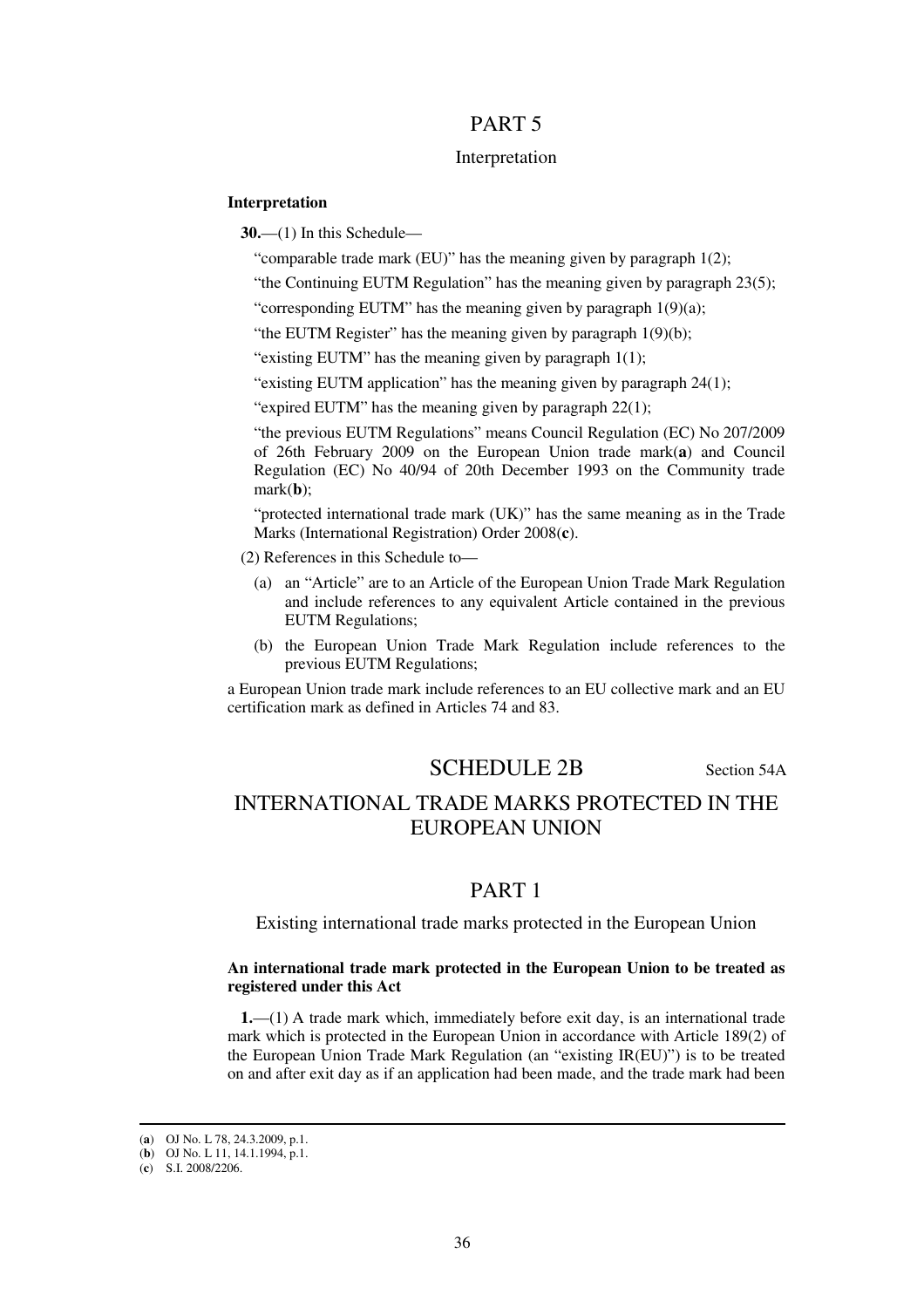## PART 5

### Interpretation

**Interpretation**

**30.**—(1) In this Schedule—

"comparable trade mark (EU)" has the meaning given by paragraph 1(2);

"the Continuing EUTM Regulation" has the meaning given by paragraph 23(5);

"corresponding EUTM" has the meaning given by paragraph 1(9)(a);

"the EUTM Register" has the meaning given by paragraph 1(9)(b);

"existing EUTM" has the meaning given by paragraph 1(1);

"existing EUTM application" has the meaning given by paragraph 24(1);

"expired EUTM" has the meaning given by paragraph 22(1);

"the previous EUTM Regulations" means Council Regulation (EC) No 207/2009 of 26th February 2009 on the European Union trade mark(**a**) and Council Regulation (EC) No 40/94 of 20th December 1993 on the Community trade mark(**b**);

"protected international trade mark (UK)" has the same meaning as in the Trade Marks (International Registration) Order 2008(**c**).

(2) References in this Schedule to—

(a) an "Article" are to an Article of the European Union Trade Mark Regulation and include references to any equivalent Article contained in the previous EUTM Regulations;

(b) the European Union Trade Mark Regulation include references to the previous EUTM Regulations;

a European Union trade mark include references to an EU collective mark and an EU certification mark as defined in Articles 74 and 83.

# SCHEDULE 2B

Section 54A

# INTERNATIONAL TRADE MARKS PROTECTED IN THE EUROPEAN UNION

## PART 1

### Existing international trade marks protected in the European Union

**An international trade mark protected in the European Union to be treated as registered under this Act**

**1.**—(1) A trade mark which, immediately before exit day, is an international trade mark which is protected in the European Union in accordance with Article 189(2) of the European Union Trade Mark Regulation (an "existing IR(EU)") is to be treated on and after exit day as if an application had been made, and the trade mark had been

(**a**) OJ No. L 78, 24.3.2009, p.1.

(**b**) OJ No. L 11, 14.1.1994, p.1.

(**c**) S.I. 2008/2206.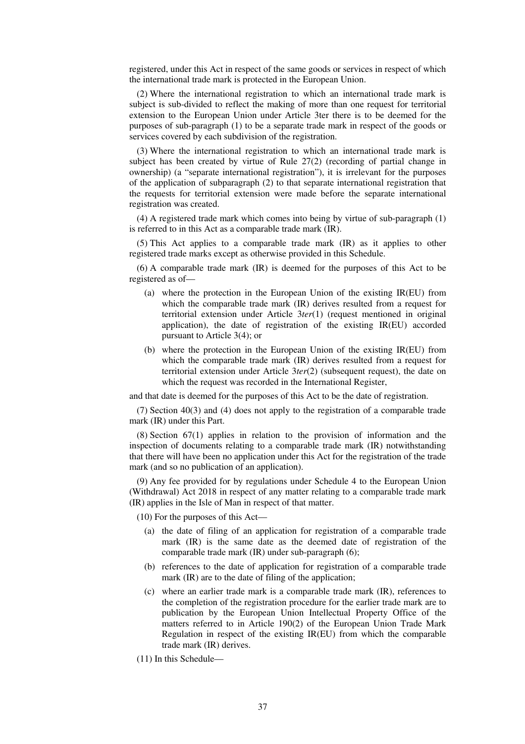registered, under this Act in respect of the same goods or services in respect of which the international trade mark is protected in the European Union.

(2) Where the international registration to which an international trade mark is subject is sub-divided to reflect the making of more than one request for territorial extension to the European Union under Article 3ter there is to be deemed for the purposes of sub-paragraph (1) to be a separate trade mark in respect of the goods or services covered by each subdivision of the registration.

(3) Where the international registration to which an international trade mark is subject has been created by virtue of Rule 27(2) (recording of partial change in ownership) (a "separate international registration"), it is irrelevant for the purposes of the application of subparagraph (2) to that separate international registration that the requests for territorial extension were made before the separate international registration was created.

(4) A registered trade mark which comes into being by virtue of sub-paragraph (1) is referred to in this Act as a comparable trade mark (IR).

(5) This Act applies to a comparable trade mark (IR) as it applies to other registered trade marks except as otherwise provided in this Schedule.

(6) A comparable trade mark (IR) is deemed for the purposes of this Act to be registered as of—

- (a) where the protection in the European Union of the existing IR(EU) from which the comparable trade mark (IR) derives resulted from a request for territorial extension under Article 3*ter*(1) (request mentioned in original application), the date of registration of the existing IR(EU) accorded pursuant to Article 3(4); or
- (b) where the protection in the European Union of the existing IR(EU) from which the comparable trade mark (IR) derives resulted from a request for territorial extension under Article 3*ter*(2) (subsequent request), the date on which the request was recorded in the International Register,

and that date is deemed for the purposes of this Act to be the date of registration.

(7) Section 40(3) and (4) does not apply to the registration of a comparable trade mark (IR) under this Part.

(8) Section 67(1) applies in relation to the provision of information and the inspection of documents relating to a comparable trade mark (IR) notwithstanding that there will have been no application under this Act for the registration of the trade mark (and so no publication of an application).

(9) Any fee provided for by regulations under Schedule 4 to the European Union (Withdrawal) Act 2018 in respect of any matter relating to a comparable trade mark (IR) applies in the Isle of Man in respect of that matter.

(10) For the purposes of this Act—

- (a) the date of filing of an application for registration of a comparable trade mark (IR) is the same date as the deemed date of registration of the comparable trade mark (IR) under sub-paragraph (6);
- (b) references to the date of application for registration of a comparable trade mark (IR) are to the date of filing of the application;
- (c) where an earlier trade mark is a comparable trade mark (IR), references to the completion of the registration procedure for the earlier trade mark are to publication by the European Union Intellectual Property Office of the matters referred to in Article 190(2) of the European Union Trade Mark Regulation in respect of the existing IR(EU) from which the comparable trade mark (IR) derives.

(11) In this Schedule—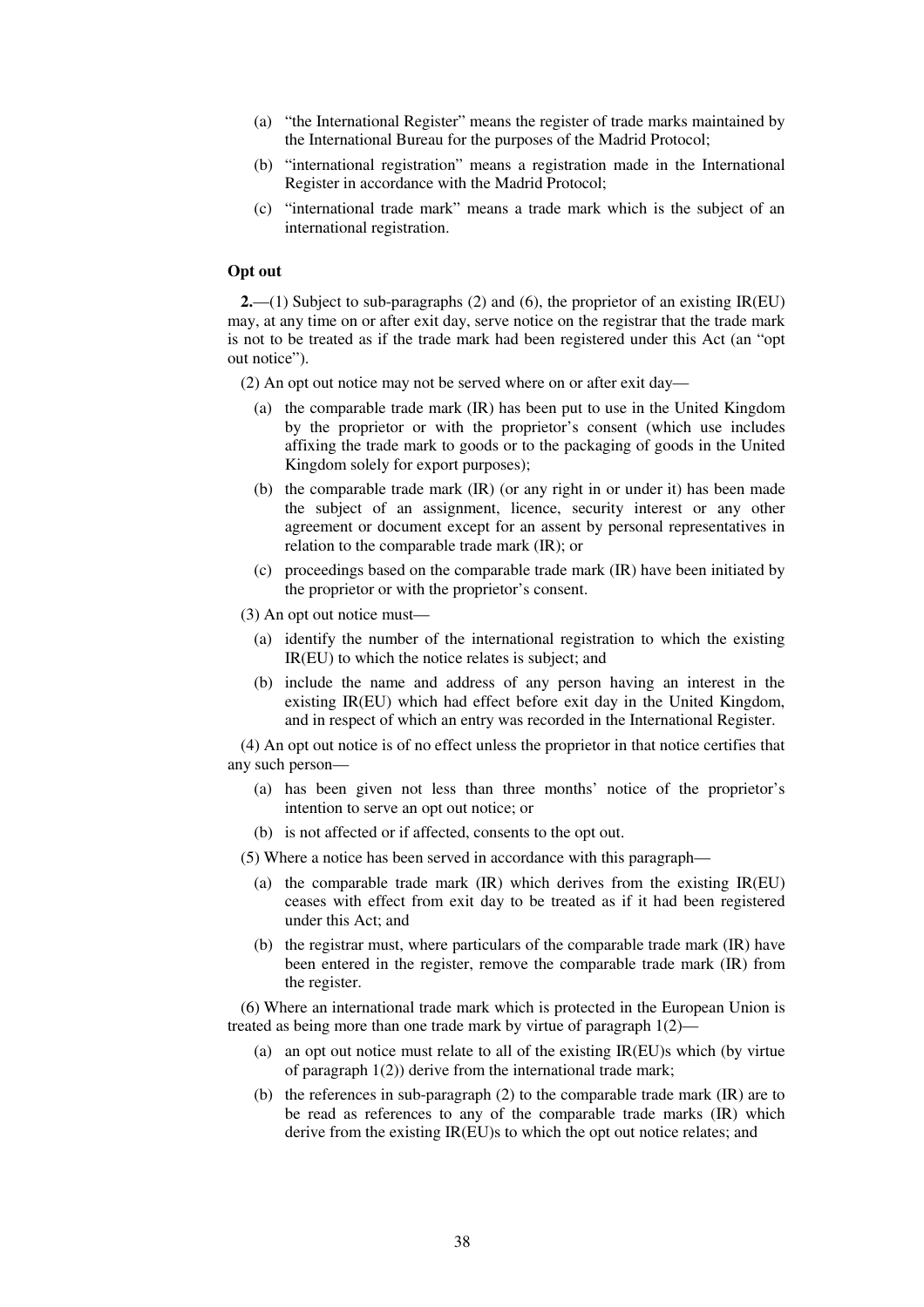(a) "the International Register" means the register of trade marks maintained by the International Bureau for the purposes of the Madrid Protocol;

(b) "international registration" means a registration made in the International Register in accordance with the Madrid Protocol;

(c) "international trade mark" means a trade mark which is the subject of an international registration.

**Opt out**

**2.**—(1) Subject to sub-paragraphs (2) and (6), the proprietor of an existing IR(EU) may, at any time on or after exit day, serve notice on the registrar that the trade mark is not to be treated as if the trade mark had been registered under this Act (an "opt out notice").

(2) An opt out notice may not be served where on or after exit day—

(a) the comparable trade mark (IR) has been put to use in the United Kingdom by the proprietor or with the proprietor's consent (which use includes affixing the trade mark to goods or to the packaging of goods in the United Kingdom solely for export purposes);

(b) the comparable trade mark (IR) (or any right in or under it) has been made the subject of an assignment, licence, security interest or any other agreement or document except for an assent by personal representatives in relation to the comparable trade mark (IR); or

(c) proceedings based on the comparable trade mark (IR) have been initiated by the proprietor or with the proprietor's consent.

(3) An opt out notice must—

(a) identify the number of the international registration to which the existing IR(EU) to which the notice relates is subject; and

(b) include the name and address of any person having an interest in the existing IR(EU) which had effect before exit day in the United Kingdom, and in respect of which an entry was recorded in the International Register.

(4) An opt out notice is of no effect unless the proprietor in that notice certifies that any such person—

(a) has been given not less than three months' notice of the proprietor's intention to serve an opt out notice; or

(b) is not affected or if affected, consents to the opt out.

(5) Where a notice has been served in accordance with this paragraph—

(a) the comparable trade mark (IR) which derives from the existing IR(EU) ceases with effect from exit day to be treated as if it had been registered under this Act; and

(b) the registrar must, where particulars of the comparable trade mark (IR) have been entered in the register, remove the comparable trade mark (IR) from the register.

(6) Where an international trade mark which is protected in the European Union is treated as being more than one trade mark by virtue of paragraph 1(2)—

(a) an opt out notice must relate to all of the existing IR(EU)s which (by virtue of paragraph 1(2)) derive from the international trade mark;

(b) the references in sub-paragraph (2) to the comparable trade mark (IR) are to be read as references to any of the comparable trade marks (IR) which derive from the existing IR(EU)s to which the opt out notice relates; and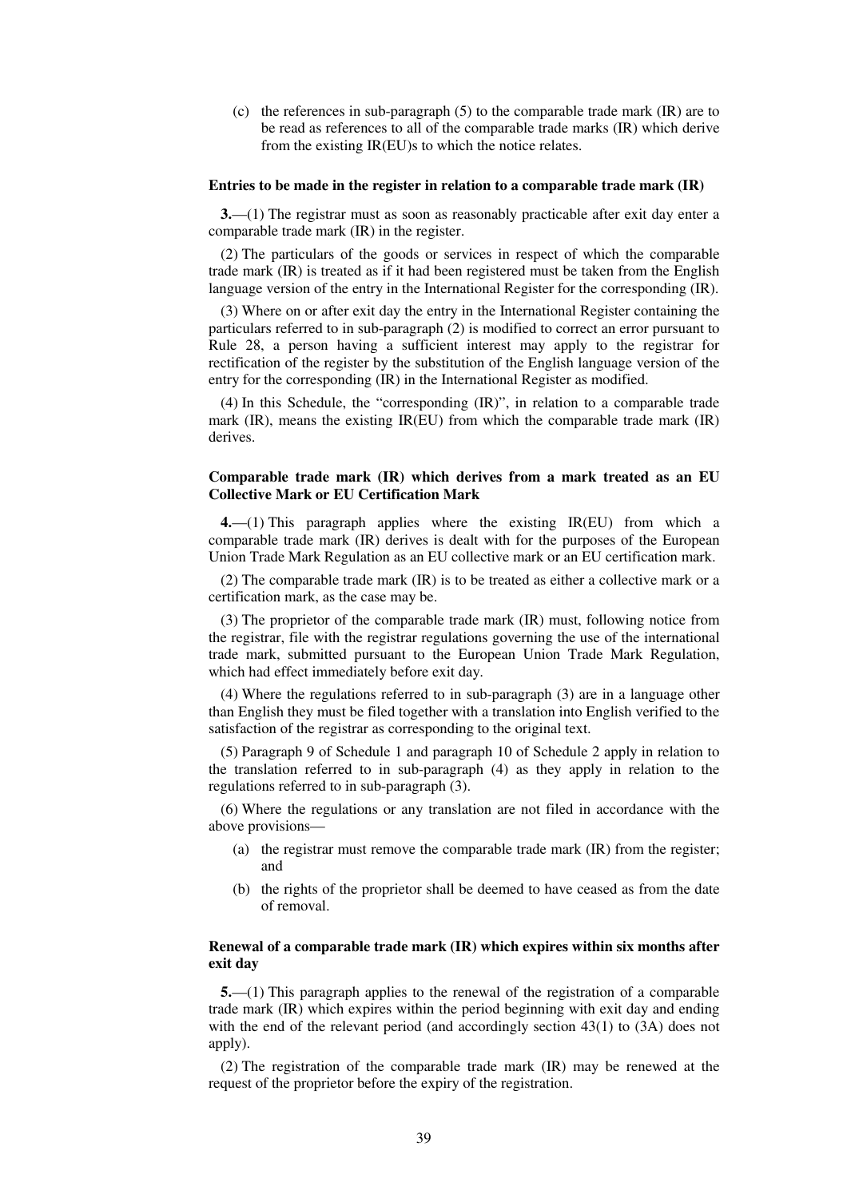(c) the references in sub-paragraph (5) to the comparable trade mark (IR) are to be read as references to all of the comparable trade marks (IR) which derive from the existing IR(EU)s to which the notice relates.

### Entries to be made in the register in relation to a comparable trade mark (IR)

**3.**—(1) The registrar must as soon as reasonably practicable after exit day enter a comparable trade mark (IR) in the register.

(2) The particulars of the goods or services in respect of which the comparable trade mark (IR) is treated as if it had been registered must be taken from the English language version of the entry in the International Register for the corresponding (IR).

(3) Where on or after exit day the entry in the International Register containing the particulars referred to in sub-paragraph (2) is modified to correct an error pursuant to Rule 28, a person having a sufficient interest may apply to the registrar for rectification of the register by the substitution of the English language version of the entry for the corresponding (IR) in the International Register as modified.

(4) In this Schedule, the "corresponding (IR)", in relation to a comparable trade mark (IR), means the existing IR(EU) from which the comparable trade mark (IR) derives.

### Comparable trade mark (IR) which derives from a mark treated as an EU Collective Mark or EU Certification Mark

**4.**—(1) This paragraph applies where the existing IR(EU) from which a comparable trade mark (IR) derives is dealt with for the purposes of the European Union Trade Mark Regulation as an EU collective mark or an EU certification mark.

(2) The comparable trade mark (IR) is to be treated as either a collective mark or a certification mark, as the case may be.

(3) The proprietor of the comparable trade mark (IR) must, following notice from the registrar, file with the registrar regulations governing the use of the international trade mark, submitted pursuant to the European Union Trade Mark Regulation, which had effect immediately before exit day.

(4) Where the regulations referred to in sub-paragraph (3) are in a language other than English they must be filed together with a translation into English verified to the satisfaction of the registrar as corresponding to the original text.

(5) Paragraph 9 of Schedule 1 and paragraph 10 of Schedule 2 apply in relation to the translation referred to in sub-paragraph (4) as they apply in relation to the regulations referred to in sub-paragraph (3).

(6) Where the regulations or any translation are not filed in accordance with the above provisions—

(a) the registrar must remove the comparable trade mark (IR) from the register; and

(b) the rights of the proprietor shall be deemed to have ceased as from the date of removal.

### Renewal of a comparable trade mark (IR) which expires within six months after exit day

**5.**—(1) This paragraph applies to the renewal of the registration of a comparable trade mark (IR) which expires within the period beginning with exit day and ending with the end of the relevant period (and accordingly section 43(1) to (3A) does not apply).

(2) The registration of the comparable trade mark (IR) may be renewed at the request of the proprietor before the expiry of the registration.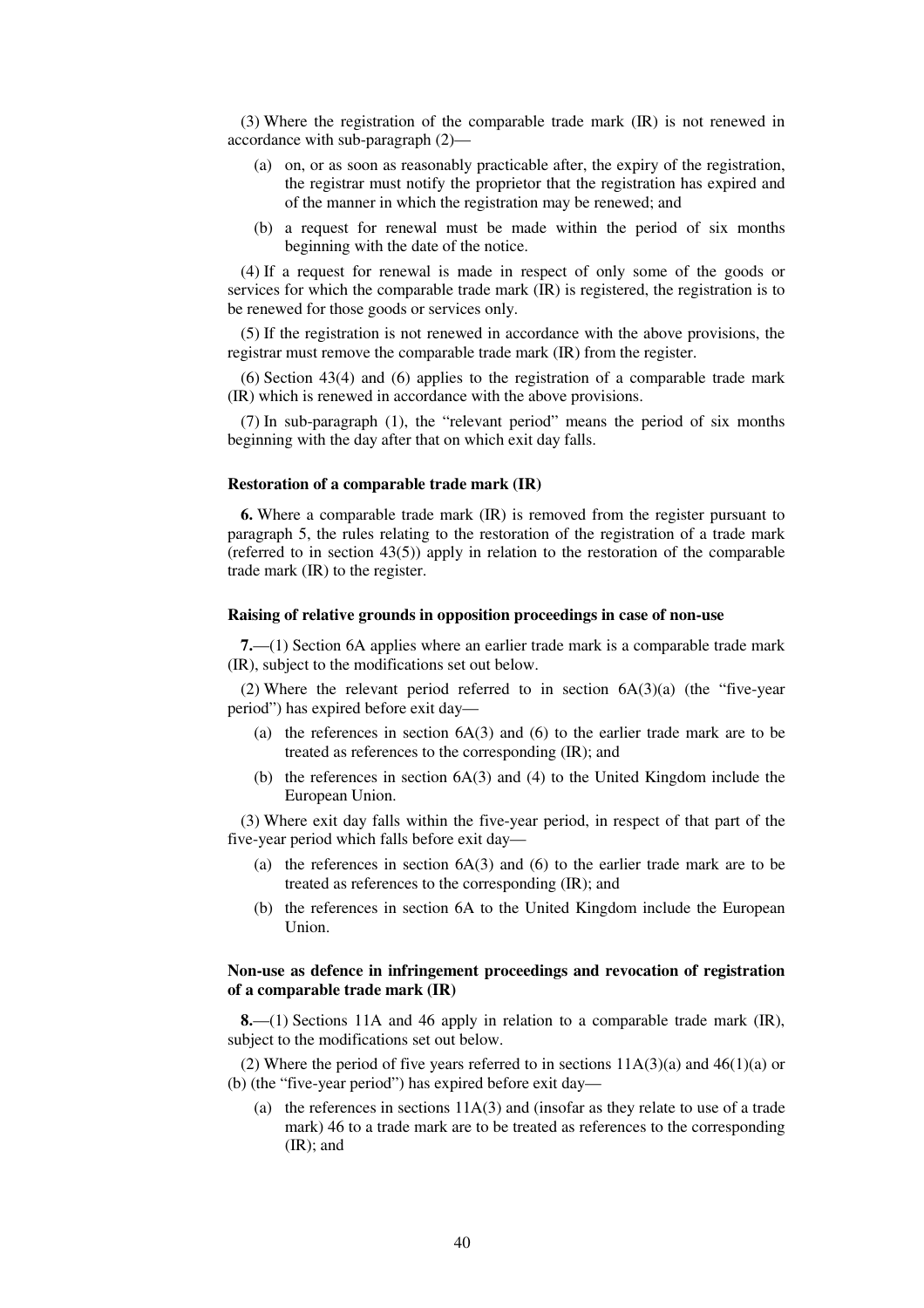(3) Where the registration of the comparable trade mark (IR) is not renewed in accordance with sub-paragraph (2)—

(a) on, or as soon as reasonably practicable after, the expiry of the registration, the registrar must notify the proprietor that the registration has expired and of the manner in which the registration may be renewed; and

(b) a request for renewal must be made within the period of six months beginning with the date of the notice.

(4) If a request for renewal is made in respect of only some of the goods or services for which the comparable trade mark (IR) is registered, the registration is to be renewed for those goods or services only.

(5) If the registration is not renewed in accordance with the above provisions, the registrar must remove the comparable trade mark (IR) from the register.

(6) Section 43(4) and (6) applies to the registration of a comparable trade mark (IR) which is renewed in accordance with the above provisions.

(7) In sub-paragraph (1), the "relevant period" means the period of six months beginning with the day after that on which exit day falls.

**Restoration of a comparable trade mark (IR)**

**6.** Where a comparable trade mark (IR) is removed from the register pursuant to paragraph 5, the rules relating to the restoration of the registration of a trade mark (referred to in section 43(5)) apply in relation to the restoration of the comparable trade mark (IR) to the register.

**Raising of relative grounds in opposition proceedings in case of non-use**

**7.**—(1) Section 6A applies where an earlier trade mark is a comparable trade mark (IR), subject to the modifications set out below.

(2) Where the relevant period referred to in section 6A(3)(a) (the "five-year period") has expired before exit day—

(a) the references in section 6A(3) and (6) to the earlier trade mark are to be treated as references to the corresponding (IR); and

(b) the references in section 6A(3) and (4) to the United Kingdom include the European Union.

(3) Where exit day falls within the five-year period, in respect of that part of the five-year period which falls before exit day—

(a) the references in section 6A(3) and (6) to the earlier trade mark are to be treated as references to the corresponding (IR); and

(b) the references in section 6A to the United Kingdom include the European Union.

**Non-use as defence in infringement proceedings and revocation of registration of a comparable trade mark (IR)**

**8.**—(1) Sections 11A and 46 apply in relation to a comparable trade mark (IR), subject to the modifications set out below.

(2) Where the period of five years referred to in sections 11A(3)(a) and 46(1)(a) or (b) (the "five-year period") has expired before exit day—

(a) the references in sections 11A(3) and (insofar as they relate to use of a trade mark) 46 to a trade mark are to be treated as references to the corresponding (IR); and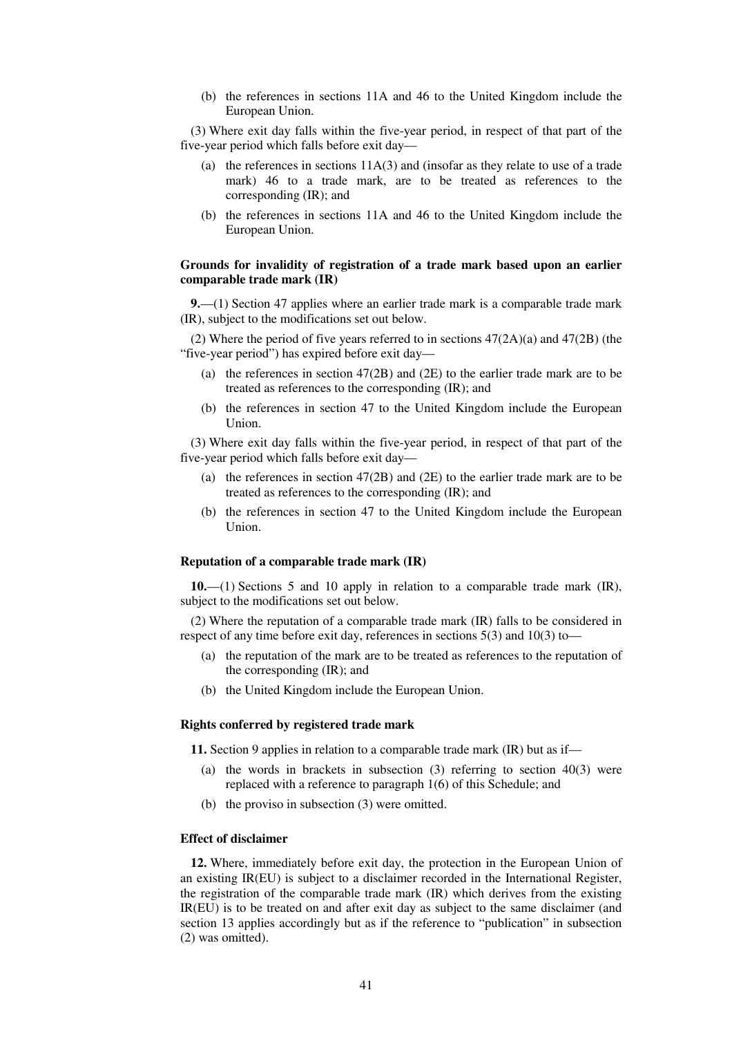(b) the references in sections 11A and 46 to the United Kingdom include the European Union.

(3) Where exit day falls within the five-year period, in respect of that part of the five-year period which falls before exit day—

(a) the references in sections 11A(3) and (insofar as they relate to use of a trade mark) 46 to a trade mark, are to be treated as references to the corresponding (IR); and

(b) the references in sections 11A and 46 to the United Kingdom include the European Union.

### Grounds for invalidity of registration of a trade mark based upon an earlier comparable trade mark (IR)

**9.**—(1) Section 47 applies where an earlier trade mark is a comparable trade mark (IR), subject to the modifications set out below.

(2) Where the period of five years referred to in sections 47(2A)(a) and 47(2B) (the "five-year period") has expired before exit day—

(a) the references in section 47(2B) and (2E) to the earlier trade mark are to be treated as references to the corresponding (IR); and

(b) the references in section 47 to the United Kingdom include the European Union.

(3) Where exit day falls within the five-year period, in respect of that part of the five-year period which falls before exit day—

(a) the references in section 47(2B) and (2E) to the earlier trade mark are to be treated as references to the corresponding (IR); and

(b) the references in section 47 to the United Kingdom include the European Union.

### Reputation of a comparable trade mark (IR)

**10.**—(1) Sections 5 and 10 apply in relation to a comparable trade mark (IR), subject to the modifications set out below.

(2) Where the reputation of a comparable trade mark (IR) falls to be considered in respect of any time before exit day, references in sections 5(3) and 10(3) to—

(a) the reputation of the mark are to be treated as references to the reputation of the corresponding (IR); and

(b) the United Kingdom include the European Union.

### Rights conferred by registered trade mark

**11.** Section 9 applies in relation to a comparable trade mark (IR) but as if—

(a) the words in brackets in subsection (3) referring to section 40(3) were replaced with a reference to paragraph 1(6) of this Schedule; and

(b) the proviso in subsection (3) were omitted.

### Effect of disclaimer

**12.** Where, immediately before exit day, the protection in the European Union of an existing IR(EU) is subject to a disclaimer recorded in the International Register, the registration of the comparable trade mark (IR) which derives from the existing IR(EU) is to be treated on and after exit day as subject to the same disclaimer (and section 13 applies accordingly but as if the reference to "publication" in subsection (2) was omitted).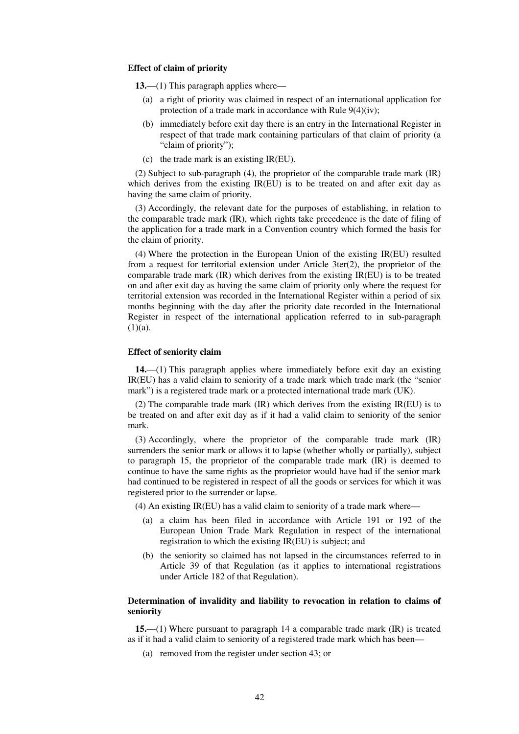**Effect of claim of priority**

**13.**—(1) This paragraph applies where—

(a) a right of priority was claimed in respect of an international application for protection of a trade mark in accordance with Rule 9(4)(iv);

(b) immediately before exit day there is an entry in the International Register in respect of that trade mark containing particulars of that claim of priority (a "claim of priority");

(c) the trade mark is an existing IR(EU).

(2) Subject to sub-paragraph (4), the proprietor of the comparable trade mark (IR) which derives from the existing IR(EU) is to be treated on and after exit day as having the same claim of priority.

(3) Accordingly, the relevant date for the purposes of establishing, in relation to the comparable trade mark (IR), which rights take precedence is the date of filing of the application for a trade mark in a Convention country which formed the basis for the claim of priority.

(4) Where the protection in the European Union of the existing IR(EU) resulted from a request for territorial extension under Article 3ter(2), the proprietor of the comparable trade mark (IR) which derives from the existing IR(EU) is to be treated on and after exit day as having the same claim of priority only where the request for territorial extension was recorded in the International Register within a period of six months beginning with the day after the priority date recorded in the International Register in respect of the international application referred to in sub-paragraph (1)(a).

**Effect of seniority claim**

**14.**—(1) This paragraph applies where immediately before exit day an existing IR(EU) has a valid claim to seniority of a trade mark which trade mark (the "senior mark") is a registered trade mark or a protected international trade mark (UK).

(2) The comparable trade mark (IR) which derives from the existing IR(EU) is to be treated on and after exit day as if it had a valid claim to seniority of the senior mark.

(3) Accordingly, where the proprietor of the comparable trade mark (IR) surrenders the senior mark or allows it to lapse (whether wholly or partially), subject to paragraph 15, the proprietor of the comparable trade mark (IR) is deemed to continue to have the same rights as the proprietor would have had if the senior mark had continued to be registered in respect of all the goods or services for which it was registered prior to the surrender or lapse.

(4) An existing IR(EU) has a valid claim to seniority of a trade mark where—

(a) a claim has been filed in accordance with Article 191 or 192 of the European Union Trade Mark Regulation in respect of the international registration to which the existing IR(EU) is subject; and

(b) the seniority so claimed has not lapsed in the circumstances referred to in Article 39 of that Regulation (as it applies to international registrations under Article 182 of that Regulation).

**Determination of invalidity and liability to revocation in relation to claims of seniority**

**15.**—(1) Where pursuant to paragraph 14 a comparable trade mark (IR) is treated as if it had a valid claim to seniority of a registered trade mark which has been—

(a) removed from the register under section 43; or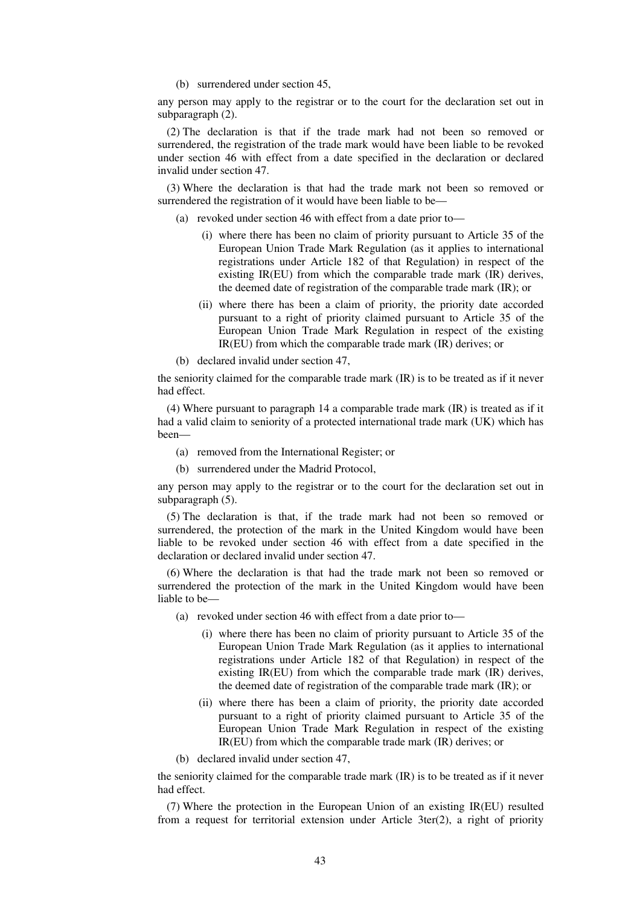(b) surrendered under section 45,

any person may apply to the registrar or to the court for the declaration set out in subparagraph (2).

(2) The declaration is that if the trade mark had not been so removed or surrendered, the registration of the trade mark would have been liable to be revoked under section 46 with effect from a date specified in the declaration or declared invalid under section 47.

(3) Where the declaration is that had the trade mark not been so removed or surrendered the registration of it would have been liable to be—

(a) revoked under section 46 with effect from a date prior to—

(i) where there has been no claim of priority pursuant to Article 35 of the European Union Trade Mark Regulation (as it applies to international registrations under Article 182 of that Regulation) in respect of the existing IR(EU) from which the comparable trade mark (IR) derives, the deemed date of registration of the comparable trade mark (IR); or

(ii) where there has been a claim of priority, the priority date accorded pursuant to a right of priority claimed pursuant to Article 35 of the European Union Trade Mark Regulation in respect of the existing IR(EU) from which the comparable trade mark (IR) derives; or

(b) declared invalid under section 47,

the seniority claimed for the comparable trade mark (IR) is to be treated as if it never had effect.

(4) Where pursuant to paragraph 14 a comparable trade mark (IR) is treated as if it had a valid claim to seniority of a protected international trade mark (UK) which has been—

(a) removed from the International Register; or

(b) surrendered under the Madrid Protocol,

any person may apply to the registrar or to the court for the declaration set out in subparagraph (5).

(5) The declaration is that, if the trade mark had not been so removed or surrendered, the protection of the mark in the United Kingdom would have been liable to be revoked under section 46 with effect from a date specified in the declaration or declared invalid under section 47.

(6) Where the declaration is that had the trade mark not been so removed or surrendered the protection of the mark in the United Kingdom would have been liable to be—

(a) revoked under section 46 with effect from a date prior to—

(i) where there has been no claim of priority pursuant to Article 35 of the European Union Trade Mark Regulation (as it applies to international registrations under Article 182 of that Regulation) in respect of the existing IR(EU) from which the comparable trade mark (IR) derives, the deemed date of registration of the comparable trade mark (IR); or

(ii) where there has been a claim of priority, the priority date accorded pursuant to a right of priority claimed pursuant to Article 35 of the European Union Trade Mark Regulation in respect of the existing IR(EU) from which the comparable trade mark (IR) derives; or

(b) declared invalid under section 47,

the seniority claimed for the comparable trade mark (IR) is to be treated as if it never had effect.

(7) Where the protection in the European Union of an existing IR(EU) resulted from a request for territorial extension under Article 3ter(2), a right of priority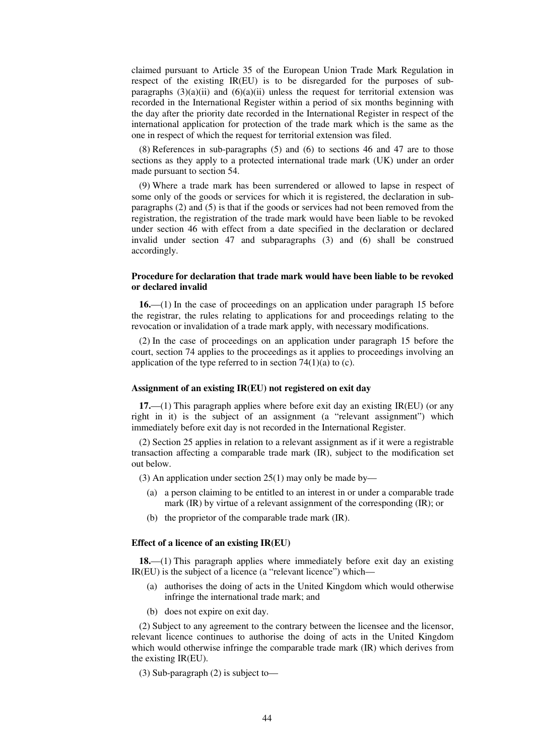claimed pursuant to Article 35 of the European Union Trade Mark Regulation in respect of the existing IR(EU) is to be disregarded for the purposes of sub-paragraphs (3)(a)(ii) and (6)(a)(ii) unless the request for territorial extension was recorded in the International Register within a period of six months beginning with the day after the priority date recorded in the International Register in respect of the international application for protection of the trade mark which is the same as the one in respect of which the request for territorial extension was filed.

(8) References in sub-paragraphs (5) and (6) to sections 46 and 47 are to those sections as they apply to a protected international trade mark (UK) under an order made pursuant to section 54.

(9) Where a trade mark has been surrendered or allowed to lapse in respect of some only of the goods or services for which it is registered, the declaration in sub-paragraphs (2) and (5) is that if the goods or services had not been removed from the registration, the registration of the trade mark would have been liable to be revoked under section 46 with effect from a date specified in the declaration or declared invalid under section 47 and subparagraphs (3) and (6) shall be construed accordingly.

### Procedure for declaration that trade mark would have been liable to be revoked or declared invalid

**16.**—(1) In the case of proceedings on an application under paragraph 15 before the registrar, the rules relating to applications for and proceedings relating to the revocation or invalidation of a trade mark apply, with necessary modifications.

(2) In the case of proceedings on an application under paragraph 15 before the court, section 74 applies to the proceedings as it applies to proceedings involving an application of the type referred to in section 74(1)(a) to (c).

### Assignment of an existing IR(EU) not registered on exit day

**17.**—(1) This paragraph applies where before exit day an existing IR(EU) (or any right in it) is the subject of an assignment (a "relevant assignment") which immediately before exit day is not recorded in the International Register.

(2) Section 25 applies in relation to a relevant assignment as if it were a registrable transaction affecting a comparable trade mark (IR), subject to the modification set out below.

(3) An application under section 25(1) may only be made by—

(a) a person claiming to be entitled to an interest in or under a comparable trade mark (IR) by virtue of a relevant assignment of the corresponding (IR); or

(b) the proprietor of the comparable trade mark (IR).

### Effect of a licence of an existing IR(EU)

**18.**—(1) This paragraph applies where immediately before exit day an existing IR(EU) is the subject of a licence (a "relevant licence") which—

(a) authorises the doing of acts in the United Kingdom which would otherwise infringe the international trade mark; and

(b) does not expire on exit day.

(2) Subject to any agreement to the contrary between the licensee and the licensor, relevant licence continues to authorise the doing of acts in the United Kingdom which would otherwise infringe the comparable trade mark (IR) which derives from the existing IR(EU).

(3) Sub-paragraph (2) is subject to—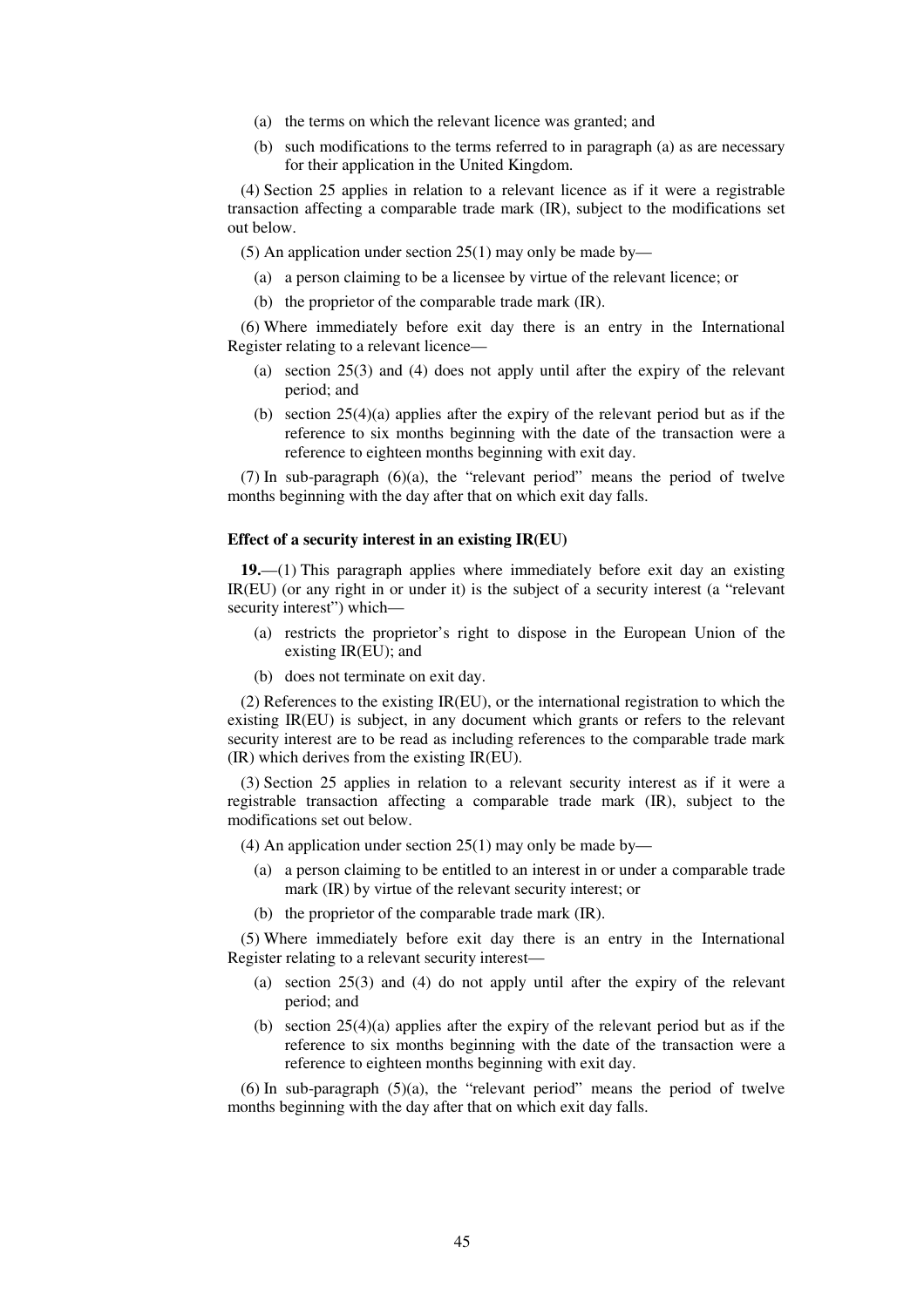(a) the terms on which the relevant licence was granted; and

(b) such modifications to the terms referred to in paragraph (a) as are necessary for their application in the United Kingdom.

(4) Section 25 applies in relation to a relevant licence as if it were a registrable transaction affecting a comparable trade mark (IR), subject to the modifications set out below.

(5) An application under section 25(1) may only be made by—

(a) a person claiming to be a licensee by virtue of the relevant licence; or

(b) the proprietor of the comparable trade mark (IR).

(6) Where immediately before exit day there is an entry in the International Register relating to a relevant licence—

(a) section 25(3) and (4) does not apply until after the expiry of the relevant period; and

(b) section 25(4)(a) applies after the expiry of the relevant period but as if the reference to six months beginning with the date of the transaction were a reference to eighteen months beginning with exit day.

(7) In sub-paragraph (6)(a), the "relevant period" means the period of twelve months beginning with the day after that on which exit day falls.

**Effect of a security interest in an existing IR(EU)**

**19.**—(1) This paragraph applies where immediately before exit day an existing IR(EU) (or any right in or under it) is the subject of a security interest (a "relevant security interest") which—

(a) restricts the proprietor's right to dispose in the European Union of the existing IR(EU); and

(b) does not terminate on exit day.

(2) References to the existing IR(EU), or the international registration to which the existing IR(EU) is subject, in any document which grants or refers to the relevant security interest are to be read as including references to the comparable trade mark (IR) which derives from the existing IR(EU).

(3) Section 25 applies in relation to a relevant security interest as if it were a registrable transaction affecting a comparable trade mark (IR), subject to the modifications set out below.

(4) An application under section 25(1) may only be made by—

(a) a person claiming to be entitled to an interest in or under a comparable trade mark (IR) by virtue of the relevant security interest; or

(b) the proprietor of the comparable trade mark (IR).

(5) Where immediately before exit day there is an entry in the International Register relating to a relevant security interest—

(a) section 25(3) and (4) do not apply until after the expiry of the relevant period; and

(b) section 25(4)(a) applies after the expiry of the relevant period but as if the reference to six months beginning with the date of the transaction were a reference to eighteen months beginning with exit day.

(6) In sub-paragraph (5)(a), the "relevant period" means the period of twelve months beginning with the day after that on which exit day falls.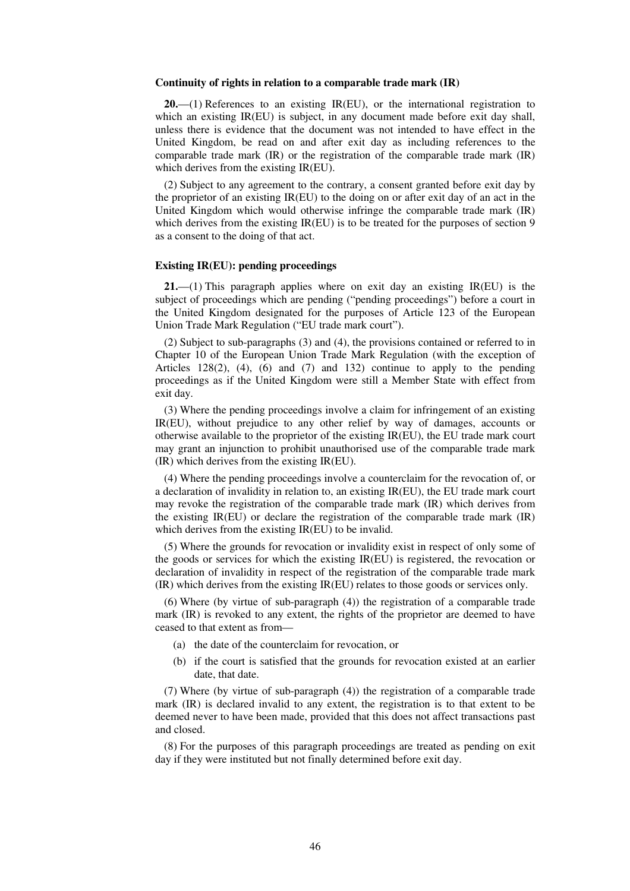### Continuity of rights in relation to a comparable trade mark (IR)

**20.**—(1) References to an existing IR(EU), or the international registration to which an existing IR(EU) is subject, in any document made before exit day shall, unless there is evidence that the document was not intended to have effect in the United Kingdom, be read on and after exit day as including references to the comparable trade mark (IR) or the registration of the comparable trade mark (IR) which derives from the existing IR(EU).

(2) Subject to any agreement to the contrary, a consent granted before exit day by the proprietor of an existing IR(EU) to the doing on or after exit day of an act in the United Kingdom which would otherwise infringe the comparable trade mark (IR) which derives from the existing IR(EU) is to be treated for the purposes of section 9 as a consent to the doing of that act.

### Existing IR(EU): pending proceedings

**21.**—(1) This paragraph applies where on exit day an existing IR(EU) is the subject of proceedings which are pending ("pending proceedings") before a court in the United Kingdom designated for the purposes of Article 123 of the European Union Trade Mark Regulation ("EU trade mark court").

(2) Subject to sub-paragraphs (3) and (4), the provisions contained or referred to in Chapter 10 of the European Union Trade Mark Regulation (with the exception of Articles 128(2), (4), (6) and (7) and 132) continue to apply to the pending proceedings as if the United Kingdom were still a Member State with effect from exit day.

(3) Where the pending proceedings involve a claim for infringement of an existing IR(EU), without prejudice to any other relief by way of damages, accounts or otherwise available to the proprietor of the existing IR(EU), the EU trade mark court may grant an injunction to prohibit unauthorised use of the comparable trade mark (IR) which derives from the existing IR(EU).

(4) Where the pending proceedings involve a counterclaim for the revocation of, or a declaration of invalidity in relation to, an existing IR(EU), the EU trade mark court may revoke the registration of the comparable trade mark (IR) which derives from the existing IR(EU) or declare the registration of the comparable trade mark (IR) which derives from the existing IR(EU) to be invalid.

(5) Where the grounds for revocation or invalidity exist in respect of only some of the goods or services for which the existing IR(EU) is registered, the revocation or declaration of invalidity in respect of the registration of the comparable trade mark (IR) which derives from the existing IR(EU) relates to those goods or services only.

(6) Where (by virtue of sub-paragraph (4)) the registration of a comparable trade mark (IR) is revoked to any extent, the rights of the proprietor are deemed to have ceased to that extent as from—

(a) the date of the counterclaim for revocation, or

(b) if the court is satisfied that the grounds for revocation existed at an earlier date, that date.

(7) Where (by virtue of sub-paragraph (4)) the registration of a comparable trade mark (IR) is declared invalid to any extent, the registration is to that extent to be deemed never to have been made, provided that this does not affect transactions past and closed.

(8) For the purposes of this paragraph proceedings are treated as pending on exit day if they were instituted but not finally determined before exit day.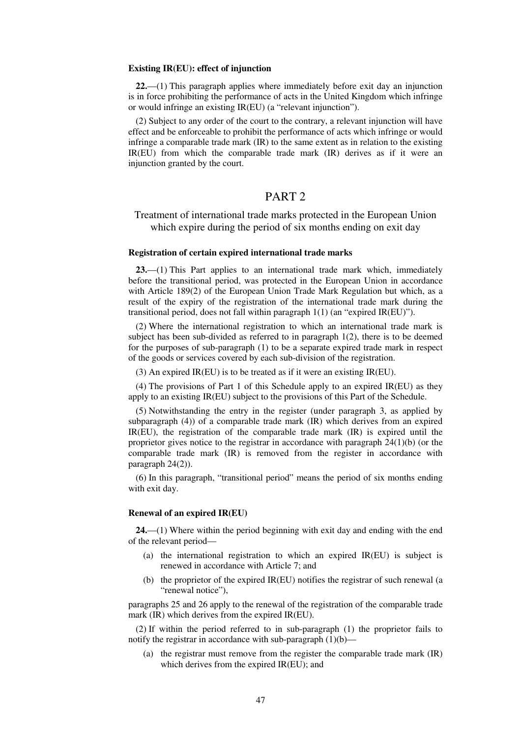**Existing IR(EU): effect of injunction**

**22.**—(1) This paragraph applies where immediately before exit day an injunction is in force prohibiting the performance of acts in the United Kingdom which infringe or would infringe an existing IR(EU) (a "relevant injunction").

(2) Subject to any order of the court to the contrary, a relevant injunction will have effect and be enforceable to prohibit the performance of acts which infringe or would infringe a comparable trade mark (IR) to the same extent as in relation to the existing IR(EU) from which the comparable trade mark (IR) derives as if it were an injunction granted by the court.

# PART 2

## Treatment of international trade marks protected in the European Union which expire during the period of six months ending on exit day

**Registration of certain expired international trade marks**

**23.**—(1) This Part applies to an international trade mark which, immediately before the transitional period, was protected in the European Union in accordance with Article 189(2) of the European Union Trade Mark Regulation but which, as a result of the expiry of the registration of the international trade mark during the transitional period, does not fall within paragraph 1(1) (an "expired IR(EU)").

(2) Where the international registration to which an international trade mark is subject has been sub-divided as referred to in paragraph 1(2), there is to be deemed for the purposes of sub-paragraph (1) to be a separate expired trade mark in respect of the goods or services covered by each sub-division of the registration.

(3) An expired IR(EU) is to be treated as if it were an existing IR(EU).

(4) The provisions of Part 1 of this Schedule apply to an expired IR(EU) as they apply to an existing IR(EU) subject to the provisions of this Part of the Schedule.

(5) Notwithstanding the entry in the register (under paragraph 3, as applied by subparagraph (4)) of a comparable trade mark (IR) which derives from an expired IR(EU), the registration of the comparable trade mark (IR) is expired until the proprietor gives notice to the registrar in accordance with paragraph 24(1)(b) (or the comparable trade mark (IR) is removed from the register in accordance with paragraph 24(2)).

(6) In this paragraph, "transitional period" means the period of six months ending with exit day.

**Renewal of an expired IR(EU)**

**24.**—(1) Where within the period beginning with exit day and ending with the end of the relevant period—

(a) the international registration to which an expired IR(EU) is subject is renewed in accordance with Article 7; and

(b) the proprietor of the expired IR(EU) notifies the registrar of such renewal (a "renewal notice"),

paragraphs 25 and 26 apply to the renewal of the registration of the comparable trade mark (IR) which derives from the expired IR(EU).

(2) If within the period referred to in sub-paragraph (1) the proprietor fails to notify the registrar in accordance with sub-paragraph (1)(b)—

(a) the registrar must remove from the register the comparable trade mark (IR) which derives from the expired IR(EU); and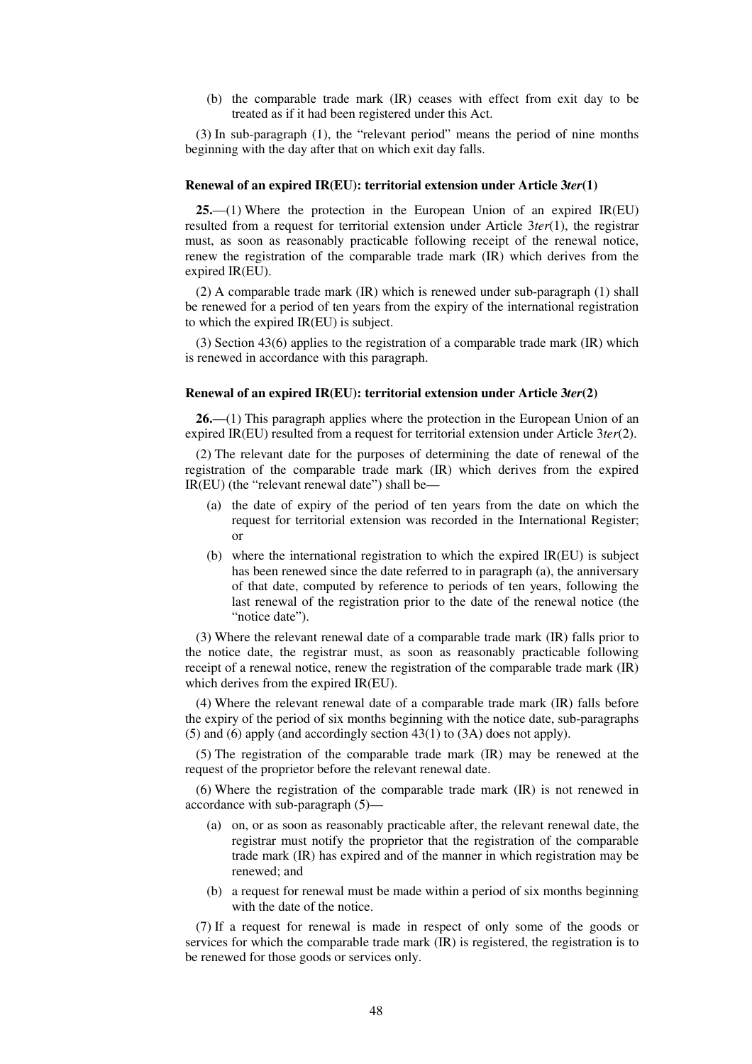(b) the comparable trade mark (IR) ceases with effect from exit day to be treated as if it had been registered under this Act.

(3) In sub-paragraph (1), the "relevant period" means the period of nine months beginning with the day after that on which exit day falls.

### Renewal of an expired IR(EU): territorial extension under Article 3*ter*(1)

**25.**—(1) Where the protection in the European Union of an expired IR(EU) resulted from a request for territorial extension under Article 3*ter*(1), the registrar must, as soon as reasonably practicable following receipt of the renewal notice, renew the registration of the comparable trade mark (IR) which derives from the expired IR(EU).

(2) A comparable trade mark (IR) which is renewed under sub-paragraph (1) shall be renewed for a period of ten years from the expiry of the international registration to which the expired IR(EU) is subject.

(3) Section 43(6) applies to the registration of a comparable trade mark (IR) which is renewed in accordance with this paragraph.

### Renewal of an expired IR(EU): territorial extension under Article 3*ter*(2)

**26.**—(1) This paragraph applies where the protection in the European Union of an expired IR(EU) resulted from a request for territorial extension under Article 3*ter*(2).

(2) The relevant date for the purposes of determining the date of renewal of the registration of the comparable trade mark (IR) which derives from the expired IR(EU) (the "relevant renewal date") shall be—

(a) the date of expiry of the period of ten years from the date on which the request for territorial extension was recorded in the International Register; or

(b) where the international registration to which the expired IR(EU) is subject has been renewed since the date referred to in paragraph (a), the anniversary of that date, computed by reference to periods of ten years, following the last renewal of the registration prior to the date of the renewal notice (the "notice date").

(3) Where the relevant renewal date of a comparable trade mark (IR) falls prior to the notice date, the registrar must, as soon as reasonably practicable following receipt of a renewal notice, renew the registration of the comparable trade mark (IR) which derives from the expired IR(EU).

(4) Where the relevant renewal date of a comparable trade mark (IR) falls before the expiry of the period of six months beginning with the notice date, sub-paragraphs (5) and (6) apply (and accordingly section 43(1) to (3A) does not apply).

(5) The registration of the comparable trade mark (IR) may be renewed at the request of the proprietor before the relevant renewal date.

(6) Where the registration of the comparable trade mark (IR) is not renewed in accordance with sub-paragraph (5)—

(a) on, or as soon as reasonably practicable after, the relevant renewal date, the registrar must notify the proprietor that the registration of the comparable trade mark (IR) has expired and of the manner in which registration may be renewed; and

(b) a request for renewal must be made within a period of six months beginning with the date of the notice.

(7) If a request for renewal is made in respect of only some of the goods or services for which the comparable trade mark (IR) is registered, the registration is to be renewed for those goods or services only.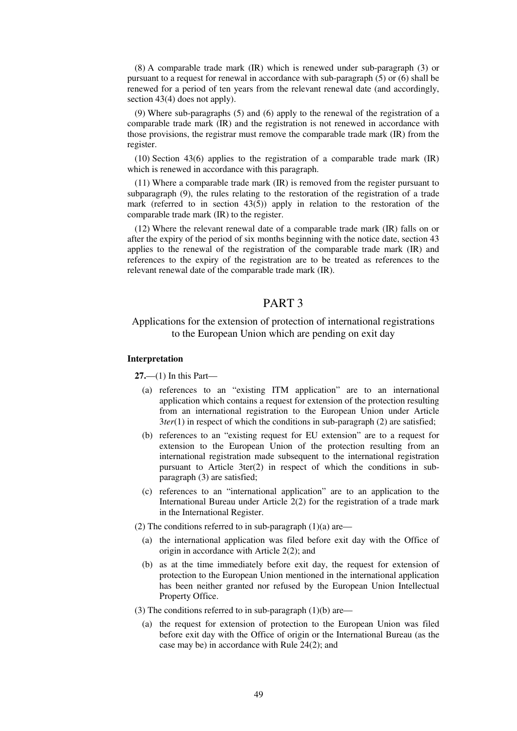(8) A comparable trade mark (IR) which is renewed under sub-paragraph (3) or pursuant to a request for renewal in accordance with sub-paragraph (5) or (6) shall be renewed for a period of ten years from the relevant renewal date (and accordingly, section 43(4) does not apply).

(9) Where sub-paragraphs (5) and (6) apply to the renewal of the registration of a comparable trade mark (IR) and the registration is not renewed in accordance with those provisions, the registrar must remove the comparable trade mark (IR) from the register.

(10) Section 43(6) applies to the registration of a comparable trade mark (IR) which is renewed in accordance with this paragraph.

(11) Where a comparable trade mark (IR) is removed from the register pursuant to subparagraph (9), the rules relating to the restoration of the registration of a trade mark (referred to in section 43(5)) apply in relation to the restoration of the comparable trade mark (IR) to the register.

(12) Where the relevant renewal date of a comparable trade mark (IR) falls on or after the expiry of the period of six months beginning with the notice date, section 43 applies to the renewal of the registration of the comparable trade mark (IR) and references to the expiry of the registration are to be treated as references to the relevant renewal date of the comparable trade mark (IR).

# PART 3

## Applications for the extension of protection of international registrations to the European Union which are pending on exit day

### Interpretation

**27.**—(1) In this Part—

(a) references to an "existing ITM application" are to an international application which contains a request for extension of the protection resulting from an international registration to the European Union under Article 3*ter*(1) in respect of which the conditions in sub-paragraph (2) are satisfied;

(b) references to an "existing request for EU extension" are to a request for extension to the European Union of the protection resulting from an international registration made subsequent to the international registration pursuant to Article 3ter(2) in respect of which the conditions in sub-paragraph (3) are satisfied;

(c) references to an "international application" are to an application to the International Bureau under Article 2(2) for the registration of a trade mark in the International Register.

(2) The conditions referred to in sub-paragraph (1)(a) are—

(a) the international application was filed before exit day with the Office of origin in accordance with Article 2(2); and

(b) as at the time immediately before exit day, the request for extension of protection to the European Union mentioned in the international application has been neither granted nor refused by the European Union Intellectual Property Office.

(3) The conditions referred to in sub-paragraph (1)(b) are—

(a) the request for extension of protection to the European Union was filed before exit day with the Office of origin or the International Bureau (as the case may be) in accordance with Rule 24(2); and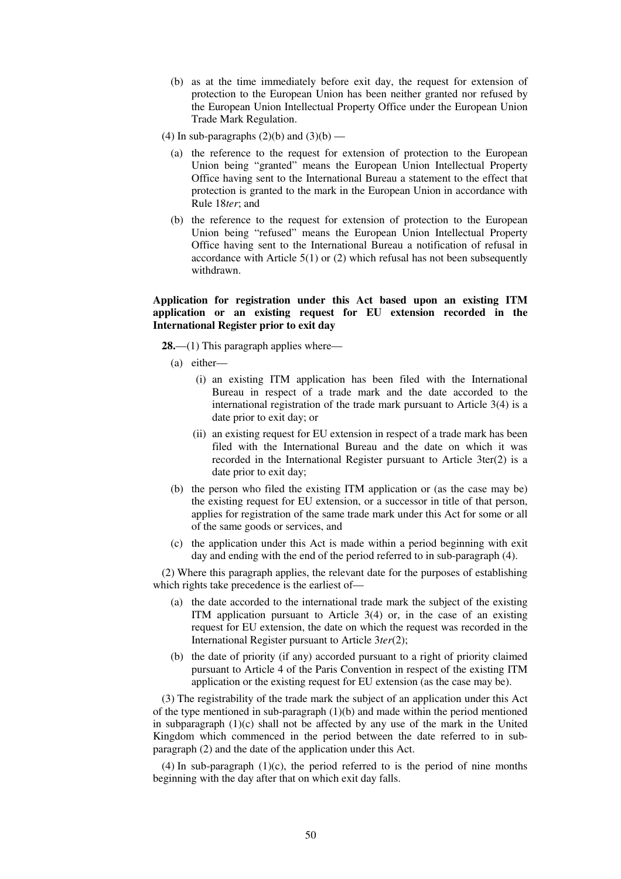(b) as at the time immediately before exit day, the request for extension of protection to the European Union has been neither granted nor refused by the European Union Intellectual Property Office under the European Union Trade Mark Regulation.

(4) In sub-paragraphs (2)(b) and (3)(b) —

(a) the reference to the request for extension of protection to the European Union being "granted" means the European Union Intellectual Property Office having sent to the International Bureau a statement to the effect that protection is granted to the mark in the European Union in accordance with Rule 18*ter*; and

(b) the reference to the request for extension of protection to the European Union being "refused" means the European Union Intellectual Property Office having sent to the International Bureau a notification of refusal in accordance with Article 5(1) or (2) which refusal has not been subsequently withdrawn.

**Application for registration under this Act based upon an existing ITM application or an existing request for EU extension recorded in the International Register prior to exit day**

**28.**—(1) This paragraph applies where—

(a) either—

(i) an existing ITM application has been filed with the International Bureau in respect of a trade mark and the date accorded to the international registration of the trade mark pursuant to Article 3(4) is a date prior to exit day; or

(ii) an existing request for EU extension in respect of a trade mark has been filed with the International Bureau and the date on which it was recorded in the International Register pursuant to Article 3ter(2) is a date prior to exit day;

(b) the person who filed the existing ITM application or (as the case may be) the existing request for EU extension, or a successor in title of that person, applies for registration of the same trade mark under this Act for some or all of the same goods or services, and

(c) the application under this Act is made within a period beginning with exit day and ending with the end of the period referred to in sub-paragraph (4).

(2) Where this paragraph applies, the relevant date for the purposes of establishing which rights take precedence is the earliest of—

(a) the date accorded to the international trade mark the subject of the existing ITM application pursuant to Article 3(4) or, in the case of an existing request for EU extension, the date on which the request was recorded in the International Register pursuant to Article 3*ter*(2);

(b) the date of priority (if any) accorded pursuant to a right of priority claimed pursuant to Article 4 of the Paris Convention in respect of the existing ITM application or the existing request for EU extension (as the case may be).

(3) The registrability of the trade mark the subject of an application under this Act of the type mentioned in sub-paragraph (1)(b) and made within the period mentioned in subparagraph (1)(c) shall not be affected by any use of the mark in the United Kingdom which commenced in the period between the date referred to in sub-paragraph (2) and the date of the application under this Act.

(4) In sub-paragraph (1)(c), the period referred to is the period of nine months beginning with the day after that on which exit day falls.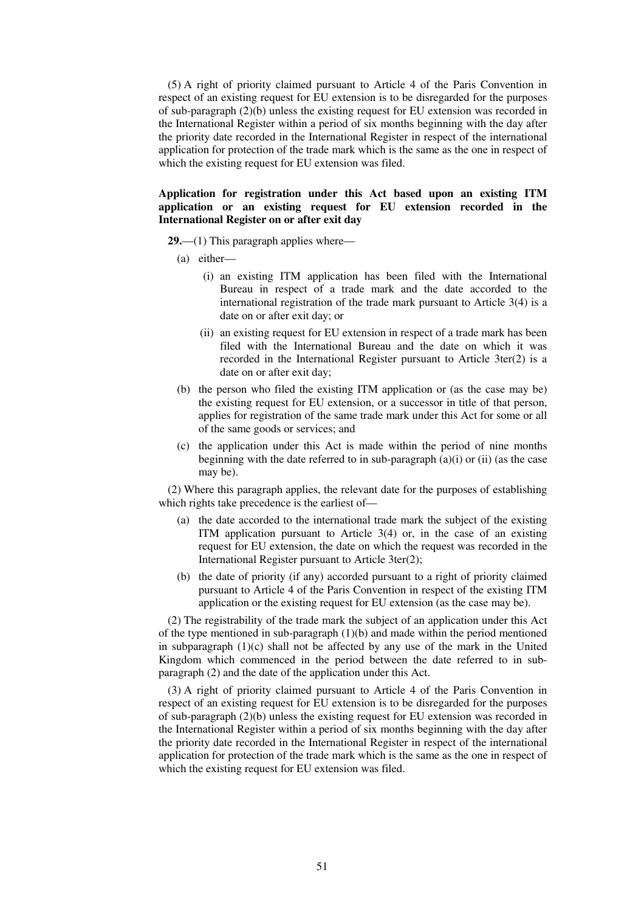(5) A right of priority claimed pursuant to Article 4 of the Paris Convention in respect of an existing request for EU extension is to be disregarded for the purposes of sub-paragraph (2)(b) unless the existing request for EU extension was recorded in the International Register within a period of six months beginning with the day after the priority date recorded in the International Register in respect of the international application for protection of the trade mark which is the same as the one in respect of which the existing request for EU extension was filed.

**Application for registration under this Act based upon an existing ITM application or an existing request for EU extension recorded in the International Register on or after exit day**

**29.**—(1) This paragraph applies where—

(a) either—

(i) an existing ITM application has been filed with the International Bureau in respect of a trade mark and the date accorded to the international registration of the trade mark pursuant to Article 3(4) is a date on or after exit day; or

(ii) an existing request for EU extension in respect of a trade mark has been filed with the International Bureau and the date on which it was recorded in the International Register pursuant to Article 3ter(2) is a date on or after exit day;

(b) the person who filed the existing ITM application or (as the case may be) the existing request for EU extension, or a successor in title of that person, applies for registration of the same trade mark under this Act for some or all of the same goods or services; and

(c) the application under this Act is made within the period of nine months beginning with the date referred to in sub-paragraph (a)(i) or (ii) (as the case may be).

(2) Where this paragraph applies, the relevant date for the purposes of establishing which rights take precedence is the earliest of—

(a) the date accorded to the international trade mark the subject of the existing ITM application pursuant to Article 3(4) or, in the case of an existing request for EU extension, the date on which the request was recorded in the International Register pursuant to Article 3ter(2);

(b) the date of priority (if any) accorded pursuant to a right of priority claimed pursuant to Article 4 of the Paris Convention in respect of the existing ITM application or the existing request for EU extension (as the case may be).

(2) The registrability of the trade mark the subject of an application under this Act of the type mentioned in sub-paragraph (1)(b) and made within the period mentioned in subparagraph (1)(c) shall not be affected by any use of the mark in the United Kingdom which commenced in the period between the date referred to in sub-paragraph (2) and the date of the application under this Act.

(3) A right of priority claimed pursuant to Article 4 of the Paris Convention in respect of an existing request for EU extension is to be disregarded for the purposes of sub-paragraph (2)(b) unless the existing request for EU extension was recorded in the International Register within a period of six months beginning with the day after the priority date recorded in the International Register in respect of the international application for protection of the trade mark which is the same as the one in respect of which the existing request for EU extension was filed.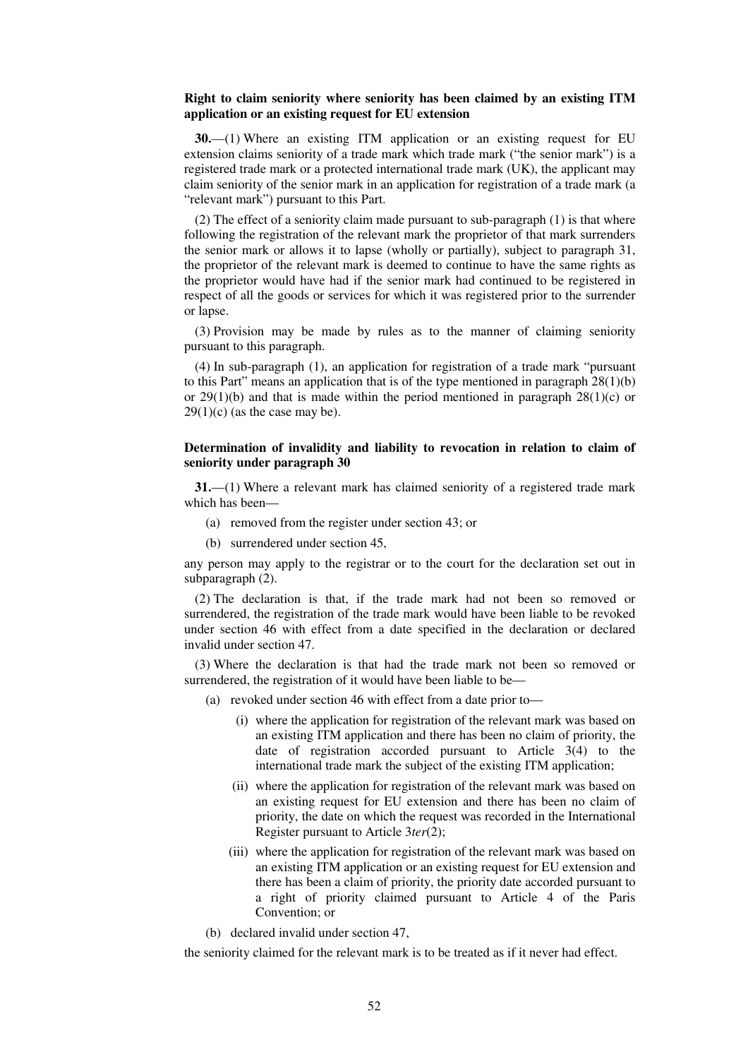**Right to claim seniority where seniority has been claimed by an existing ITM application or an existing request for EU extension**

**30.**—(1) Where an existing ITM application or an existing request for EU extension claims seniority of a trade mark which trade mark ("the senior mark") is a registered trade mark or a protected international trade mark (UK), the applicant may claim seniority of the senior mark in an application for registration of a trade mark (a "relevant mark") pursuant to this Part.

(2) The effect of a seniority claim made pursuant to sub-paragraph (1) is that where following the registration of the relevant mark the proprietor of that mark surrenders the senior mark or allows it to lapse (wholly or partially), subject to paragraph 31, the proprietor of the relevant mark is deemed to continue to have the same rights as the proprietor would have had if the senior mark had continued to be registered in respect of all the goods or services for which it was registered prior to the surrender or lapse.

(3) Provision may be made by rules as to the manner of claiming seniority pursuant to this paragraph.

(4) In sub-paragraph (1), an application for registration of a trade mark "pursuant to this Part" means an application that is of the type mentioned in paragraph 28(1)(b) or 29(1)(b) and that is made within the period mentioned in paragraph 28(1)(c) or 29(1)(c) (as the case may be).

**Determination of invalidity and liability to revocation in relation to claim of seniority under paragraph 30**

**31.**—(1) Where a relevant mark has claimed seniority of a registered trade mark which has been—

(a) removed from the register under section 43; or

(b) surrendered under section 45,

any person may apply to the registrar or to the court for the declaration set out in subparagraph (2).

(2) The declaration is that, if the trade mark had not been so removed or surrendered, the registration of the trade mark would have been liable to be revoked under section 46 with effect from a date specified in the declaration or declared invalid under section 47.

(3) Where the declaration is that had the trade mark not been so removed or surrendered, the registration of it would have been liable to be—

(a) revoked under section 46 with effect from a date prior to—

 (i) where the application for registration of the relevant mark was based on an existing ITM application and there has been no claim of priority, the date of registration accorded pursuant to Article 3(4) to the international trade mark the subject of the existing ITM application;

 (ii) where the application for registration of the relevant mark was based on an existing request for EU extension and there has been no claim of priority, the date on which the request was recorded in the International Register pursuant to Article 3*ter*(2);

 (iii) where the application for registration of the relevant mark was based on an existing ITM application or an existing request for EU extension and there has been a claim of priority, the priority date accorded pursuant to a right of priority claimed pursuant to Article 4 of the Paris Convention; or

(b) declared invalid under section 47,

the seniority claimed for the relevant mark is to be treated as if it never had effect.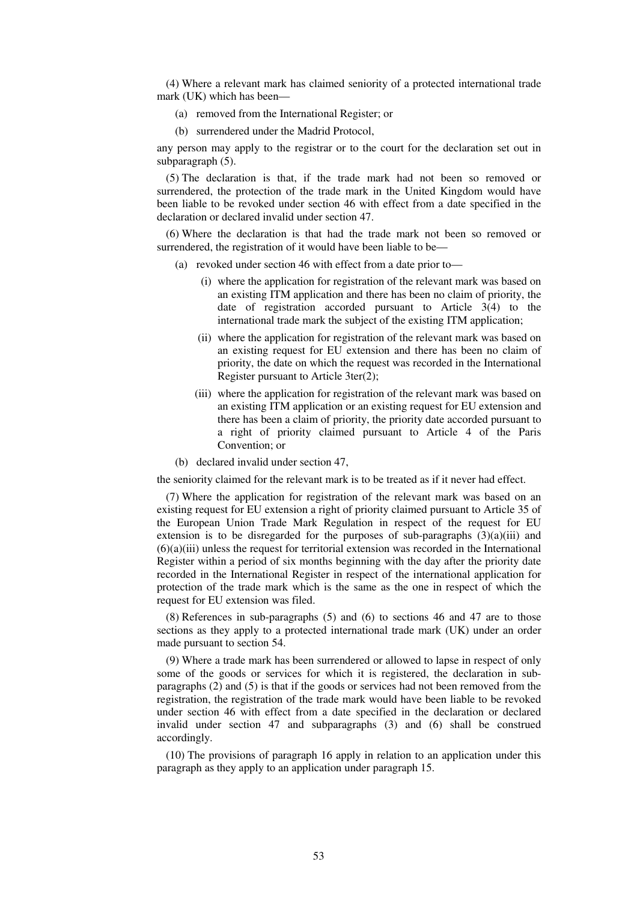(4) Where a relevant mark has claimed seniority of a protected international trade mark (UK) which has been—

(a) removed from the International Register; or

(b) surrendered under the Madrid Protocol,

any person may apply to the registrar or to the court for the declaration set out in subparagraph (5).

(5) The declaration is that, if the trade mark had not been so removed or surrendered, the protection of the trade mark in the United Kingdom would have been liable to be revoked under section 46 with effect from a date specified in the declaration or declared invalid under section 47.

(6) Where the declaration is that had the trade mark not been so removed or surrendered, the registration of it would have been liable to be—

(a) revoked under section 46 with effect from a date prior to—

(i) where the application for registration of the relevant mark was based on an existing ITM application and there has been no claim of priority, the date of registration accorded pursuant to Article 3(4) to the international trade mark the subject of the existing ITM application;

(ii) where the application for registration of the relevant mark was based on an existing request for EU extension and there has been no claim of priority, the date on which the request was recorded in the International Register pursuant to Article 3ter(2);

(iii) where the application for registration of the relevant mark was based on an existing ITM application or an existing request for EU extension and there has been a claim of priority, the priority date accorded pursuant to a right of priority claimed pursuant to Article 4 of the Paris Convention; or

(b) declared invalid under section 47,

the seniority claimed for the relevant mark is to be treated as if it never had effect.

(7) Where the application for registration of the relevant mark was based on an existing request for EU extension a right of priority claimed pursuant to Article 35 of the European Union Trade Mark Regulation in respect of the request for EU extension is to be disregarded for the purposes of sub-paragraphs (3)(a)(iii) and (6)(a)(iii) unless the request for territorial extension was recorded in the International Register within a period of six months beginning with the day after the priority date recorded in the International Register in respect of the international application for protection of the trade mark which is the same as the one in respect of which the request for EU extension was filed.

(8) References in sub-paragraphs (5) and (6) to sections 46 and 47 are to those sections as they apply to a protected international trade mark (UK) under an order made pursuant to section 54.

(9) Where a trade mark has been surrendered or allowed to lapse in respect of only some of the goods or services for which it is registered, the declaration in sub-paragraphs (2) and (5) is that if the goods or services had not been removed from the registration, the registration of the trade mark would have been liable to be revoked under section 46 with effect from a date specified in the declaration or declared invalid under section 47 and subparagraphs (3) and (6) shall be construed accordingly.

(10) The provisions of paragraph 16 apply in relation to an application under this paragraph as they apply to an application under paragraph 15.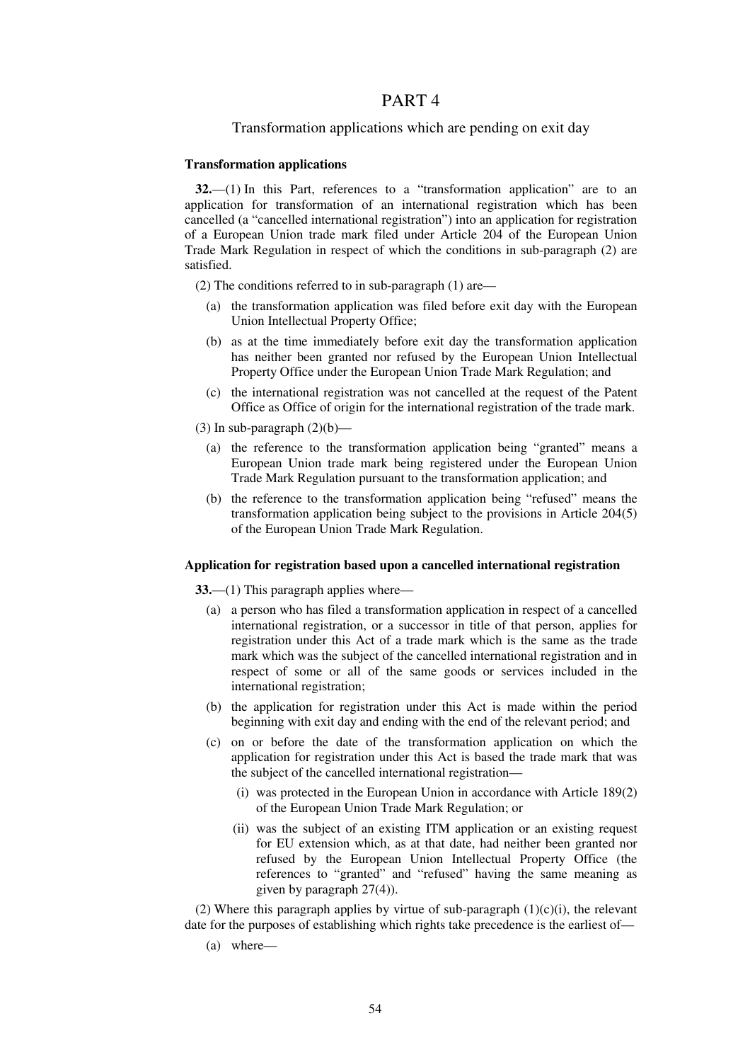# PART 4

## Transformation applications which are pending on exit day

### Transformation applications

**32.**—(1) In this Part, references to a "transformation application" are to an application for transformation of an international registration which has been cancelled (a "cancelled international registration") into an application for registration of a European Union trade mark filed under Article 204 of the European Union Trade Mark Regulation in respect of which the conditions in sub-paragraph (2) are satisfied.

(2) The conditions referred to in sub-paragraph (1) are—

- (a) the transformation application was filed before exit day with the European Union Intellectual Property Office;
- (b) as at the time immediately before exit day the transformation application has neither been granted nor refused by the European Union Intellectual Property Office under the European Union Trade Mark Regulation; and
- (c) the international registration was not cancelled at the request of the Patent Office as Office of origin for the international registration of the trade mark.

(3) In sub-paragraph (2)(b)—

- (a) the reference to the transformation application being "granted" means a European Union trade mark being registered under the European Union Trade Mark Regulation pursuant to the transformation application; and
- (b) the reference to the transformation application being "refused" means the transformation application being subject to the provisions in Article 204(5) of the European Union Trade Mark Regulation.

### Application for registration based upon a cancelled international registration

**33.**—(1) This paragraph applies where—

- (a) a person who has filed a transformation application in respect of a cancelled international registration, or a successor in title of that person, applies for registration under this Act of a trade mark which is the same as the trade mark which was the subject of the cancelled international registration and in respect of some or all of the same goods or services included in the international registration;
- (b) the application for registration under this Act is made within the period beginning with exit day and ending with the end of the relevant period; and
- (c) on or before the date of the transformation application on which the application for registration under this Act is based the trade mark that was the subject of the cancelled international registration—
  - (i) was protected in the European Union in accordance with Article 189(2) of the European Union Trade Mark Regulation; or
  - (ii) was the subject of an existing ITM application or an existing request for EU extension which, as at that date, had neither been granted nor refused by the European Union Intellectual Property Office (the references to "granted" and "refused" having the same meaning as given by paragraph 27(4)).

(2) Where this paragraph applies by virtue of sub-paragraph (1)(c)(i), the relevant date for the purposes of establishing which rights take precedence is the earliest of—

- (a) where—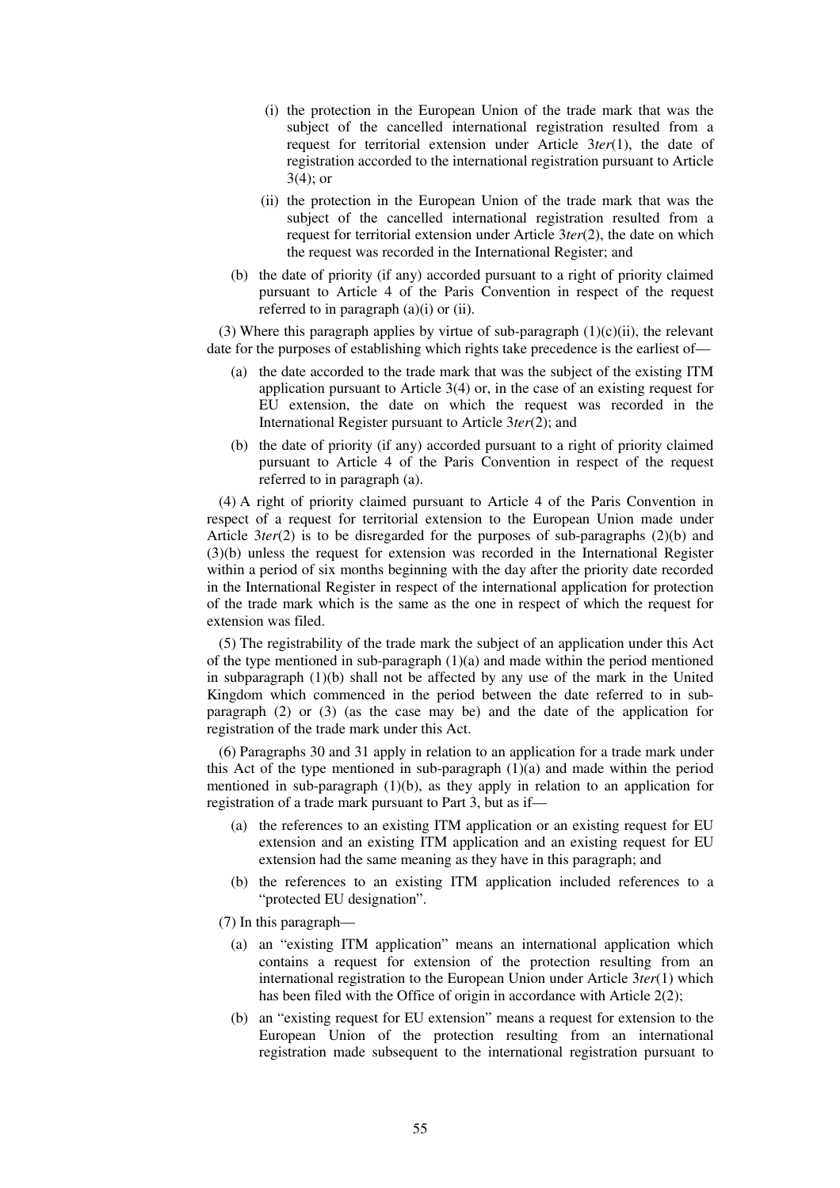(i) the protection in the European Union of the trade mark that was the subject of the cancelled international registration resulted from a request for territorial extension under Article 3*ter*(1), the date of registration accorded to the international registration pursuant to Article 3(4); or

(ii) the protection in the European Union of the trade mark that was the subject of the cancelled international registration resulted from a request for territorial extension under Article 3*ter*(2), the date on which the request was recorded in the International Register; and

(b) the date of priority (if any) accorded pursuant to a right of priority claimed pursuant to Article 4 of the Paris Convention in respect of the request referred to in paragraph (a)(i) or (ii).

(3) Where this paragraph applies by virtue of sub-paragraph (1)(c)(ii), the relevant date for the purposes of establishing which rights take precedence is the earliest of—

(a) the date accorded to the trade mark that was the subject of the existing ITM application pursuant to Article 3(4) or, in the case of an existing request for EU extension, the date on which the request was recorded in the International Register pursuant to Article 3*ter*(2); and

(b) the date of priority (if any) accorded pursuant to a right of priority claimed pursuant to Article 4 of the Paris Convention in respect of the request referred to in paragraph (a).

(4) A right of priority claimed pursuant to Article 4 of the Paris Convention in respect of a request for territorial extension to the European Union made under Article 3*ter*(2) is to be disregarded for the purposes of sub-paragraphs (2)(b) and (3)(b) unless the request for extension was recorded in the International Register within a period of six months beginning with the day after the priority date recorded in the International Register in respect of the international application for protection of the trade mark which is the same as the one in respect of which the request for extension was filed.

(5) The registrability of the trade mark the subject of an application under this Act of the type mentioned in sub-paragraph (1)(a) and made within the period mentioned in subparagraph (1)(b) shall not be affected by any use of the mark in the United Kingdom which commenced in the period between the date referred to in sub-paragraph (2) or (3) (as the case may be) and the date of the application for registration of the trade mark under this Act.

(6) Paragraphs 30 and 31 apply in relation to an application for a trade mark under this Act of the type mentioned in sub-paragraph (1)(a) and made within the period mentioned in sub-paragraph (1)(b), as they apply in relation to an application for registration of a trade mark pursuant to Part 3, but as if—

(a) the references to an existing ITM application or an existing request for EU extension and an existing ITM application and an existing request for EU extension had the same meaning as they have in this paragraph; and

(b) the references to an existing ITM application included references to a "protected EU designation".

(7) In this paragraph—

(a) an "existing ITM application" means an international application which contains a request for extension of the protection resulting from an international registration to the European Union under Article 3*ter*(1) which has been filed with the Office of origin in accordance with Article 2(2);

(b) an "existing request for EU extension" means a request for extension to the European Union of the protection resulting from an international registration made subsequent to the international registration pursuant to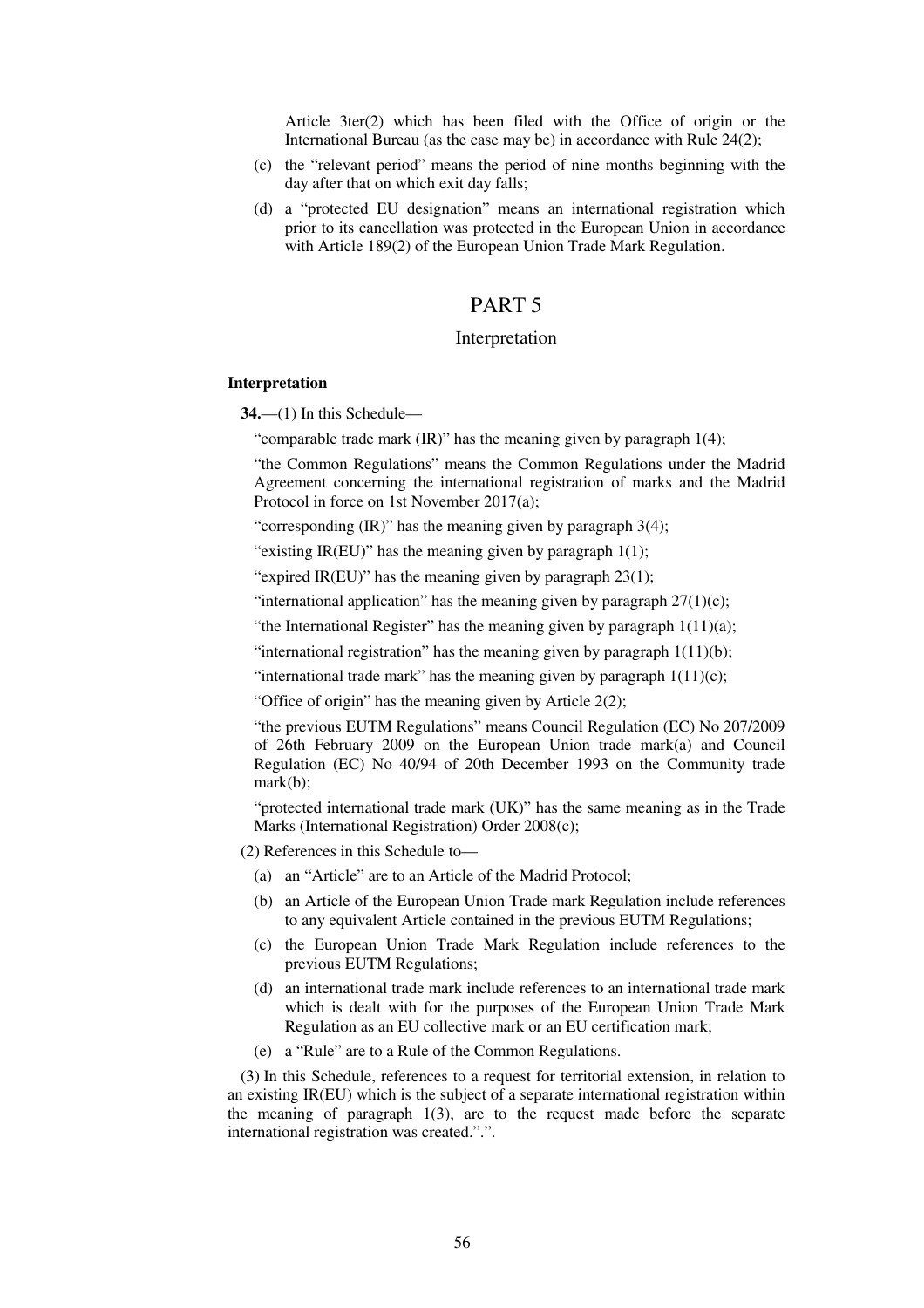Article 3ter(2) which has been filed with the Office of origin or the International Bureau (as the case may be) in accordance with Rule 24(2);

(c) the "relevant period" means the period of nine months beginning with the day after that on which exit day falls;

(d) a "protected EU designation" means an international registration which prior to its cancellation was protected in the European Union in accordance with Article 189(2) of the European Union Trade Mark Regulation.

## PART 5

### Interpretation

**Interpretation**

**34.**—(1) In this Schedule—

"comparable trade mark (IR)" has the meaning given by paragraph 1(4);

"the Common Regulations" means the Common Regulations under the Madrid Agreement concerning the international registration of marks and the Madrid Protocol in force on 1st November 2017(a);

"corresponding (IR)" has the meaning given by paragraph 3(4);

"existing IR(EU)" has the meaning given by paragraph 1(1);

"expired IR(EU)" has the meaning given by paragraph 23(1);

"international application" has the meaning given by paragraph 27(1)(c);

"the International Register" has the meaning given by paragraph 1(11)(a);

"international registration" has the meaning given by paragraph 1(11)(b);

"international trade mark" has the meaning given by paragraph 1(11)(c);

"Office of origin" has the meaning given by Article 2(2);

"the previous EUTM Regulations" means Council Regulation (EC) No 207/2009 of 26th February 2009 on the European Union trade mark(a) and Council Regulation (EC) No 40/94 of 20th December 1993 on the Community trade mark(b);

"protected international trade mark (UK)" has the same meaning as in the Trade Marks (International Registration) Order 2008(c);

(2) References in this Schedule to—

(a) an "Article" are to an Article of the Madrid Protocol;

(b) an Article of the European Union Trade mark Regulation include references to any equivalent Article contained in the previous EUTM Regulations;

(c) the European Union Trade Mark Regulation include references to the previous EUTM Regulations;

(d) an international trade mark include references to an international trade mark which is dealt with for the purposes of the European Union Trade Mark Regulation as an EU collective mark or an EU certification mark;

(e) a "Rule" are to a Rule of the Common Regulations.

(3) In this Schedule, references to a request for territorial extension, in relation to an existing IR(EU) which is the subject of a separate international registration within the meaning of paragraph 1(3), are to the request made before the separate international registration was created.".".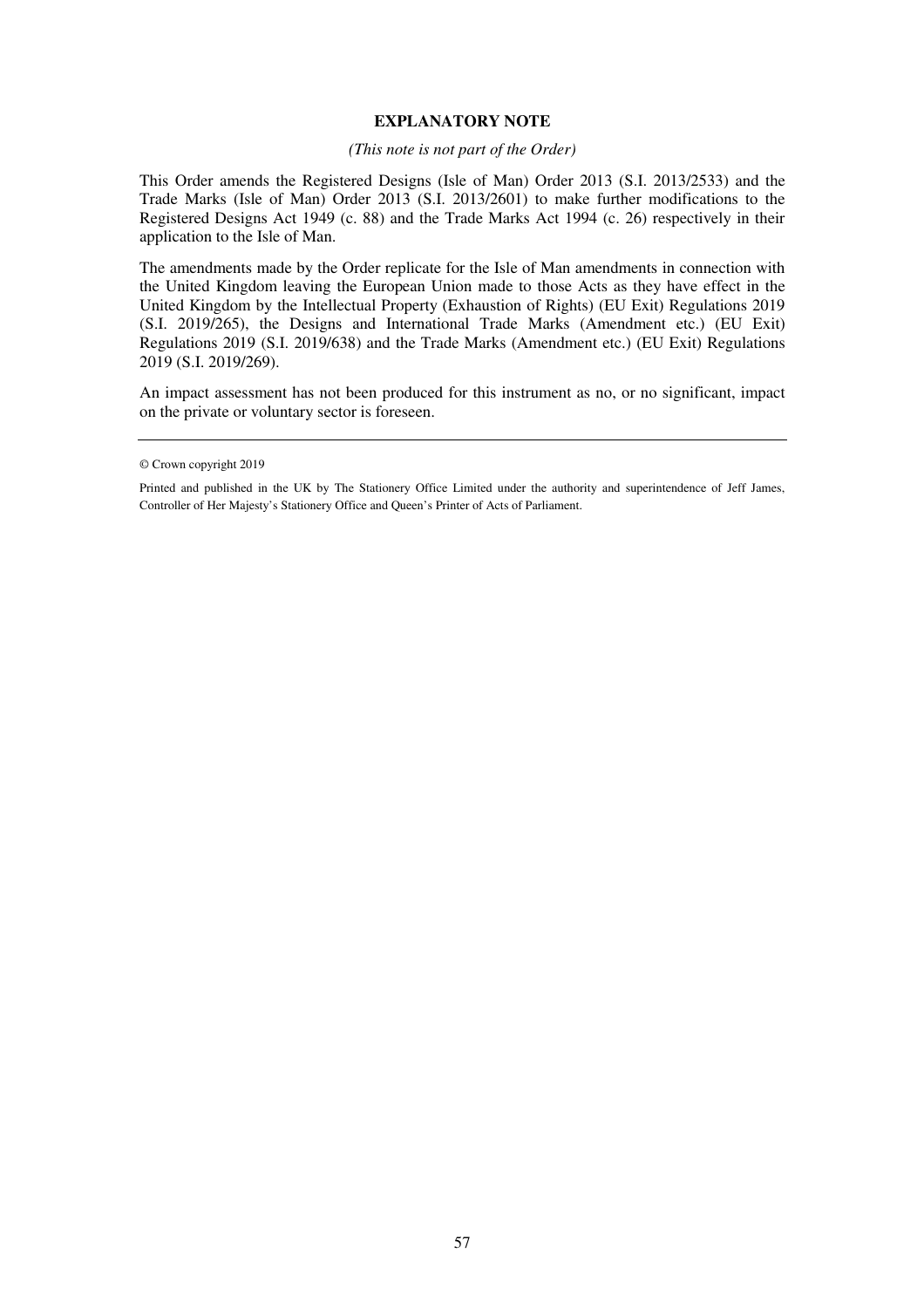**EXPLANATORY NOTE**

*(This note is not part of the Order)*

This Order amends the Registered Designs (Isle of Man) Order 2013 (S.I. 2013/2533) and the Trade Marks (Isle of Man) Order 2013 (S.I. 2013/2601) to make further modifications to the Registered Designs Act 1949 (c. 88) and the Trade Marks Act 1994 (c. 26) respectively in their application to the Isle of Man.

The amendments made by the Order replicate for the Isle of Man amendments in connection with the United Kingdom leaving the European Union made to those Acts as they have effect in the United Kingdom by the Intellectual Property (Exhaustion of Rights) (EU Exit) Regulations 2019 (S.I. 2019/265), the Designs and International Trade Marks (Amendment etc.) (EU Exit) Regulations 2019 (S.I. 2019/638) and the Trade Marks (Amendment etc.) (EU Exit) Regulations 2019 (S.I. 2019/269).

An impact assessment has not been produced for this instrument as no, or no significant, impact on the private or voluntary sector is foreseen.

---

© Crown copyright 2019

Printed and published in the UK by The Stationery Office Limited under the authority and superintendence of Jeff James, Controller of Her Majesty's Stationery Office and Queen's Printer of Acts of Parliament.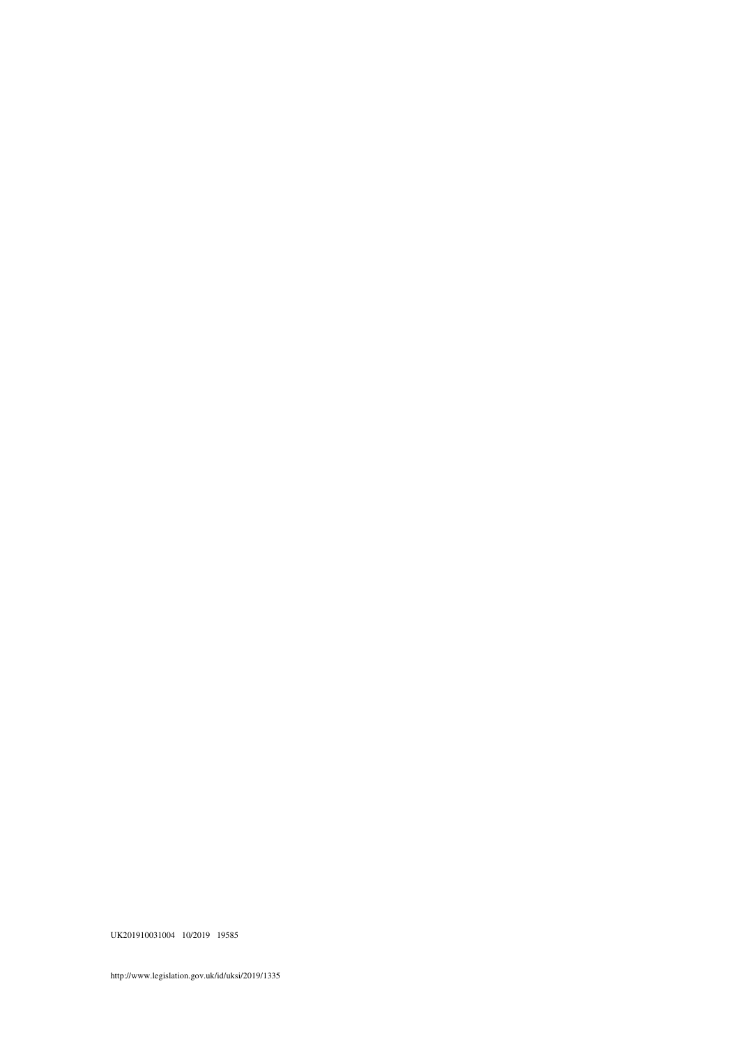UK201910031004 10/2019 19585

http://www.legislation.gov.uk/id/uksi/2019/1335